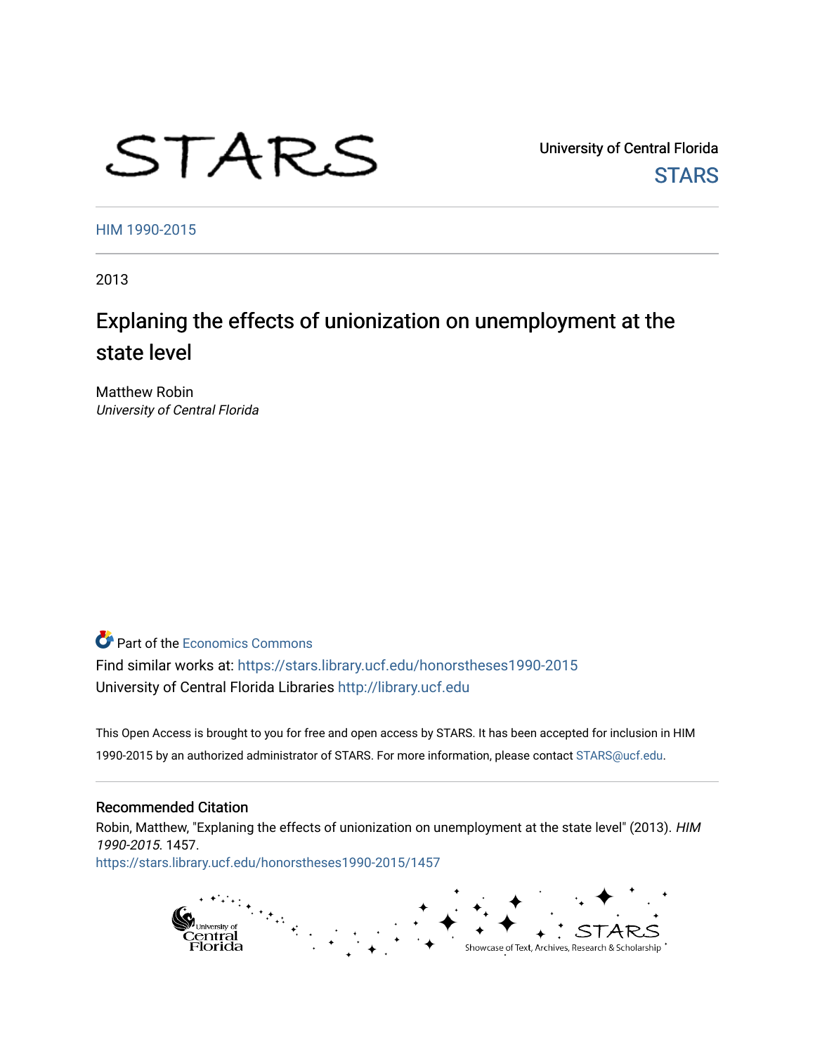STARS

University of Central Florida
STARS

HIM 1990-2015

2013

# Explaning the effects of unionization on unemployment at the state level

Matthew Robin
*University of Central Florida*

Part of the Economics Commons

Find similar works at: https://stars.library.ucf.edu/honorstheses1990-2015

University of Central Florida Libraries http://library.ucf.edu

This Open Access is brought to you for free and open access by STARS. It has been accepted for inclusion in HIM 1990-2015 by an authorized administrator of STARS. For more information, please contact STARS@ucf.edu.

## Recommended Citation

Robin, Matthew, "Explaning the effects of unionization on unemployment at the state level" (2013). *HIM 1990-2015*. 1457.
https://stars.library.ucf.edu/honorstheses1990-2015/1457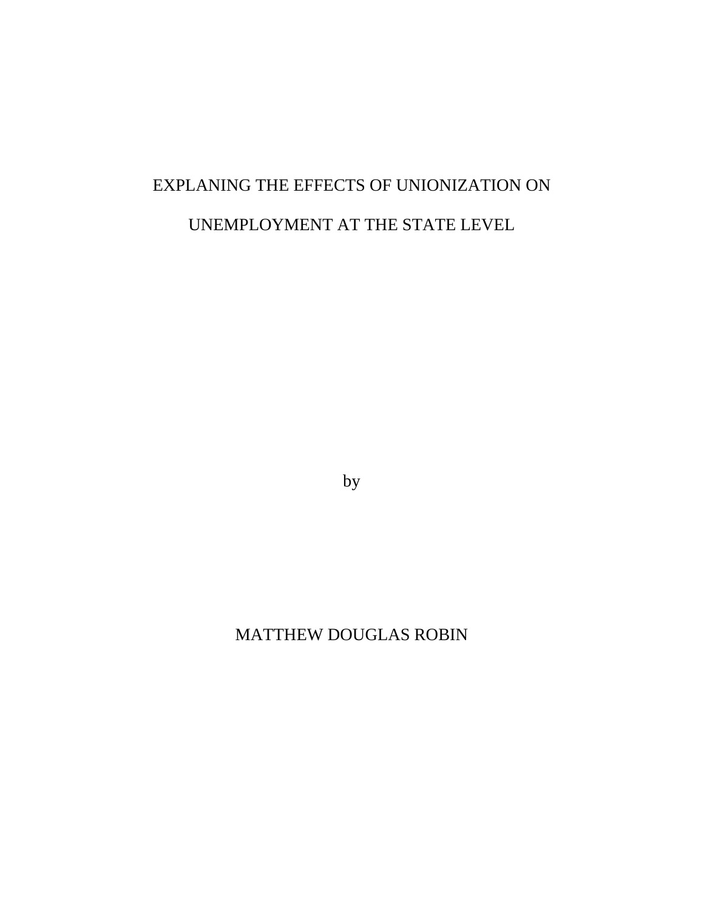# EXPLANING THE EFFECTS OF UNIONIZATION ON UNEMPLOYMENT AT THE STATE LEVEL

by

MATTHEW DOUGLAS ROBIN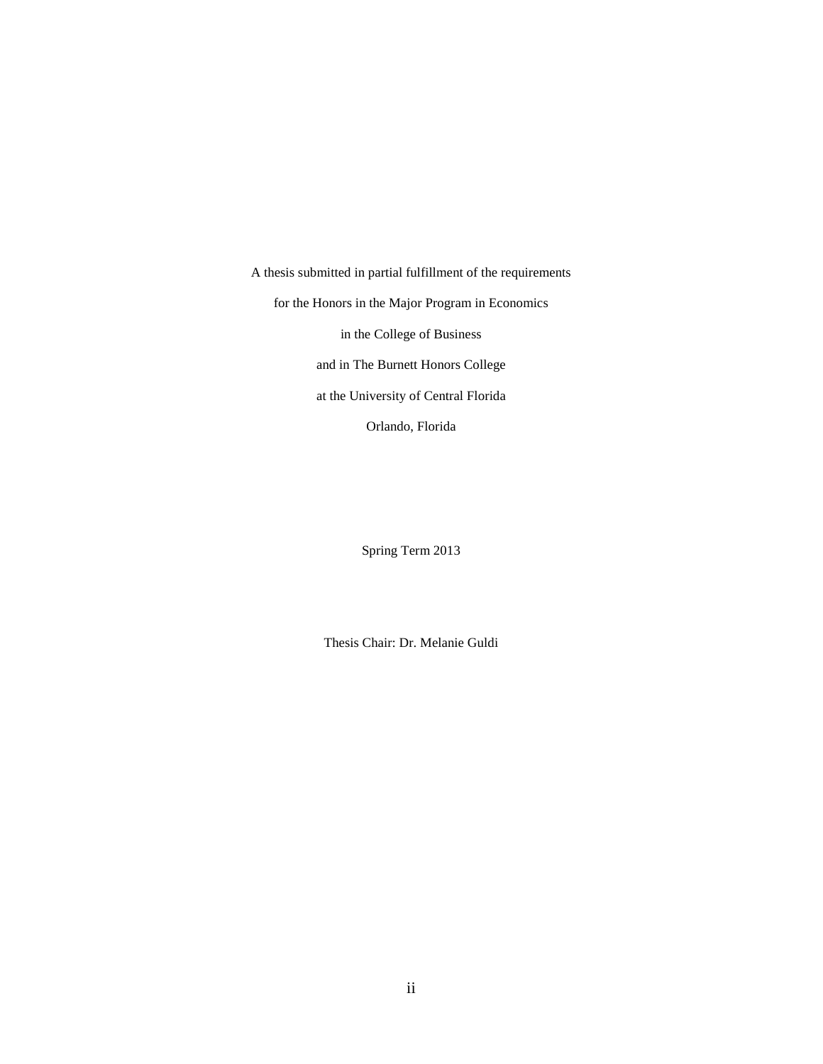A thesis submitted in partial fulfillment of the requirements

for the Honors in the Major Program in Economics

in the College of Business

and in The Burnett Honors College

at the University of Central Florida

Orlando, Florida

Spring Term 2013

Thesis Chair: Dr. Melanie Guldi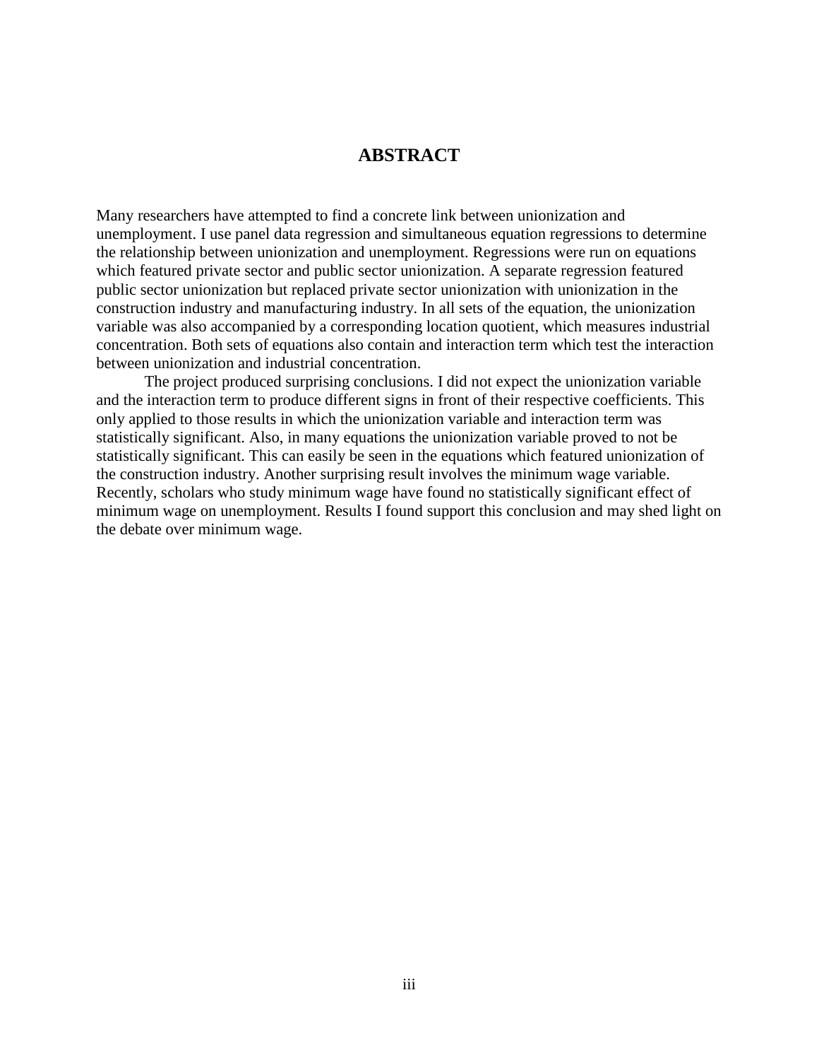# ABSTRACT

Many researchers have attempted to find a concrete link between unionization and unemployment. I use panel data regression and simultaneous equation regressions to determine the relationship between unionization and unemployment. Regressions were run on equations which featured private sector and public sector unionization. A separate regression featured public sector unionization but replaced private sector unionization with unionization in the construction industry and manufacturing industry. In all sets of the equation, the unionization variable was also accompanied by a corresponding location quotient, which measures industrial concentration. Both sets of equations also contain and interaction term which test the interaction between unionization and industrial concentration.

The project produced surprising conclusions. I did not expect the unionization variable and the interaction term to produce different signs in front of their respective coefficients. This only applied to those results in which the unionization variable and interaction term was statistically significant. Also, in many equations the unionization variable proved to not be statistically significant. This can easily be seen in the equations which featured unionization of the construction industry. Another surprising result involves the minimum wage variable. Recently, scholars who study minimum wage have found no statistically significant effect of minimum wage on unemployment. Results I found support this conclusion and may shed light on the debate over minimum wage.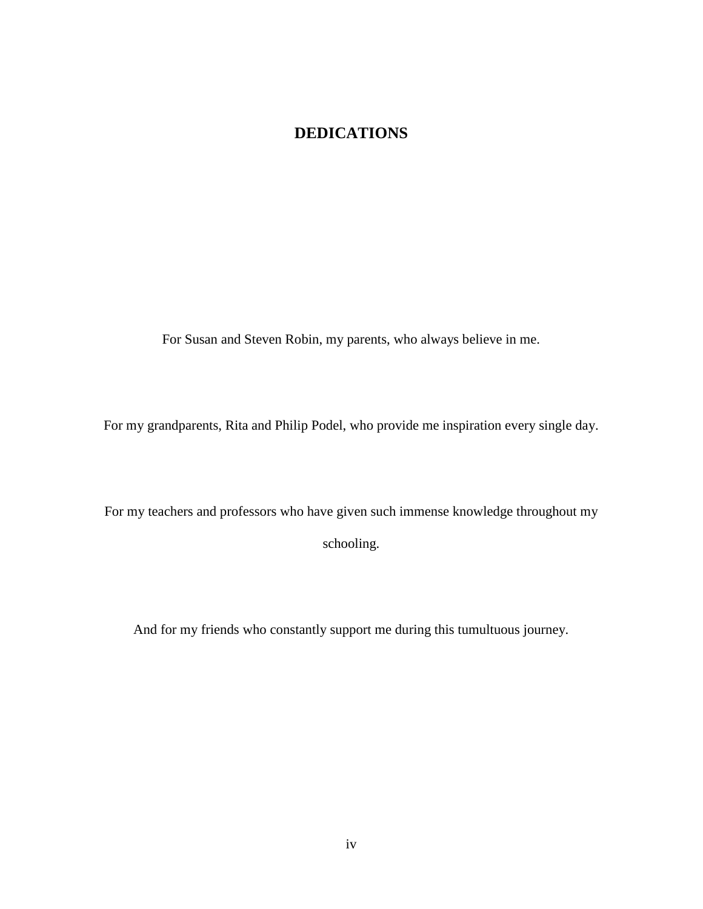# DEDICATIONS

For Susan and Steven Robin, my parents, who always believe in me.

For my grandparents, Rita and Philip Podel, who provide me inspiration every single day.

For my teachers and professors who have given such immense knowledge throughout my schooling.

And for my friends who constantly support me during this tumultuous journey.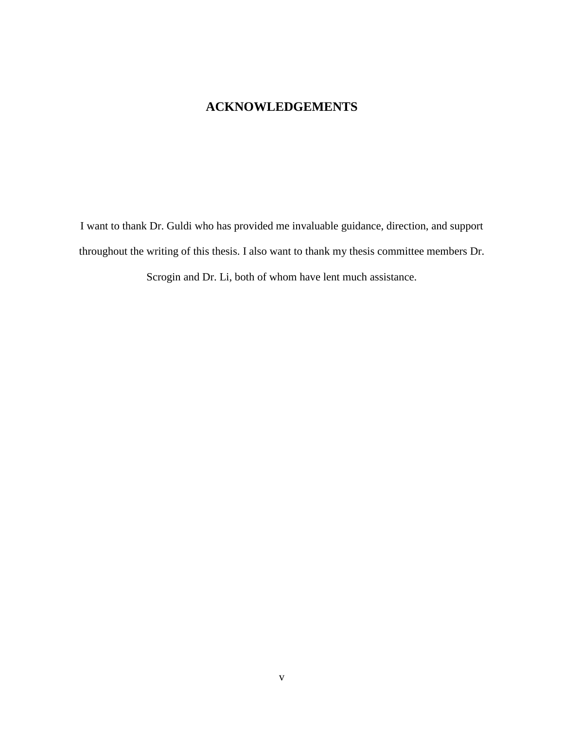# ACKNOWLEDGEMENTS

I want to thank Dr. Guldi who has provided me invaluable guidance, direction, and support throughout the writing of this thesis. I also want to thank my thesis committee members Dr. Scrogin and Dr. Li, both of whom have lent much assistance.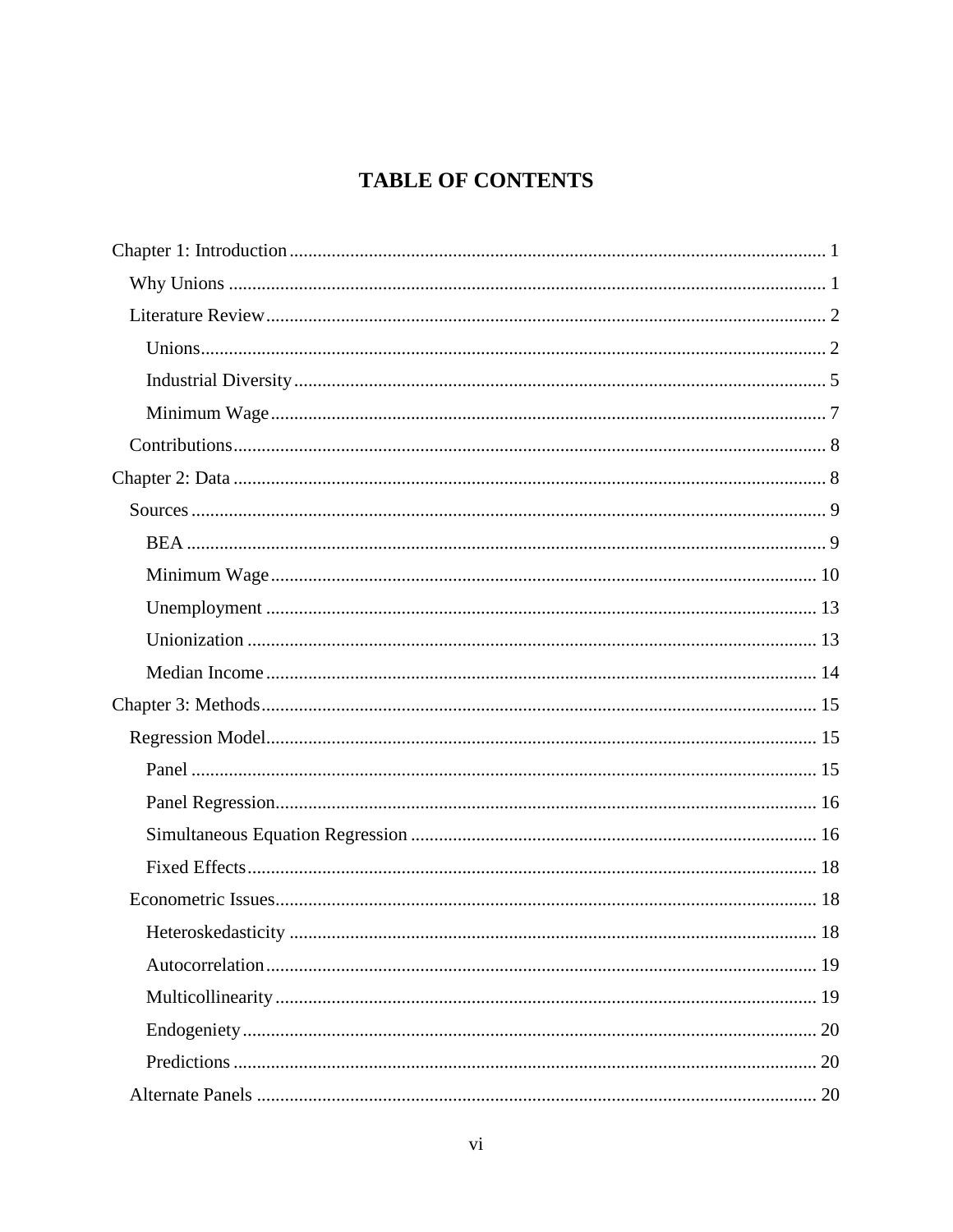# TABLE OF CONTENTS

Chapter 1: Introduction ..... 1

- Why Unions ..... 1
- Literature Review ..... 2
  - Unions ..... 2
  - Industrial Diversity ..... 5
  - Minimum Wage ..... 7
- Contributions ..... 8

Chapter 2: Data ..... 8

- Sources ..... 9
  - BEA ..... 9
  - Minimum Wage ..... 10
  - Unemployment ..... 13
  - Unionization ..... 13
  - Median Income ..... 14

Chapter 3: Methods ..... 15

- Regression Model ..... 15
  - Panel ..... 15
  - Panel Regression ..... 16
  - Simultaneous Equation Regression ..... 16
  - Fixed Effects ..... 18
- Econometric Issues ..... 18
  - Heteroskedasticity ..... 18
  - Autocorrelation ..... 19
  - Multicollinearity ..... 19
  - Endogeniety ..... 20
  - Predictions ..... 20
- Alternate Panels ..... 20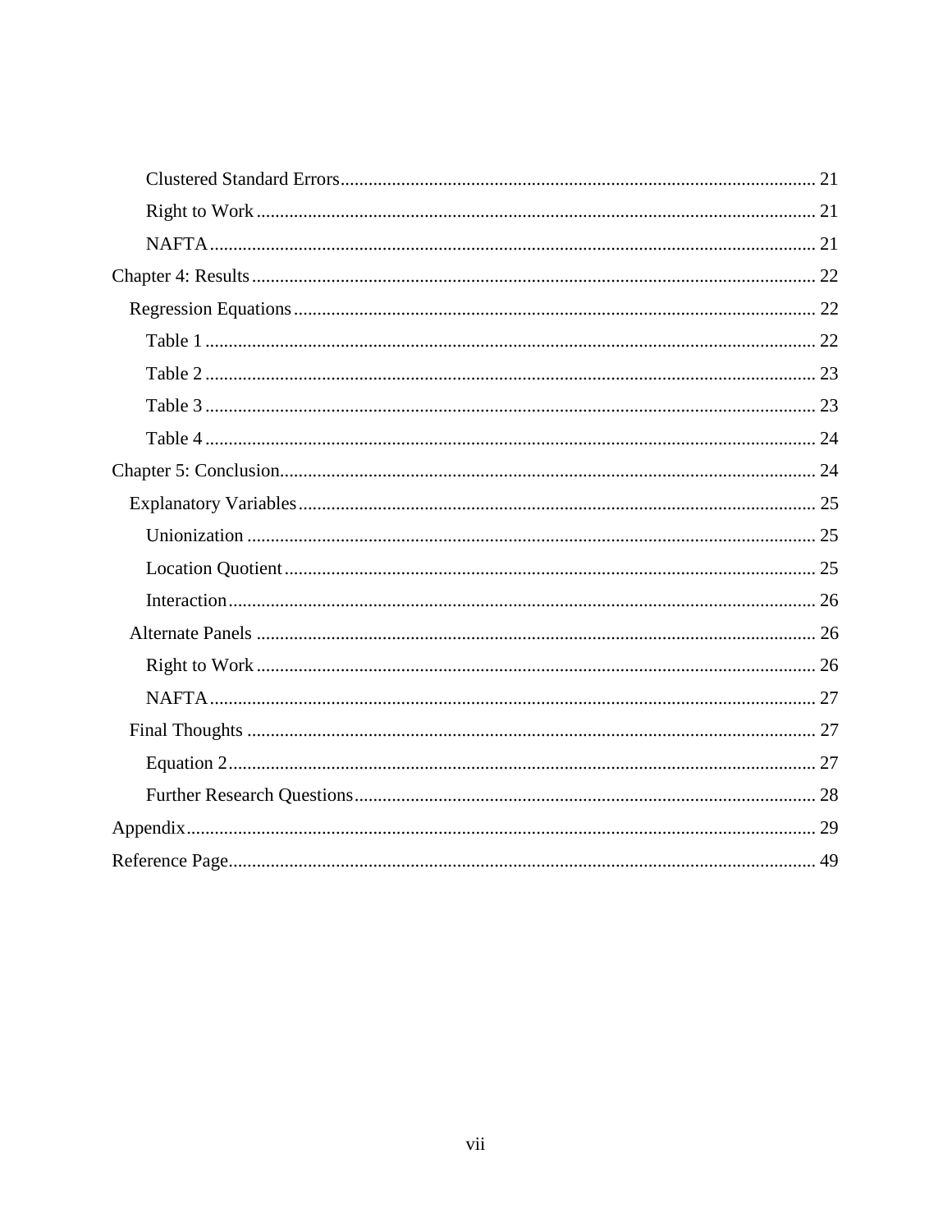- Clustered Standard Errors ..................................................................................................... 21
- Right to Work ....................................................................................................................... 21
- NAFTA ................................................................................................................................. 21

Chapter 4: Results ........................................................................................................................ 22

- Regression Equations .............................................................................................................. 22
  - Table 1 .................................................................................................................................. 22
  - Table 2 .................................................................................................................................. 23
  - Table 3 .................................................................................................................................. 23
  - Table 4 .................................................................................................................................. 24

Chapter 5: Conclusion.................................................................................................................. 24

- Explanatory Variables .............................................................................................................. 25
  - Unionization ......................................................................................................................... 25
  - Location Quotient ................................................................................................................. 25
  - Interaction ............................................................................................................................. 26
- Alternate Panels ....................................................................................................................... 26
  - Right to Work ....................................................................................................................... 26
  - NAFTA ................................................................................................................................. 27
- Final Thoughts ......................................................................................................................... 27
  - Equation 2 ............................................................................................................................. 27
  - Further Research Questions .................................................................................................. 28

Appendix...................................................................................................................................... 29

Reference Page............................................................................................................................. 49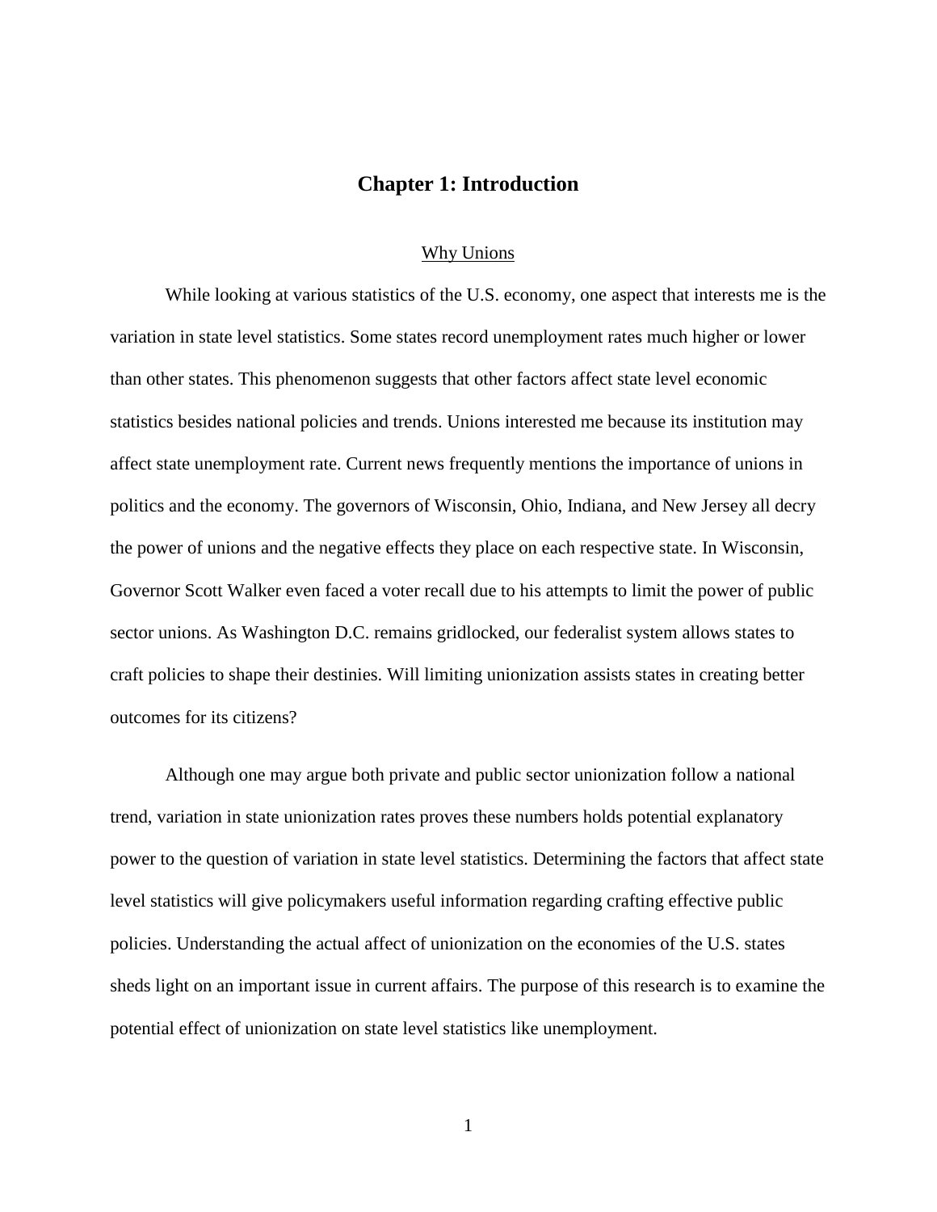# Chapter 1: Introduction

## Why Unions

While looking at various statistics of the U.S. economy, one aspect that interests me is the variation in state level statistics. Some states record unemployment rates much higher or lower than other states. This phenomenon suggests that other factors affect state level economic statistics besides national policies and trends. Unions interested me because its institution may affect state unemployment rate. Current news frequently mentions the importance of unions in politics and the economy. The governors of Wisconsin, Ohio, Indiana, and New Jersey all decry the power of unions and the negative effects they place on each respective state. In Wisconsin, Governor Scott Walker even faced a voter recall due to his attempts to limit the power of public sector unions. As Washington D.C. remains gridlocked, our federalist system allows states to craft policies to shape their destinies. Will limiting unionization assists states in creating better outcomes for its citizens?

Although one may argue both private and public sector unionization follow a national trend, variation in state unionization rates proves these numbers holds potential explanatory power to the question of variation in state level statistics. Determining the factors that affect state level statistics will give policymakers useful information regarding crafting effective public policies. Understanding the actual affect of unionization on the economies of the U.S. states sheds light on an important issue in current affairs. The purpose of this research is to examine the potential effect of unionization on state level statistics like unemployment.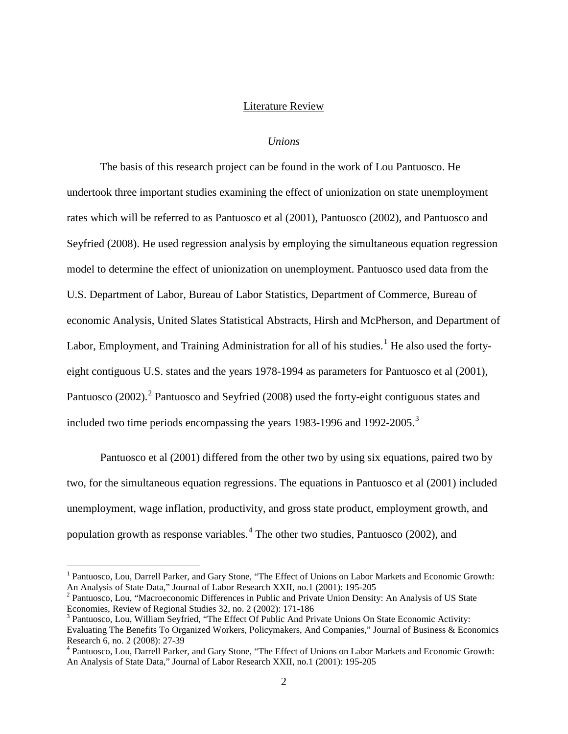## Literature Review

### *Unions*

The basis of this research project can be found in the work of Lou Pantuosco. He undertook three important studies examining the effect of unionization on state unemployment rates which will be referred to as Pantuosco et al (2001), Pantuosco (2002), and Pantuosco and Seyfried (2008). He used regression analysis by employing the simultaneous equation regression model to determine the effect of unionization on unemployment. Pantuosco used data from the U.S. Department of Labor, Bureau of Labor Statistics, Department of Commerce, Bureau of economic Analysis, United Slates Statistical Abstracts, Hirsh and McPherson, and Department of Labor, Employment, and Training Administration for all of his studies.[1] He also used the forty-eight contiguous U.S. states and the years 1978-1994 as parameters for Pantuosco et al (2001), Pantuosco (2002).[2] Pantuosco and Seyfried (2008) used the forty-eight contiguous states and included two time periods encompassing the years 1983-1996 and 1992-2005.[3]

Pantuosco et al (2001) differed from the other two by using six equations, paired two by two, for the simultaneous equation regressions. The equations in Pantuosco et al (2001) included unemployment, wage inflation, productivity, and gross state product, employment growth, and population growth as response variables.[4] The other two studies, Pantuosco (2002), and

---

[1] Pantuosco, Lou, Darrell Parker, and Gary Stone, "The Effect of Unions on Labor Markets and Economic Growth: An Analysis of State Data," Journal of Labor Research XXII, no.1 (2001): 195-205

[2] Pantuosco, Lou, "Macroeconomic Differences in Public and Private Union Density: An Analysis of US State Economies, Review of Regional Studies 32, no. 2 (2002): 171-186

[3] Pantuosco, Lou, William Seyfried, "The Effect Of Public And Private Unions On State Economic Activity: Evaluating The Benefits To Organized Workers, Policymakers, And Companies," Journal of Business & Economics Research 6, no. 2 (2008): 27-39

[4] Pantuosco, Lou, Darrell Parker, and Gary Stone, "The Effect of Unions on Labor Markets and Economic Growth: An Analysis of State Data," Journal of Labor Research XXII, no.1 (2001): 195-205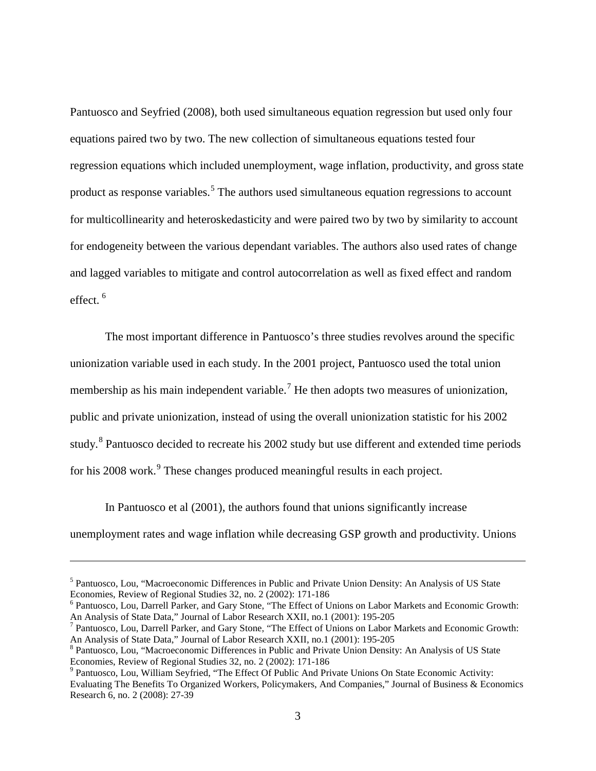Pantuosco and Seyfried (2008), both used simultaneous equation regression but used only four equations paired two by two. The new collection of simultaneous equations tested four regression equations which included unemployment, wage inflation, productivity, and gross state product as response variables.[5] The authors used simultaneous equation regressions to account for multicollinearity and heteroskedasticity and were paired two by two by similarity to account for endogeneity between the various dependant variables. The authors also used rates of change and lagged variables to mitigate and control autocorrelation as well as fixed effect and random effect. [6]

The most important difference in Pantuosco's three studies revolves around the specific unionization variable used in each study. In the 2001 project, Pantuosco used the total union membership as his main independent variable.[7] He then adopts two measures of unionization, public and private unionization, instead of using the overall unionization statistic for his 2002 study.[8] Pantuosco decided to recreate his 2002 study but use different and extended time periods for his 2008 work.[9] These changes produced meaningful results in each project.

In Pantuosco et al (2001), the authors found that unions significantly increase unemployment rates and wage inflation while decreasing GSP growth and productivity. Unions

---

[5] Pantuosco, Lou, "Macroeconomic Differences in Public and Private Union Density: An Analysis of US State Economies, Review of Regional Studies 32, no. 2 (2002): 171-186

[6] Pantuosco, Lou, Darrell Parker, and Gary Stone, "The Effect of Unions on Labor Markets and Economic Growth: An Analysis of State Data," Journal of Labor Research XXII, no.1 (2001): 195-205

[7] Pantuosco, Lou, Darrell Parker, and Gary Stone, "The Effect of Unions on Labor Markets and Economic Growth: An Analysis of State Data," Journal of Labor Research XXII, no.1 (2001): 195-205

[8] Pantuosco, Lou, "Macroeconomic Differences in Public and Private Union Density: An Analysis of US State Economies, Review of Regional Studies 32, no. 2 (2002): 171-186

[9] Pantuosco, Lou, William Seyfried, "The Effect Of Public And Private Unions On State Economic Activity: Evaluating The Benefits To Organized Workers, Policymakers, And Companies," Journal of Business & Economics Research 6, no. 2 (2008): 27-39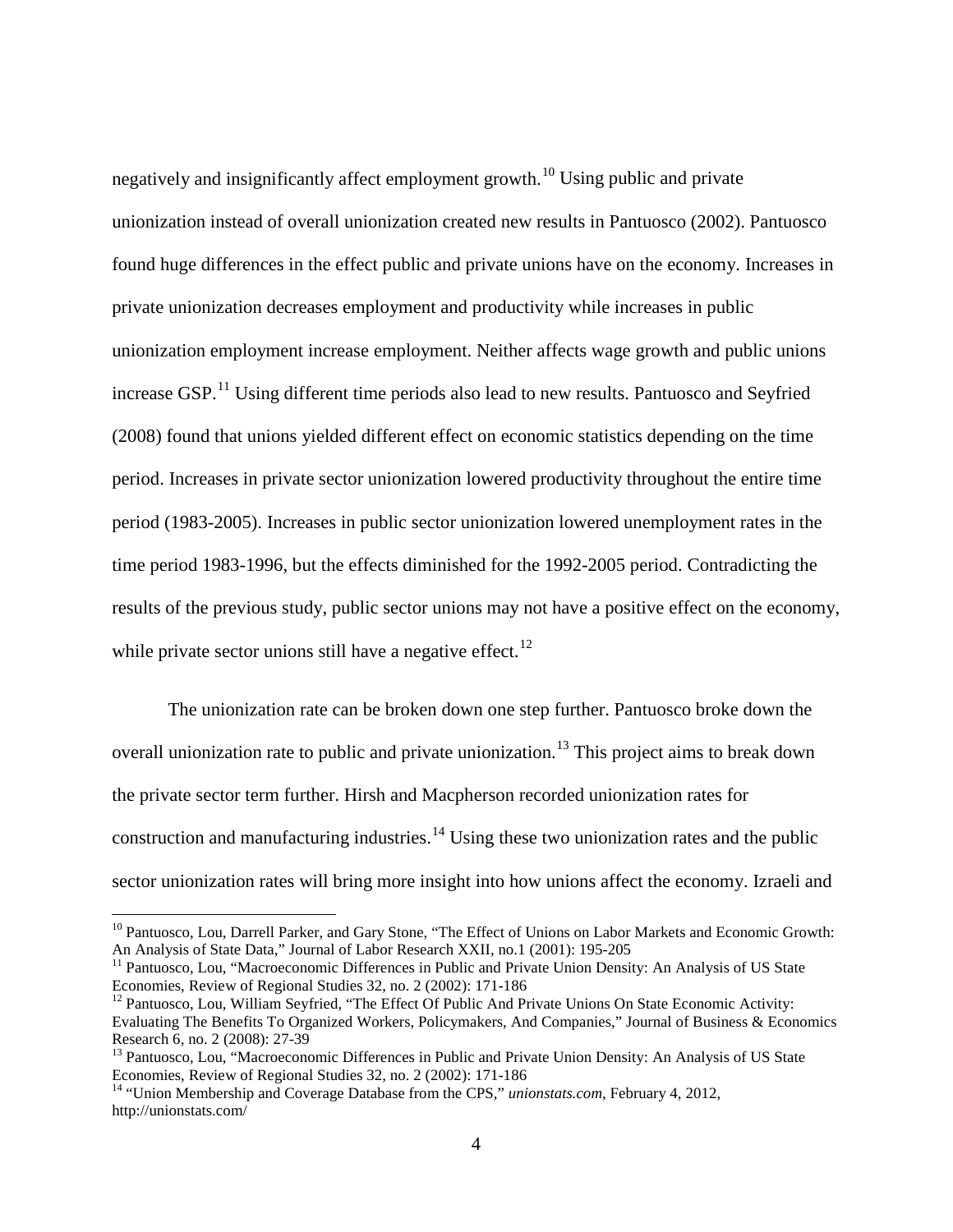negatively and insignificantly affect employment growth.[10] Using public and private unionization instead of overall unionization created new results in Pantuosco (2002). Pantuosco found huge differences in the effect public and private unions have on the economy. Increases in private unionization decreases employment and productivity while increases in public unionization employment increase employment. Neither affects wage growth and public unions increase GSP.[11] Using different time periods also lead to new results. Pantuosco and Seyfried (2008) found that unions yielded different effect on economic statistics depending on the time period. Increases in private sector unionization lowered productivity throughout the entire time period (1983-2005). Increases in public sector unionization lowered unemployment rates in the time period 1983-1996, but the effects diminished for the 1992-2005 period. Contradicting the results of the previous study, public sector unions may not have a positive effect on the economy, while private sector unions still have a negative effect.[12]

The unionization rate can be broken down one step further. Pantuosco broke down the overall unionization rate to public and private unionization.[13] This project aims to break down the private sector term further. Hirsh and Macpherson recorded unionization rates for construction and manufacturing industries.[14] Using these two unionization rates and the public sector unionization rates will bring more insight into how unions affect the economy. Izraeli and

---

[10] Pantuosco, Lou, Darrell Parker, and Gary Stone, "The Effect of Unions on Labor Markets and Economic Growth: An Analysis of State Data," Journal of Labor Research XXII, no.1 (2001): 195-205

[11] Pantuosco, Lou, "Macroeconomic Differences in Public and Private Union Density: An Analysis of US State Economies, Review of Regional Studies 32, no. 2 (2002): 171-186

[12] Pantuosco, Lou, William Seyfried, "The Effect Of Public And Private Unions On State Economic Activity: Evaluating The Benefits To Organized Workers, Policymakers, And Companies," Journal of Business & Economics Research 6, no. 2 (2008): 27-39

[13] Pantuosco, Lou, "Macroeconomic Differences in Public and Private Union Density: An Analysis of US State Economies, Review of Regional Studies 32, no. 2 (2002): 171-186

[14] "Union Membership and Coverage Database from the CPS," *unionstats.com*, February 4, 2012, http://unionstats.com/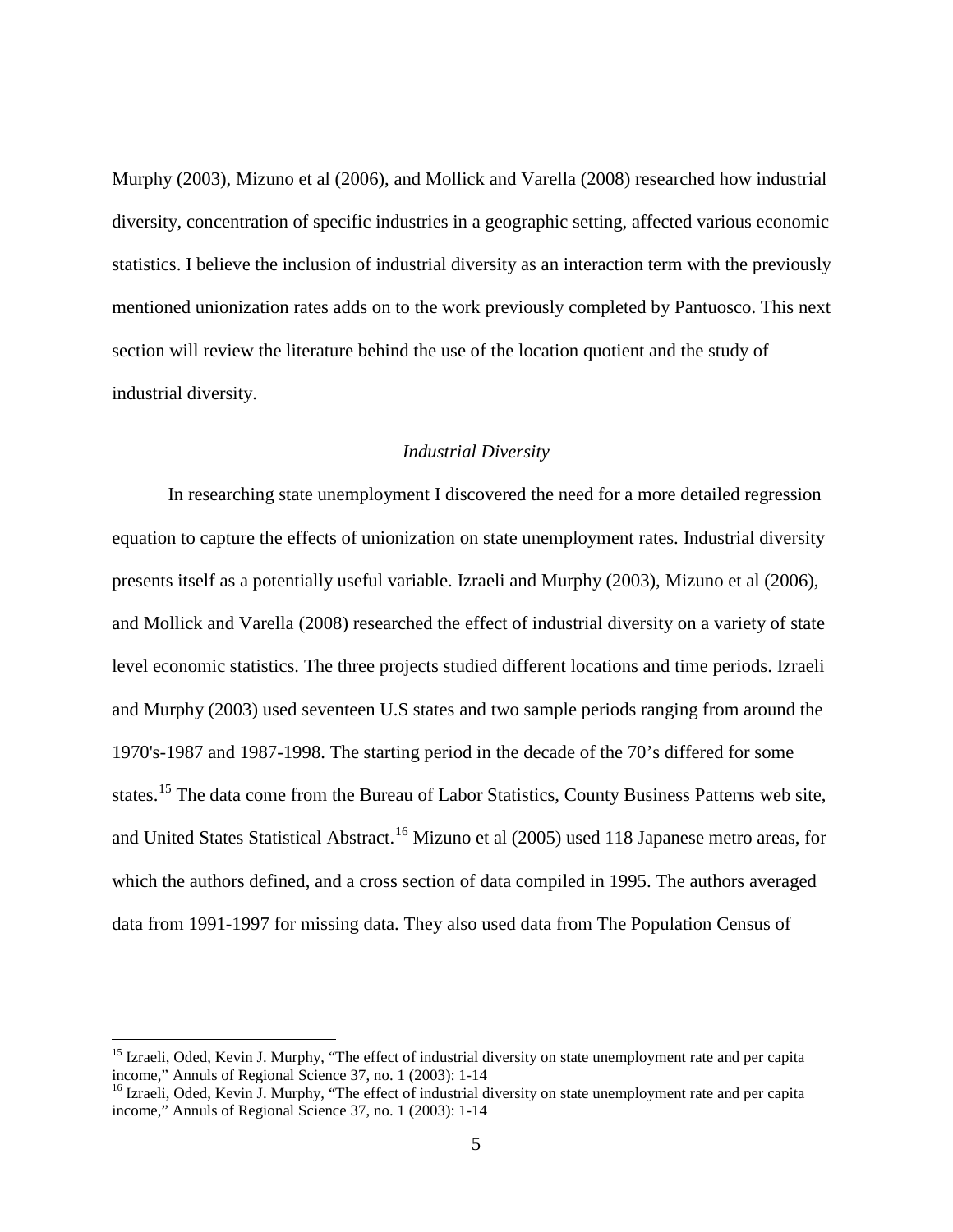Murphy (2003), Mizuno et al (2006), and Mollick and Varella (2008) researched how industrial diversity, concentration of specific industries in a geographic setting, affected various economic statistics. I believe the inclusion of industrial diversity as an interaction term with the previously mentioned unionization rates adds on to the work previously completed by Pantuosco. This next section will review the literature behind the use of the location quotient and the study of industrial diversity.

### *Industrial Diversity*

In researching state unemployment I discovered the need for a more detailed regression equation to capture the effects of unionization on state unemployment rates. Industrial diversity presents itself as a potentially useful variable. Izraeli and Murphy (2003), Mizuno et al (2006), and Mollick and Varella (2008) researched the effect of industrial diversity on a variety of state level economic statistics. The three projects studied different locations and time periods. Izraeli and Murphy (2003) used seventeen U.S states and two sample periods ranging from around the 1970's-1987 and 1987-1998. The starting period in the decade of the 70's differed for some states.[15] The data come from the Bureau of Labor Statistics, County Business Patterns web site, and United States Statistical Abstract.[16] Mizuno et al (2005) used 118 Japanese metro areas, for which the authors defined, and a cross section of data compiled in 1995. The authors averaged data from 1991-1997 for missing data. They also used data from The Population Census of

---

[15] Izraeli, Oded, Kevin J. Murphy, "The effect of industrial diversity on state unemployment rate and per capita income," Annuls of Regional Science 37, no. 1 (2003): 1-14

[16] Izraeli, Oded, Kevin J. Murphy, "The effect of industrial diversity on state unemployment rate and per capita income," Annuls of Regional Science 37, no. 1 (2003): 1-14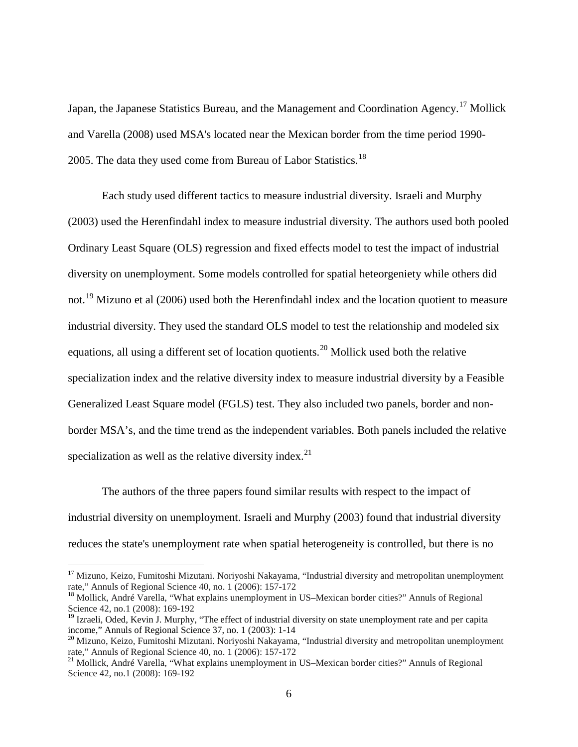Japan, the Japanese Statistics Bureau, and the Management and Coordination Agency.[17] Mollick and Varella (2008) used MSA's located near the Mexican border from the time period 1990-2005. The data they used come from Bureau of Labor Statistics.[18]

Each study used different tactics to measure industrial diversity. Israeli and Murphy (2003) used the Herenfindahl index to measure industrial diversity. The authors used both pooled Ordinary Least Square (OLS) regression and fixed effects model to test the impact of industrial diversity on unemployment. Some models controlled for spatial heteorgeniety while others did not.[19] Mizuno et al (2006) used both the Herenfindahl index and the location quotient to measure industrial diversity. They used the standard OLS model to test the relationship and modeled six equations, all using a different set of location quotients.[20] Mollick used both the relative specialization index and the relative diversity index to measure industrial diversity by a Feasible Generalized Least Square model (FGLS) test. They also included two panels, border and non-border MSA's, and the time trend as the independent variables. Both panels included the relative specialization as well as the relative diversity index.[21]

The authors of the three papers found similar results with respect to the impact of industrial diversity on unemployment. Israeli and Murphy (2003) found that industrial diversity reduces the state's unemployment rate when spatial heterogeneity is controlled, but there is no

---

[17] Mizuno, Keizo, Fumitoshi Mizutani. Noriyoshi Nakayama, "Industrial diversity and metropolitan unemployment rate," Annuls of Regional Science 40, no. 1 (2006): 157-172

[18] Mollick, André Varella, "What explains unemployment in US–Mexican border cities?" Annuls of Regional Science 42, no.1 (2008): 169-192

[19] Izraeli, Oded, Kevin J. Murphy, "The effect of industrial diversity on state unemployment rate and per capita income," Annuls of Regional Science 37, no. 1 (2003): 1-14

[20] Mizuno, Keizo, Fumitoshi Mizutani. Noriyoshi Nakayama, "Industrial diversity and metropolitan unemployment rate," Annuls of Regional Science 40, no. 1 (2006): 157-172

[21] Mollick, André Varella, "What explains unemployment in US–Mexican border cities?" Annuls of Regional Science 42, no.1 (2008): 169-192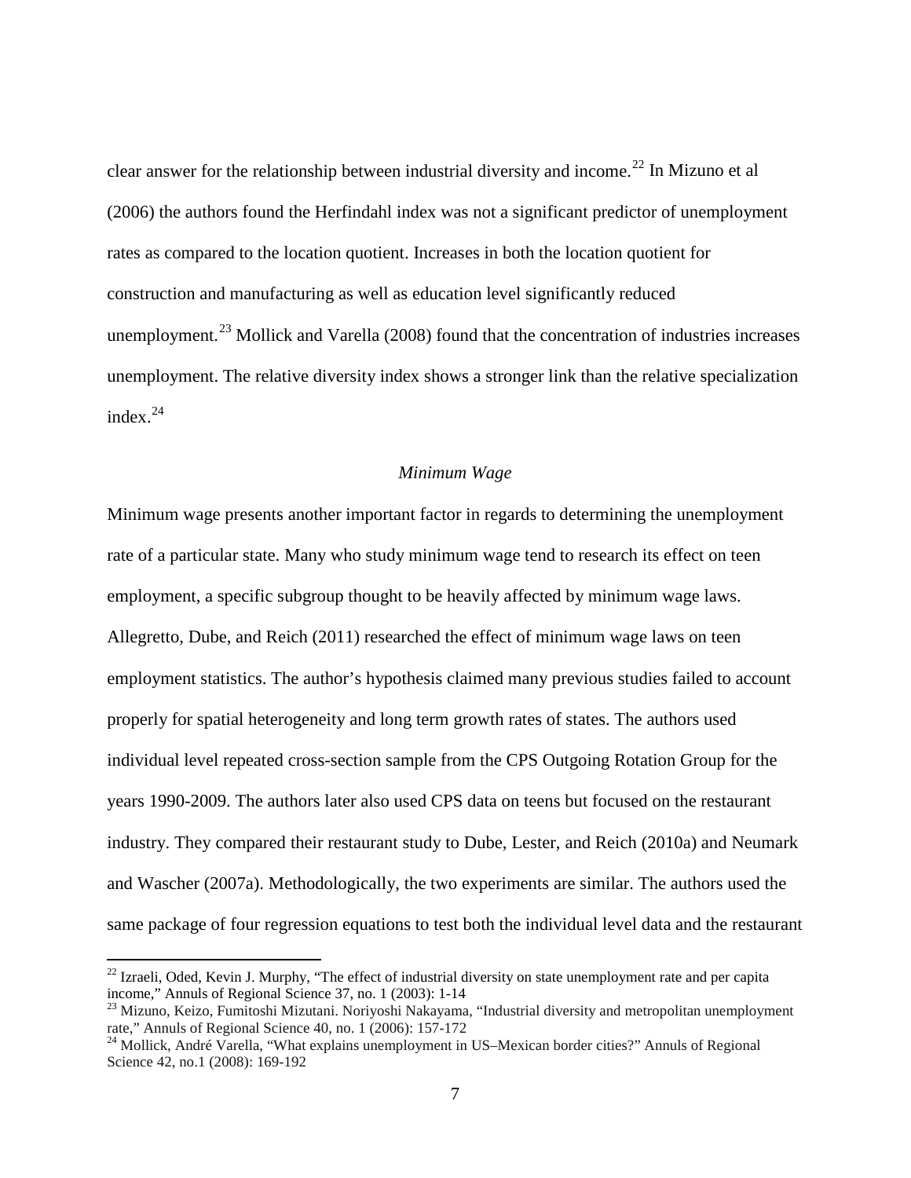clear answer for the relationship between industrial diversity and income.[22] In Mizuno et al (2006) the authors found the Herfindahl index was not a significant predictor of unemployment rates as compared to the location quotient. Increases in both the location quotient for construction and manufacturing as well as education level significantly reduced unemployment.[23] Mollick and Varella (2008) found that the concentration of industries increases unemployment. The relative diversity index shows a stronger link than the relative specialization index.[24]

### *Minimum Wage*

Minimum wage presents another important factor in regards to determining the unemployment rate of a particular state. Many who study minimum wage tend to research its effect on teen employment, a specific subgroup thought to be heavily affected by minimum wage laws. Allegretto, Dube, and Reich (2011) researched the effect of minimum wage laws on teen employment statistics. The author's hypothesis claimed many previous studies failed to account properly for spatial heterogeneity and long term growth rates of states. The authors used individual level repeated cross-section sample from the CPS Outgoing Rotation Group for the years 1990-2009. The authors later also used CPS data on teens but focused on the restaurant industry. They compared their restaurant study to Dube, Lester, and Reich (2010a) and Neumark and Wascher (2007a). Methodologically, the two experiments are similar. The authors used the same package of four regression equations to test both the individual level data and the restaurant

---

[22] Izraeli, Oded, Kevin J. Murphy, "The effect of industrial diversity on state unemployment rate and per capita income," Annuls of Regional Science 37, no. 1 (2003): 1-14

[23] Mizuno, Keizo, Fumitoshi Mizutani. Noriyoshi Nakayama, "Industrial diversity and metropolitan unemployment rate," Annuls of Regional Science 40, no. 1 (2006): 157-172

[24] Mollick, André Varella, "What explains unemployment in US–Mexican border cities?" Annuls of Regional Science 42, no.1 (2008): 169-192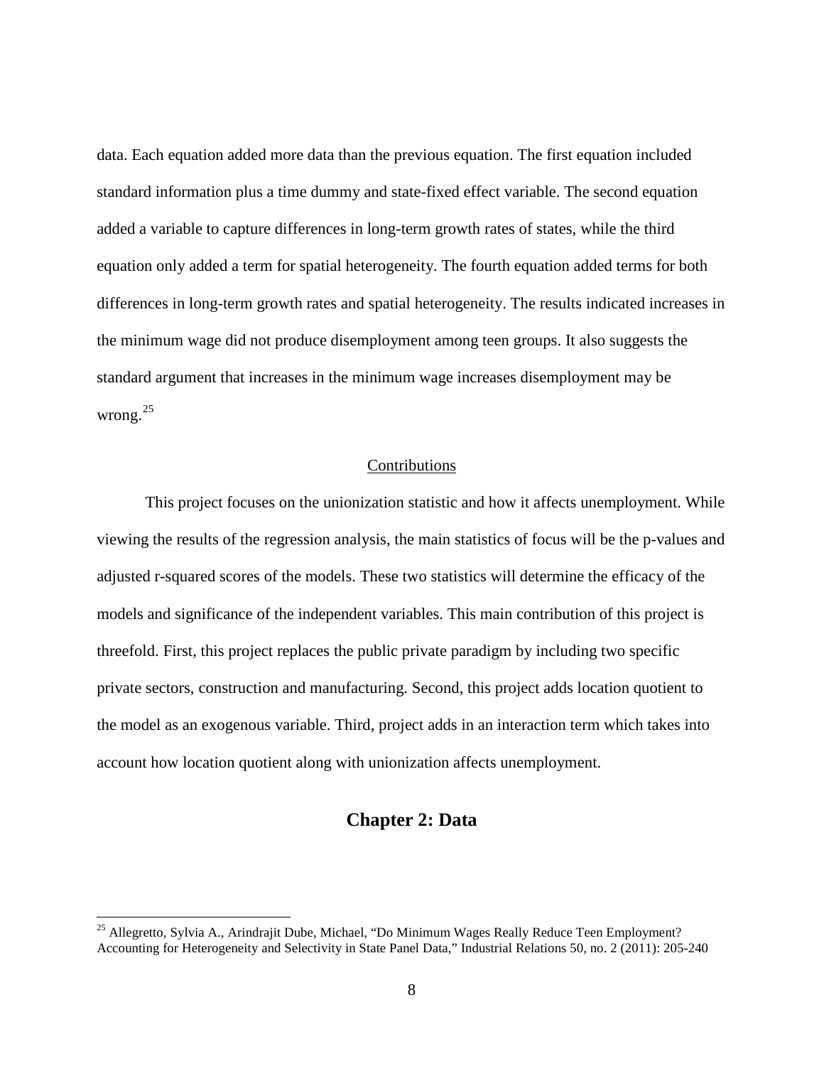data. Each equation added more data than the previous equation. The first equation included standard information plus a time dummy and state-fixed effect variable. The second equation added a variable to capture differences in long-term growth rates of states, while the third equation only added a term for spatial heterogeneity. The fourth equation added terms for both differences in long-term growth rates and spatial heterogeneity. The results indicated increases in the minimum wage did not produce disemployment among teen groups. It also suggests the standard argument that increases in the minimum wage increases disemployment may be wrong.[25]

### Contributions

This project focuses on the unionization statistic and how it affects unemployment. While viewing the results of the regression analysis, the main statistics of focus will be the p-values and adjusted r-squared scores of the models. These two statistics will determine the efficacy of the models and significance of the independent variables. This main contribution of this project is threefold. First, this project replaces the public private paradigm by including two specific private sectors, construction and manufacturing. Second, this project adds location quotient to the model as an exogenous variable. Third, project adds in an interaction term which takes into account how location quotient along with unionization affects unemployment.

## Chapter 2: Data

[25] Allegretto, Sylvia A., Arindrajit Dube, Michael, "Do Minimum Wages Really Reduce Teen Employment? Accounting for Heterogeneity and Selectivity in State Panel Data," Industrial Relations 50, no. 2 (2011): 205-240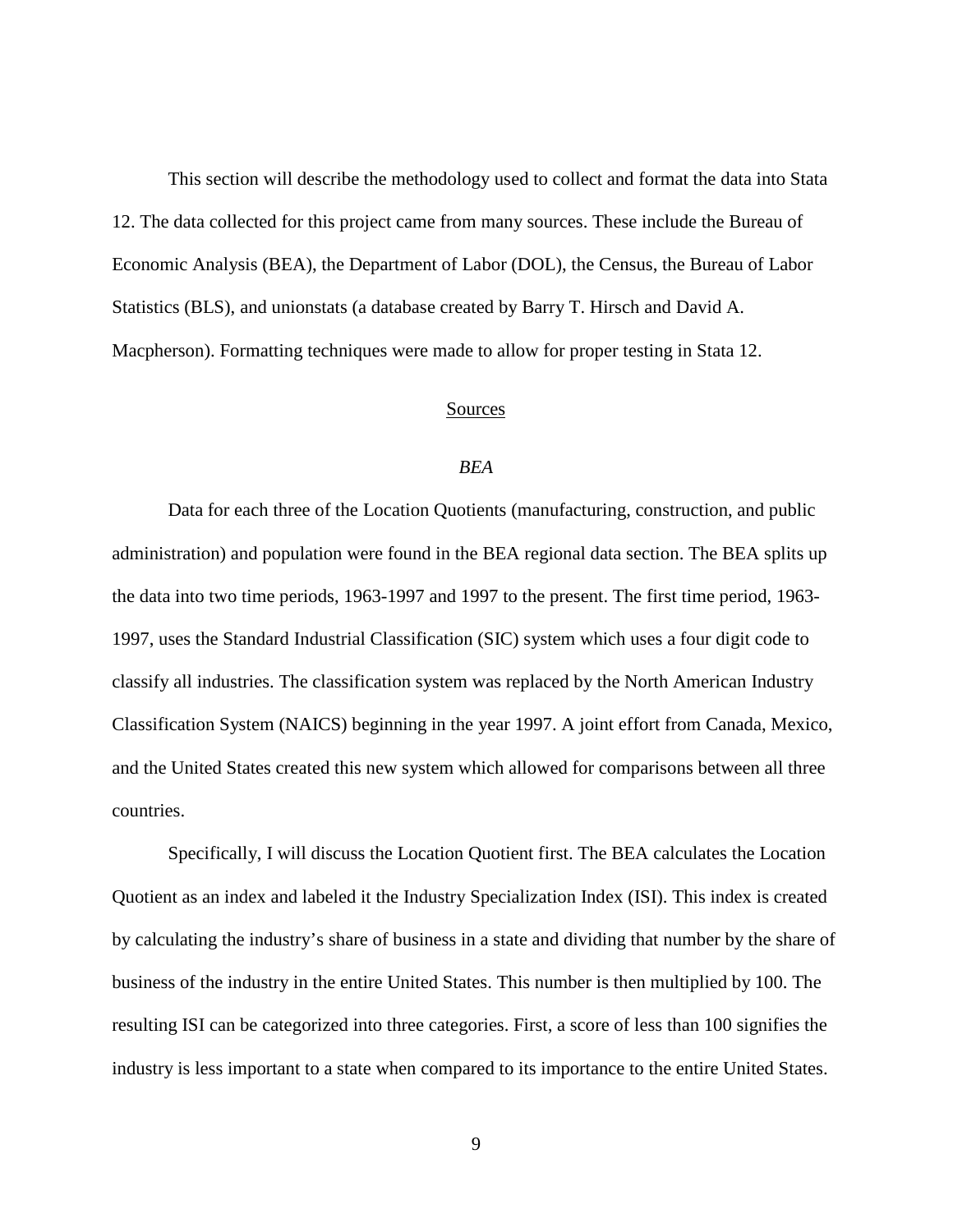This section will describe the methodology used to collect and format the data into Stata 12. The data collected for this project came from many sources. These include the Bureau of Economic Analysis (BEA), the Department of Labor (DOL), the Census, the Bureau of Labor Statistics (BLS), and unionstats (a database created by Barry T. Hirsch and David A. Macpherson). Formatting techniques were made to allow for proper testing in Stata 12.

## Sources

### *BEA*

Data for each three of the Location Quotients (manufacturing, construction, and public administration) and population were found in the BEA regional data section. The BEA splits up the data into two time periods, 1963-1997 and 1997 to the present. The first time period, 1963-1997, uses the Standard Industrial Classification (SIC) system which uses a four digit code to classify all industries. The classification system was replaced by the North American Industry Classification System (NAICS) beginning in the year 1997. A joint effort from Canada, Mexico, and the United States created this new system which allowed for comparisons between all three countries.

Specifically, I will discuss the Location Quotient first. The BEA calculates the Location Quotient as an index and labeled it the Industry Specialization Index (ISI). This index is created by calculating the industry's share of business in a state and dividing that number by the share of business of the industry in the entire United States. This number is then multiplied by 100. The resulting ISI can be categorized into three categories. First, a score of less than 100 signifies the industry is less important to a state when compared to its importance to the entire United States.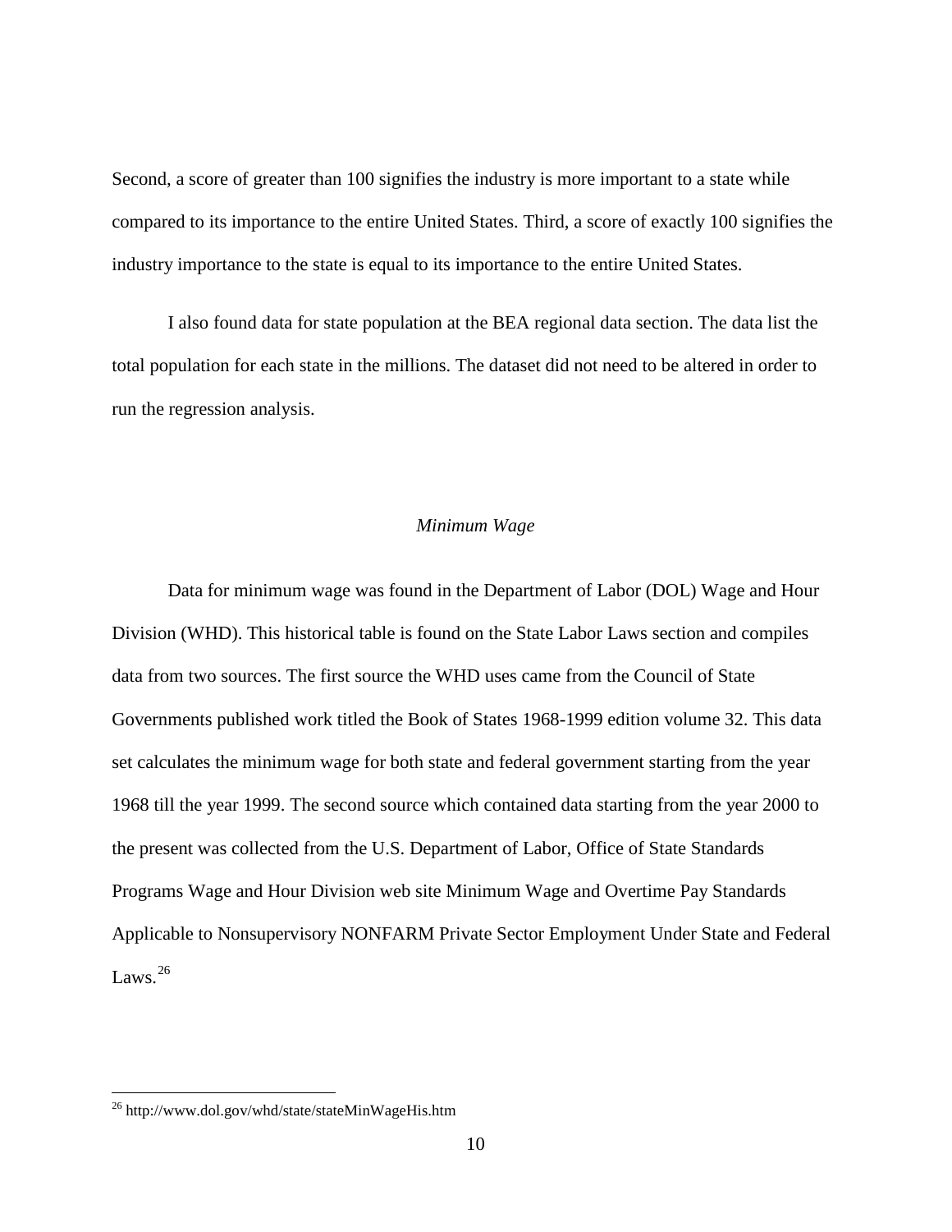Second, a score of greater than 100 signifies the industry is more important to a state while compared to its importance to the entire United States. Third, a score of exactly 100 signifies the industry importance to the state is equal to its importance to the entire United States.

I also found data for state population at the BEA regional data section. The data list the total population for each state in the millions. The dataset did not need to be altered in order to run the regression analysis.

### *Minimum Wage*

Data for minimum wage was found in the Department of Labor (DOL) Wage and Hour Division (WHD). This historical table is found on the State Labor Laws section and compiles data from two sources. The first source the WHD uses came from the Council of State Governments published work titled the Book of States 1968-1999 edition volume 32. This data set calculates the minimum wage for both state and federal government starting from the year 1968 till the year 1999. The second source which contained data starting from the year 2000 to the present was collected from the U.S. Department of Labor, Office of State Standards Programs Wage and Hour Division web site Minimum Wage and Overtime Pay Standards Applicable to Nonsupervisory NONFARM Private Sector Employment Under State and Federal Laws.[26]

---

[26] http://www.dol.gov/whd/state/stateMinWageHis.htm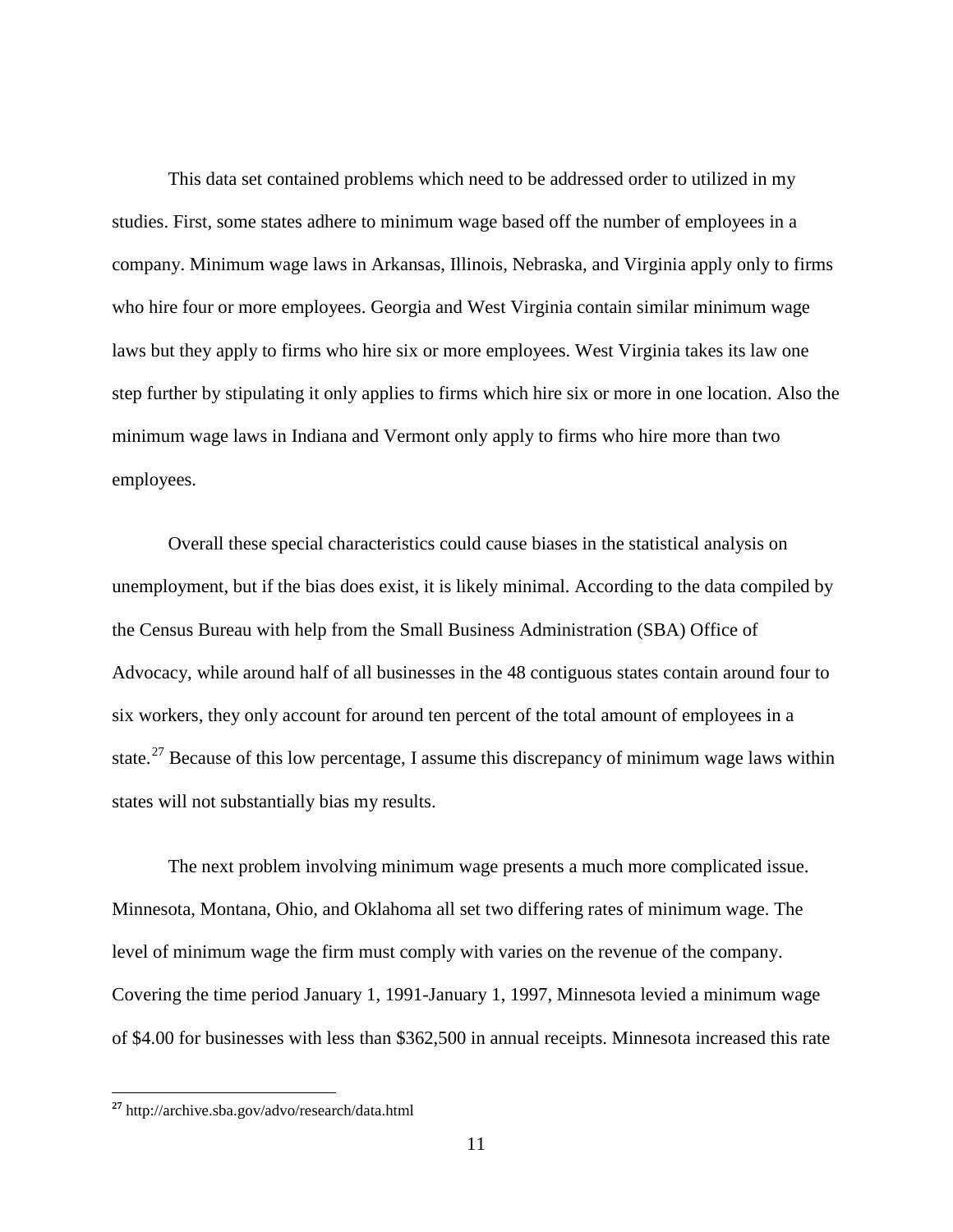This data set contained problems which need to be addressed order to utilized in my studies. First, some states adhere to minimum wage based off the number of employees in a company. Minimum wage laws in Arkansas, Illinois, Nebraska, and Virginia apply only to firms who hire four or more employees. Georgia and West Virginia contain similar minimum wage laws but they apply to firms who hire six or more employees. West Virginia takes its law one step further by stipulating it only applies to firms which hire six or more in one location. Also the minimum wage laws in Indiana and Vermont only apply to firms who hire more than two employees.

Overall these special characteristics could cause biases in the statistical analysis on unemployment, but if the bias does exist, it is likely minimal. According to the data compiled by the Census Bureau with help from the Small Business Administration (SBA) Office of Advocacy, while around half of all businesses in the 48 contiguous states contain around four to six workers, they only account for around ten percent of the total amount of employees in a state.[27] Because of this low percentage, I assume this discrepancy of minimum wage laws within states will not substantially bias my results.

The next problem involving minimum wage presents a much more complicated issue. Minnesota, Montana, Ohio, and Oklahoma all set two differing rates of minimum wage. The level of minimum wage the firm must comply with varies on the revenue of the company. Covering the time period January 1, 1991-January 1, 1997, Minnesota levied a minimum wage of $4.00 for businesses with less than $362,500 in annual receipts. Minnesota increased this rate

---

[27] http://archive.sba.gov/advo/research/data.html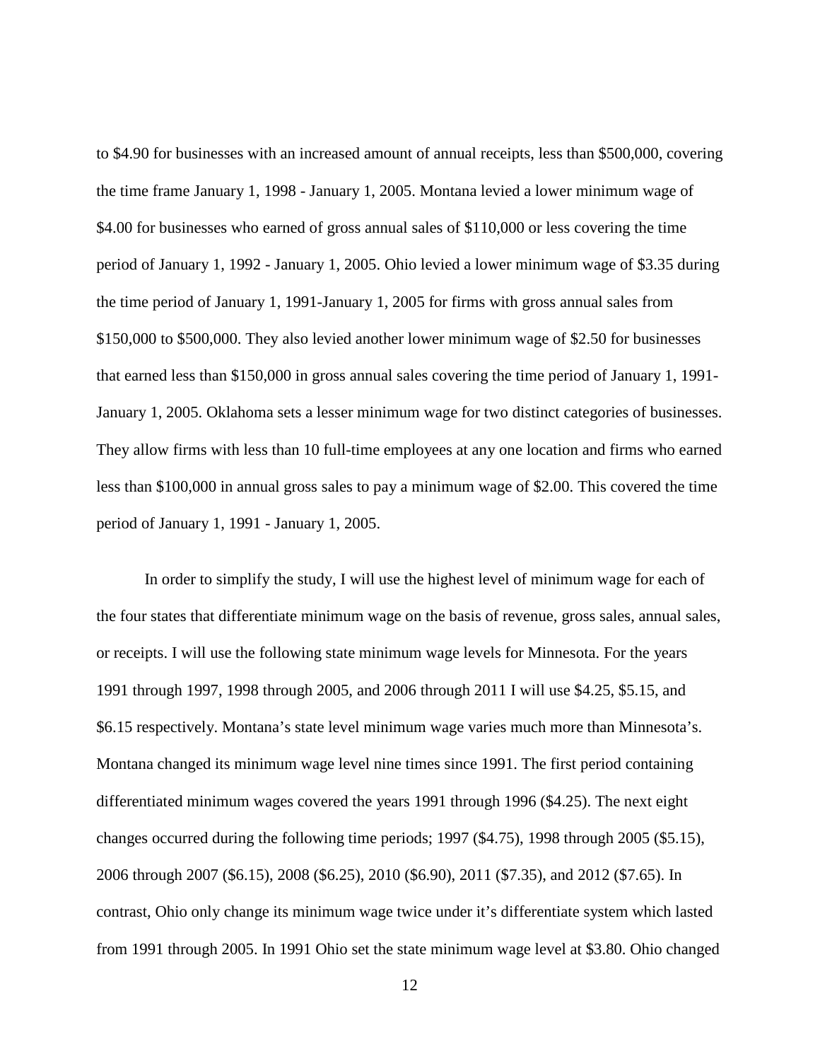to $4.90 for businesses with an increased amount of annual receipts, less than $500,000, covering the time frame January 1, 1998 - January 1, 2005. Montana levied a lower minimum wage of $4.00 for businesses who earned of gross annual sales of $110,000 or less covering the time period of January 1, 1992 - January 1, 2005. Ohio levied a lower minimum wage of $3.35 during the time period of January 1, 1991-January 1, 2005 for firms with gross annual sales from $150,000 to $500,000. They also levied another lower minimum wage of $2.50 for businesses that earned less than $150,000 in gross annual sales covering the time period of January 1, 1991- January 1, 2005. Oklahoma sets a lesser minimum wage for two distinct categories of businesses. They allow firms with less than 10 full-time employees at any one location and firms who earned less than $100,000 in annual gross sales to pay a minimum wage of $2.00. This covered the time period of January 1, 1991 - January 1, 2005.

In order to simplify the study, I will use the highest level of minimum wage for each of the four states that differentiate minimum wage on the basis of revenue, gross sales, annual sales, or receipts. I will use the following state minimum wage levels for Minnesota. For the years 1991 through 1997, 1998 through 2005, and 2006 through 2011 I will use $4.25, $5.15, and $6.15 respectively. Montana's state level minimum wage varies much more than Minnesota's. Montana changed its minimum wage level nine times since 1991. The first period containing differentiated minimum wages covered the years 1991 through 1996 ($4.25). The next eight changes occurred during the following time periods; 1997 ($4.75), 1998 through 2005 ($5.15), 2006 through 2007 ($6.15), 2008 ($6.25), 2010 ($6.90), 2011 ($7.35), and 2012 ($7.65). In contrast, Ohio only change its minimum wage twice under it's differentiate system which lasted from 1991 through 2005. In 1991 Ohio set the state minimum wage level at $3.80. Ohio changed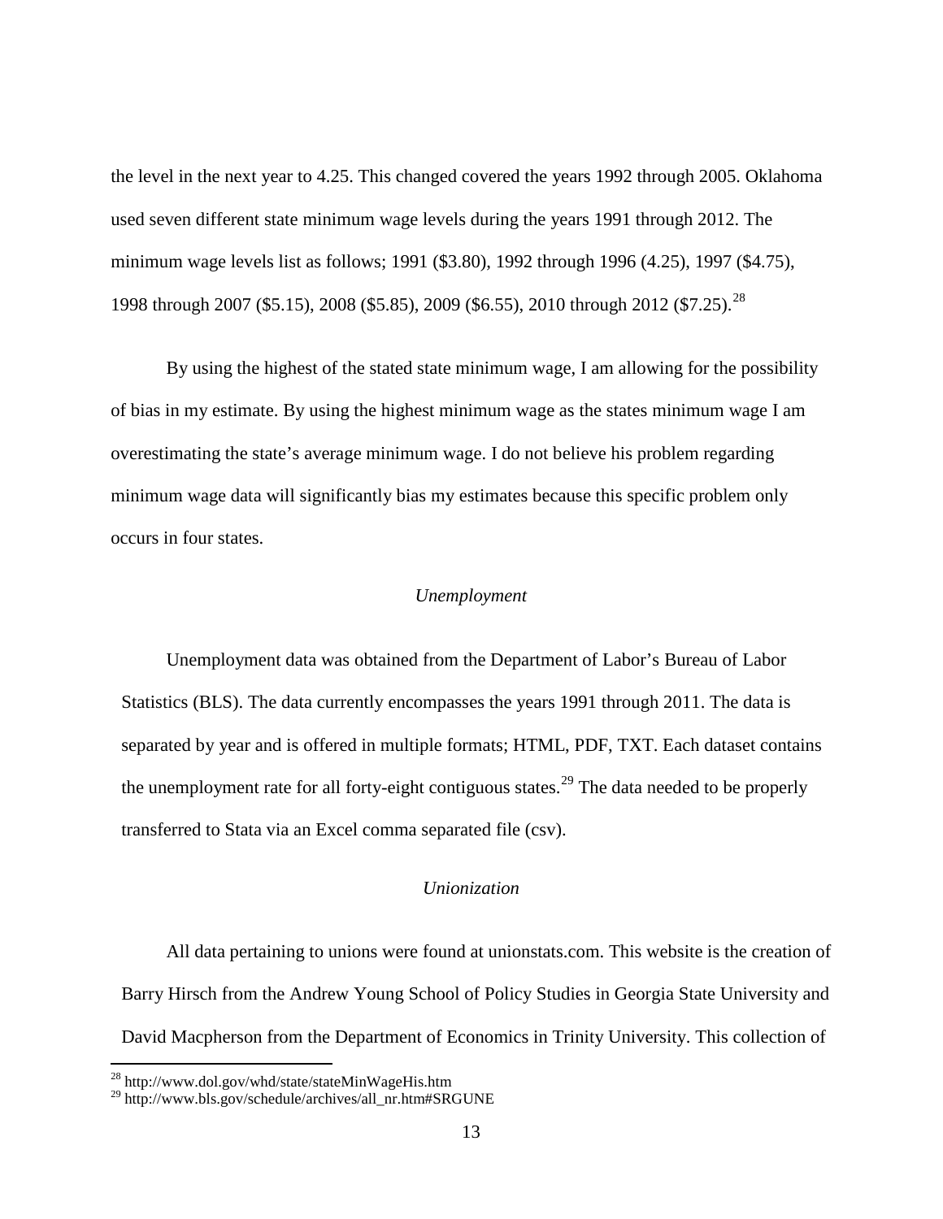the level in the next year to 4.25. This changed covered the years 1992 through 2005. Oklahoma used seven different state minimum wage levels during the years 1991 through 2012. The minimum wage levels list as follows; 1991 ($3.80), 1992 through 1996 (4.25), 1997 ($4.75), 1998 through 2007 ($5.15), 2008 ($5.85), 2009 ($6.55), 2010 through 2012 ($7.25).[28]

By using the highest of the stated state minimum wage, I am allowing for the possibility of bias in my estimate. By using the highest minimum wage as the states minimum wage I am overestimating the state's average minimum wage. I do not believe his problem regarding minimum wage data will significantly bias my estimates because this specific problem only occurs in four states.

### *Unemployment*

Unemployment data was obtained from the Department of Labor's Bureau of Labor Statistics (BLS). The data currently encompasses the years 1991 through 2011. The data is separated by year and is offered in multiple formats; HTML, PDF, TXT. Each dataset contains the unemployment rate for all forty-eight contiguous states.[29] The data needed to be properly transferred to Stata via an Excel comma separated file (csv).

### *Unionization*

All data pertaining to unions were found at unionstats.com. This website is the creation of Barry Hirsch from the Andrew Young School of Policy Studies in Georgia State University and David Macpherson from the Department of Economics in Trinity University. This collection of

[28] http://www.dol.gov/whd/state/stateMinWageHis.htm
[29] http://www.bls.gov/schedule/archives/all_nr.htm#SRGUNE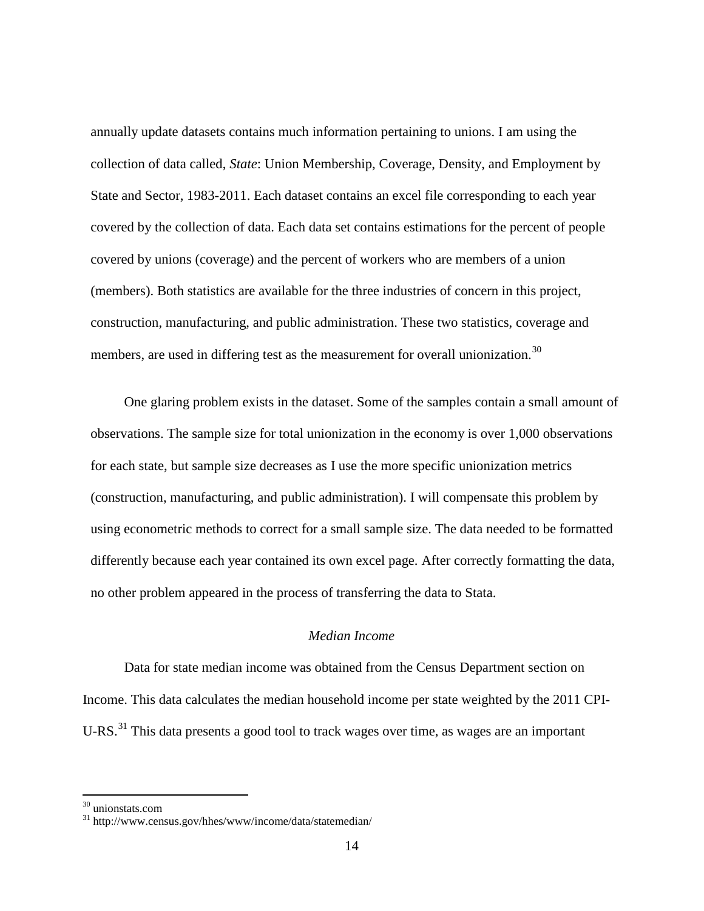annually update datasets contains much information pertaining to unions. I am using the collection of data called, *State*: Union Membership, Coverage, Density, and Employment by State and Sector, 1983-2011. Each dataset contains an excel file corresponding to each year covered by the collection of data. Each data set contains estimations for the percent of people covered by unions (coverage) and the percent of workers who are members of a union (members). Both statistics are available for the three industries of concern in this project, construction, manufacturing, and public administration. These two statistics, coverage and members, are used in differing test as the measurement for overall unionization.[30]

One glaring problem exists in the dataset. Some of the samples contain a small amount of observations. The sample size for total unionization in the economy is over 1,000 observations for each state, but sample size decreases as I use the more specific unionization metrics (construction, manufacturing, and public administration). I will compensate this problem by using econometric methods to correct for a small sample size. The data needed to be formatted differently because each year contained its own excel page. After correctly formatting the data, no other problem appeared in the process of transferring the data to Stata.

### *Median Income*

Data for state median income was obtained from the Census Department section on Income. This data calculates the median household income per state weighted by the 2011 CPI-U-RS.[31] This data presents a good tool to track wages over time, as wages are an important

---

[30] unionstats.com

[31] http://www.census.gov/hhes/www/income/data/statemedian/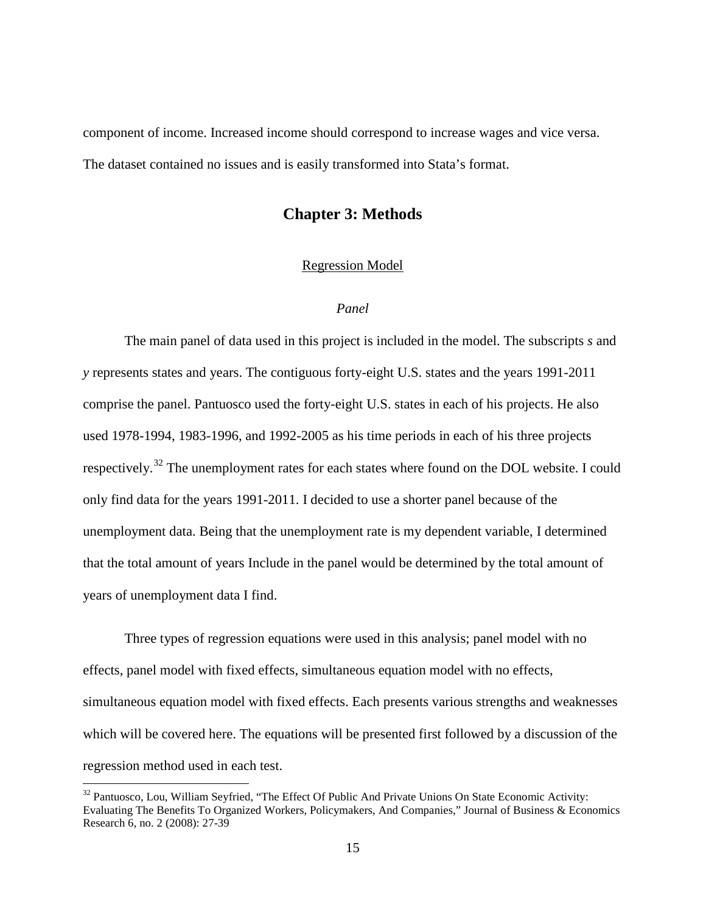component of income. Increased income should correspond to increase wages and vice versa. The dataset contained no issues and is easily transformed into Stata's format.

# Chapter 3: Methods

## Regression Model

### *Panel*

The main panel of data used in this project is included in the model. The subscripts *s* and *y* represents states and years. The contiguous forty-eight U.S. states and the years 1991-2011 comprise the panel. Pantuosco used the forty-eight U.S. states in each of his projects. He also used 1978-1994, 1983-1996, and 1992-2005 as his time periods in each of his three projects respectively.[32] The unemployment rates for each states where found on the DOL website. I could only find data for the years 1991-2011. I decided to use a shorter panel because of the unemployment data. Being that the unemployment rate is my dependent variable, I determined that the total amount of years Include in the panel would be determined by the total amount of years of unemployment data I find.

Three types of regression equations were used in this analysis; panel model with no effects, panel model with fixed effects, simultaneous equation model with no effects, simultaneous equation model with fixed effects. Each presents various strengths and weaknesses which will be covered here. The equations will be presented first followed by a discussion of the regression method used in each test.

[32] Pantuosco, Lou, William Seyfried, "The Effect Of Public And Private Unions On State Economic Activity: Evaluating The Benefits To Organized Workers, Policymakers, And Companies," Journal of Business & Economics Research 6, no. 2 (2008): 27-39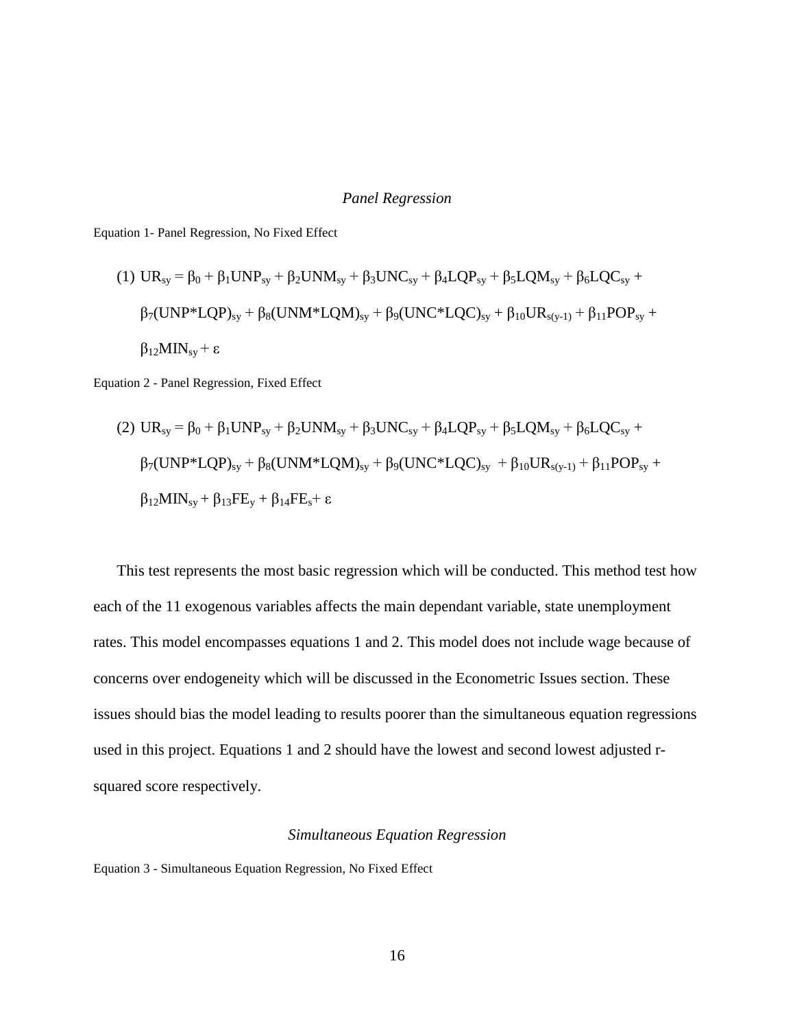### *Panel Regression*

Equation 1- Panel Regression, No Fixed Effect

$$(1)\ UR_{sy} = \beta_0 + \beta_1 UNP_{sy} + \beta_2 UNM_{sy} + \beta_3 UNC_{sy} + \beta_4 LQP_{sy} + \beta_5 LQM_{sy} + \beta_6 LQC_{sy} + \beta_7 (UNP*LQP)_{sy} + \beta_8 (UNM*LQM)_{sy} + \beta_9 (UNC*LQC)_{sy} + \beta_{10} UR_{s(y-1)} + \beta_{11} POP_{sy} + \beta_{12} MIN_{sy} + \varepsilon$$

Equation 2 - Panel Regression, Fixed Effect

$$(2)\ UR_{sy} = \beta_0 + \beta_1 UNP_{sy} + \beta_2 UNM_{sy} + \beta_3 UNC_{sy} + \beta_4 LQP_{sy} + \beta_5 LQM_{sy} + \beta_6 LQC_{sy} + \beta_7 (UNP*LQP)_{sy} + \beta_8 (UNM*LQM)_{sy} + \beta_9 (UNC*LQC)_{sy} + \beta_{10} UR_{s(y-1)} + \beta_{11} POP_{sy} + \beta_{12} MIN_{sy} + \beta_{13} FE_y + \beta_{14} FE_s + \varepsilon$$

This test represents the most basic regression which will be conducted. This method test how each of the 11 exogenous variables affects the main dependant variable, state unemployment rates. This model encompasses equations 1 and 2. This model does not include wage because of concerns over endogeneity which will be discussed in the Econometric Issues section. These issues should bias the model leading to results poorer than the simultaneous equation regressions used in this project. Equations 1 and 2 should have the lowest and second lowest adjusted r-squared score respectively.

### *Simultaneous Equation Regression*

Equation 3 - Simultaneous Equation Regression, No Fixed Effect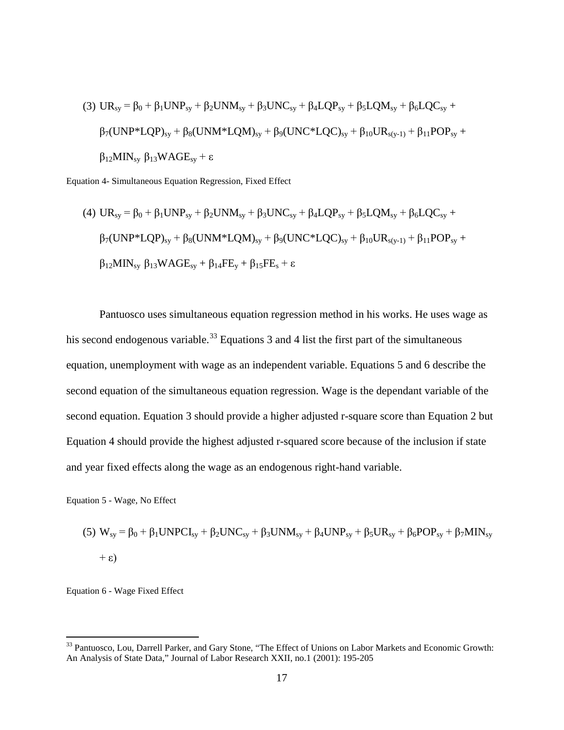$$(3)\ UR_{sy} = \beta_0 + \beta_1 UNP_{sy} + \beta_2 UNM_{sy} + \beta_3 UNC_{sy} + \beta_4 LQP_{sy} + \beta_5 LQM_{sy} + \beta_6 LQC_{sy} + \beta_7 (UNP*LQP)_{sy} + \beta_8 (UNM*LQM)_{sy} + \beta_9 (UNC*LQC)_{sy} + \beta_{10} UR_{s(y-1)} + \beta_{11} POP_{sy} + \beta_{12} MIN_{sy}\ \beta_{13} WAGE_{sy} + \varepsilon$$

Equation 4- Simultaneous Equation Regression, Fixed Effect

$$(4)\ UR_{sy} = \beta_0 + \beta_1 UNP_{sy} + \beta_2 UNM_{sy} + \beta_3 UNC_{sy} + \beta_4 LQP_{sy} + \beta_5 LQM_{sy} + \beta_6 LQC_{sy} + \beta_7 (UNP*LQP)_{sy} + \beta_8 (UNM*LQM)_{sy} + \beta_9 (UNC*LQC)_{sy} + \beta_{10} UR_{s(y-1)} + \beta_{11} POP_{sy} + \beta_{12} MIN_{sy}\ \beta_{13} WAGE_{sy} + \beta_{14} FE_y + \beta_{15} FE_s + \varepsilon$$

Pantuosco uses simultaneous equation regression method in his works. He uses wage as his second endogenous variable.[33] Equations 3 and 4 list the first part of the simultaneous equation, unemployment with wage as an independent variable. Equations 5 and 6 describe the second equation of the simultaneous equation regression. Wage is the dependant variable of the second equation. Equation 3 should provide a higher adjusted r-square score than Equation 2 but Equation 4 should provide the highest adjusted r-squared score because of the inclusion if state and year fixed effects along the wage as an endogenous right-hand variable.

Equation 5 - Wage, No Effect

$$(5)\ W_{sy} = \beta_0 + \beta_1 UNPCI_{sy} + \beta_2 UNC_{sy} + \beta_3 UNM_{sy} + \beta_4 UNP_{sy} + \beta_5 UR_{sy} + \beta_6 POP_{sy} + \beta_7 MIN_{sy} + \varepsilon)$$

Equation 6 - Wage Fixed Effect

[33] Pantuosco, Lou, Darrell Parker, and Gary Stone, "The Effect of Unions on Labor Markets and Economic Growth: An Analysis of State Data," Journal of Labor Research XXII, no.1 (2001): 195-205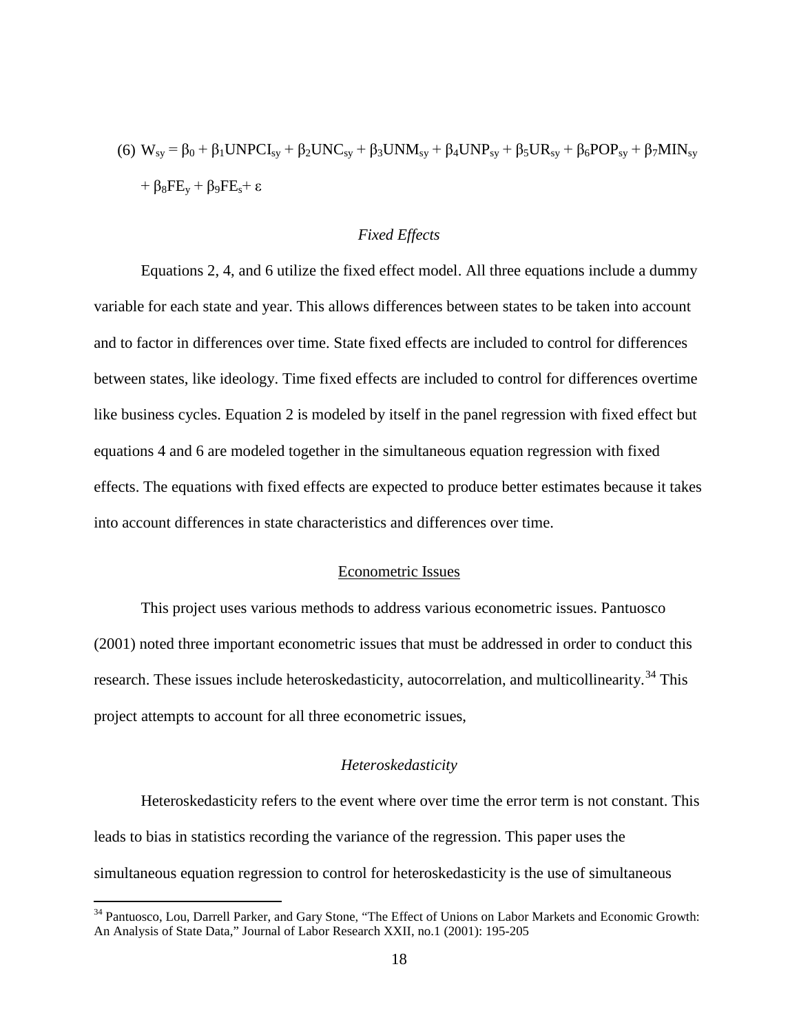$$(6)\ W_{sy} = \beta_0 + \beta_1 UNPCI_{sy} + \beta_2 UNC_{sy} + \beta_3 UNM_{sy} + \beta_4 UNP_{sy} + \beta_5 UR_{sy} + \beta_6 POP_{sy} + \beta_7 MIN_{sy} + \beta_8 FE_y + \beta_9 FE_s + \varepsilon$$

### *Fixed Effects*

Equations 2, 4, and 6 utilize the fixed effect model. All three equations include a dummy variable for each state and year. This allows differences between states to be taken into account and to factor in differences over time. State fixed effects are included to control for differences between states, like ideology. Time fixed effects are included to control for differences overtime like business cycles. Equation 2 is modeled by itself in the panel regression with fixed effect but equations 4 and 6 are modeled together in the simultaneous equation regression with fixed effects. The equations with fixed effects are expected to produce better estimates because it takes into account differences in state characteristics and differences over time.

## Econometric Issues

This project uses various methods to address various econometric issues. Pantuosco (2001) noted three important econometric issues that must be addressed in order to conduct this research. These issues include heteroskedasticity, autocorrelation, and multicollinearity.[34] This project attempts to account for all three econometric issues,

### *Heteroskedasticity*

Heteroskedasticity refers to the event where over time the error term is not constant. This leads to bias in statistics recording the variance of the regression. This paper uses the simultaneous equation regression to control for heteroskedasticity is the use of simultaneous

---

[34] Pantuosco, Lou, Darrell Parker, and Gary Stone, "The Effect of Unions on Labor Markets and Economic Growth: An Analysis of State Data," Journal of Labor Research XXII, no.1 (2001): 195-205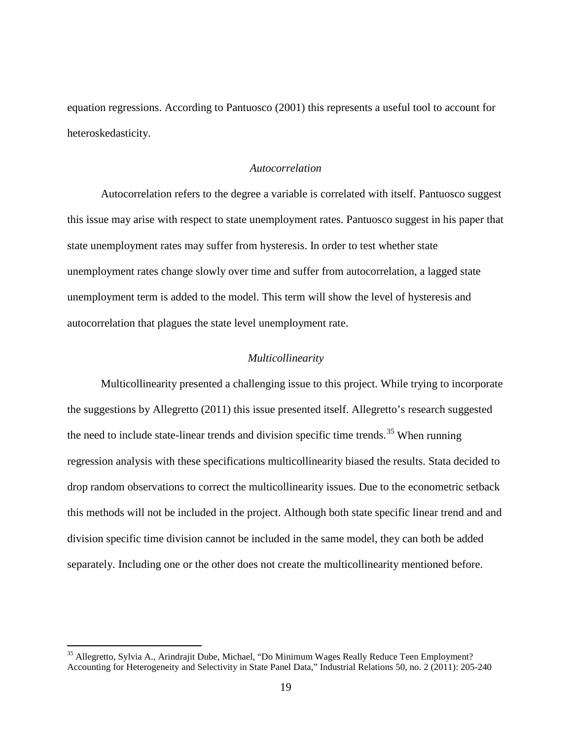equation regressions. According to Pantuosco (2001) this represents a useful tool to account for heteroskedasticity.

### *Autocorrelation*

Autocorrelation refers to the degree a variable is correlated with itself. Pantuosco suggest this issue may arise with respect to state unemployment rates. Pantuosco suggest in his paper that state unemployment rates may suffer from hysteresis. In order to test whether state unemployment rates change slowly over time and suffer from autocorrelation, a lagged state unemployment term is added to the model. This term will show the level of hysteresis and autocorrelation that plagues the state level unemployment rate.

### *Multicollinearity*

Multicollinearity presented a challenging issue to this project. While trying to incorporate the suggestions by Allegretto (2011) this issue presented itself. Allegretto's research suggested the need to include state-linear trends and division specific time trends.[35] When running regression analysis with these specifications multicollinearity biased the results. Stata decided to drop random observations to correct the multicollinearity issues. Due to the econometric setback this methods will not be included in the project. Although both state specific linear trend and and division specific time division cannot be included in the same model, they can both be added separately. Including one or the other does not create the multicollinearity mentioned before.

---

[35] Allegretto, Sylvia A., Arindrajit Dube, Michael, "Do Minimum Wages Really Reduce Teen Employment? Accounting for Heterogeneity and Selectivity in State Panel Data," Industrial Relations 50, no. 2 (2011): 205-240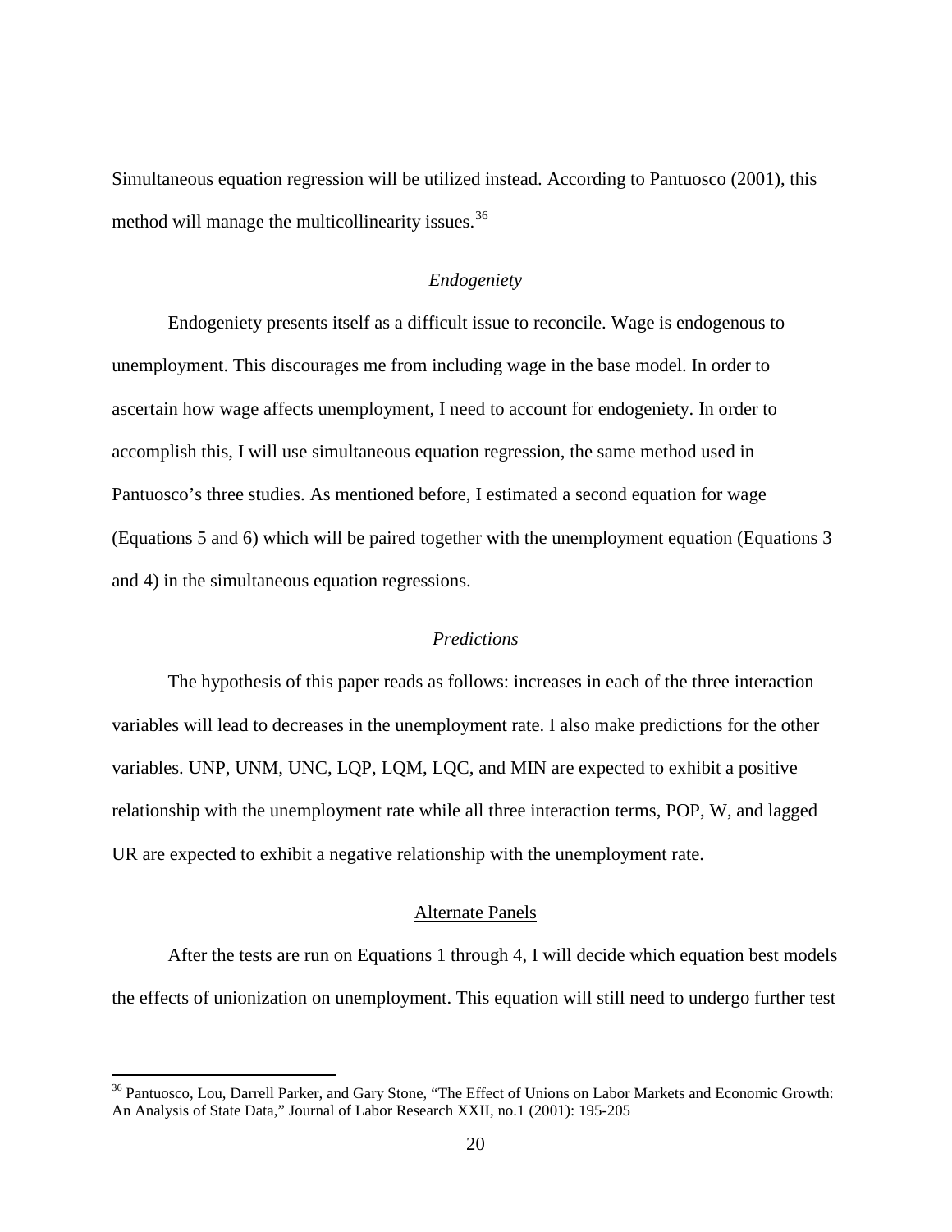Simultaneous equation regression will be utilized instead. According to Pantuosco (2001), this method will manage the multicollinearity issues.[36]

### *Endogeniety*

Endogeniety presents itself as a difficult issue to reconcile. Wage is endogenous to unemployment. This discourages me from including wage in the base model. In order to ascertain how wage affects unemployment, I need to account for endogeniety. In order to accomplish this, I will use simultaneous equation regression, the same method used in Pantuosco's three studies. As mentioned before, I estimated a second equation for wage (Equations 5 and 6) which will be paired together with the unemployment equation (Equations 3 and 4) in the simultaneous equation regressions.

### *Predictions*

The hypothesis of this paper reads as follows: increases in each of the three interaction variables will lead to decreases in the unemployment rate. I also make predictions for the other variables. UNP, UNM, UNC, LQP, LQM, LQC, and MIN are expected to exhibit a positive relationship with the unemployment rate while all three interaction terms, POP, W, and lagged UR are expected to exhibit a negative relationship with the unemployment rate.

## Alternate Panels

After the tests are run on Equations 1 through 4, I will decide which equation best models the effects of unionization on unemployment. This equation will still need to undergo further test

---

[36] Pantuosco, Lou, Darrell Parker, and Gary Stone, "The Effect of Unions on Labor Markets and Economic Growth: An Analysis of State Data," Journal of Labor Research XXII, no.1 (2001): 195-205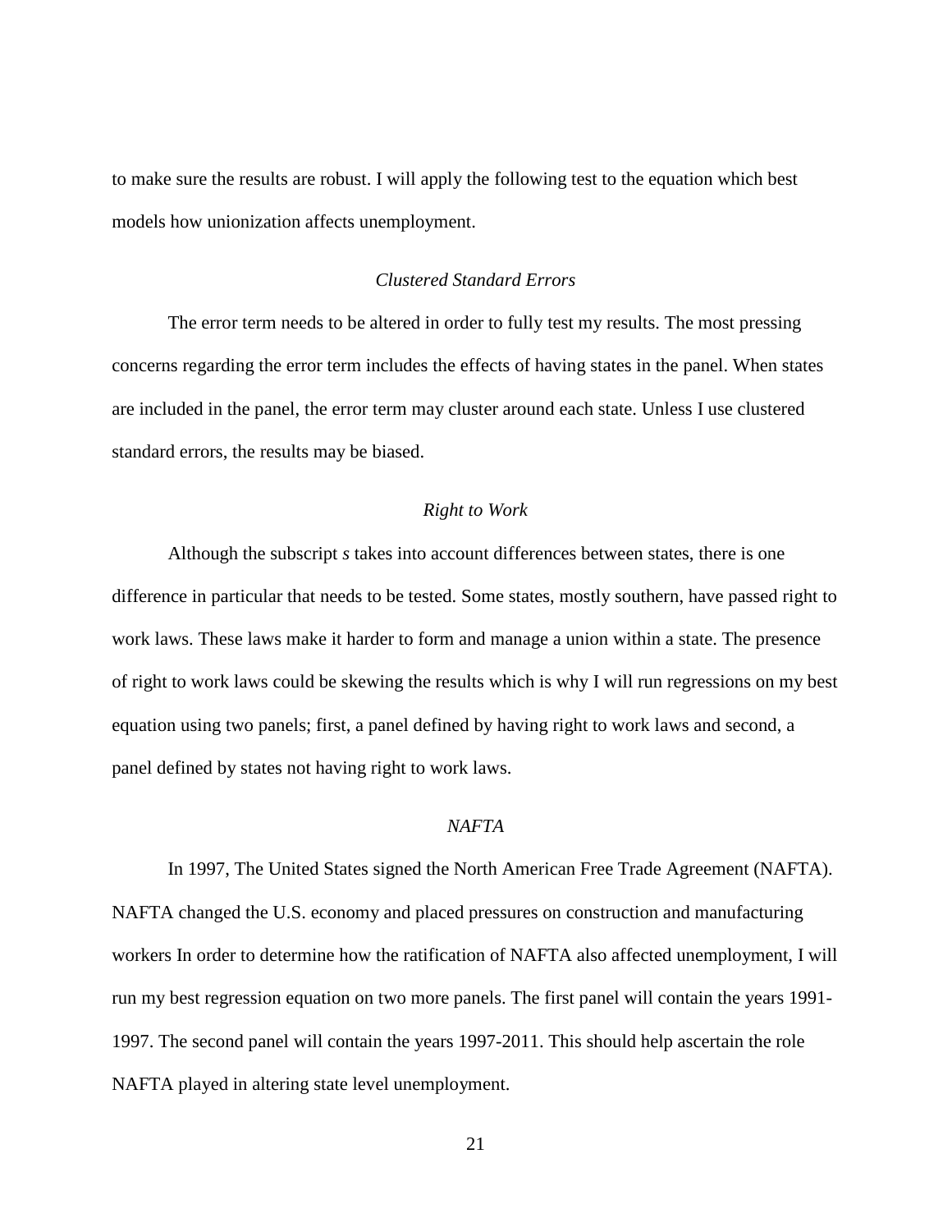to make sure the results are robust. I will apply the following test to the equation which best models how unionization affects unemployment.

### *Clustered Standard Errors*

The error term needs to be altered in order to fully test my results. The most pressing concerns regarding the error term includes the effects of having states in the panel. When states are included in the panel, the error term may cluster around each state. Unless I use clustered standard errors, the results may be biased.

### *Right to Work*

Although the subscript $s$ takes into account differences between states, there is one difference in particular that needs to be tested. Some states, mostly southern, have passed right to work laws. These laws make it harder to form and manage a union within a state. The presence of right to work laws could be skewing the results which is why I will run regressions on my best equation using two panels; first, a panel defined by having right to work laws and second, a panel defined by states not having right to work laws.

### *NAFTA*

In 1997, The United States signed the North American Free Trade Agreement (NAFTA). NAFTA changed the U.S. economy and placed pressures on construction and manufacturing workers In order to determine how the ratification of NAFTA also affected unemployment, I will run my best regression equation on two more panels. The first panel will contain the years 1991-1997. The second panel will contain the years 1997-2011. This should help ascertain the role NAFTA played in altering state level unemployment.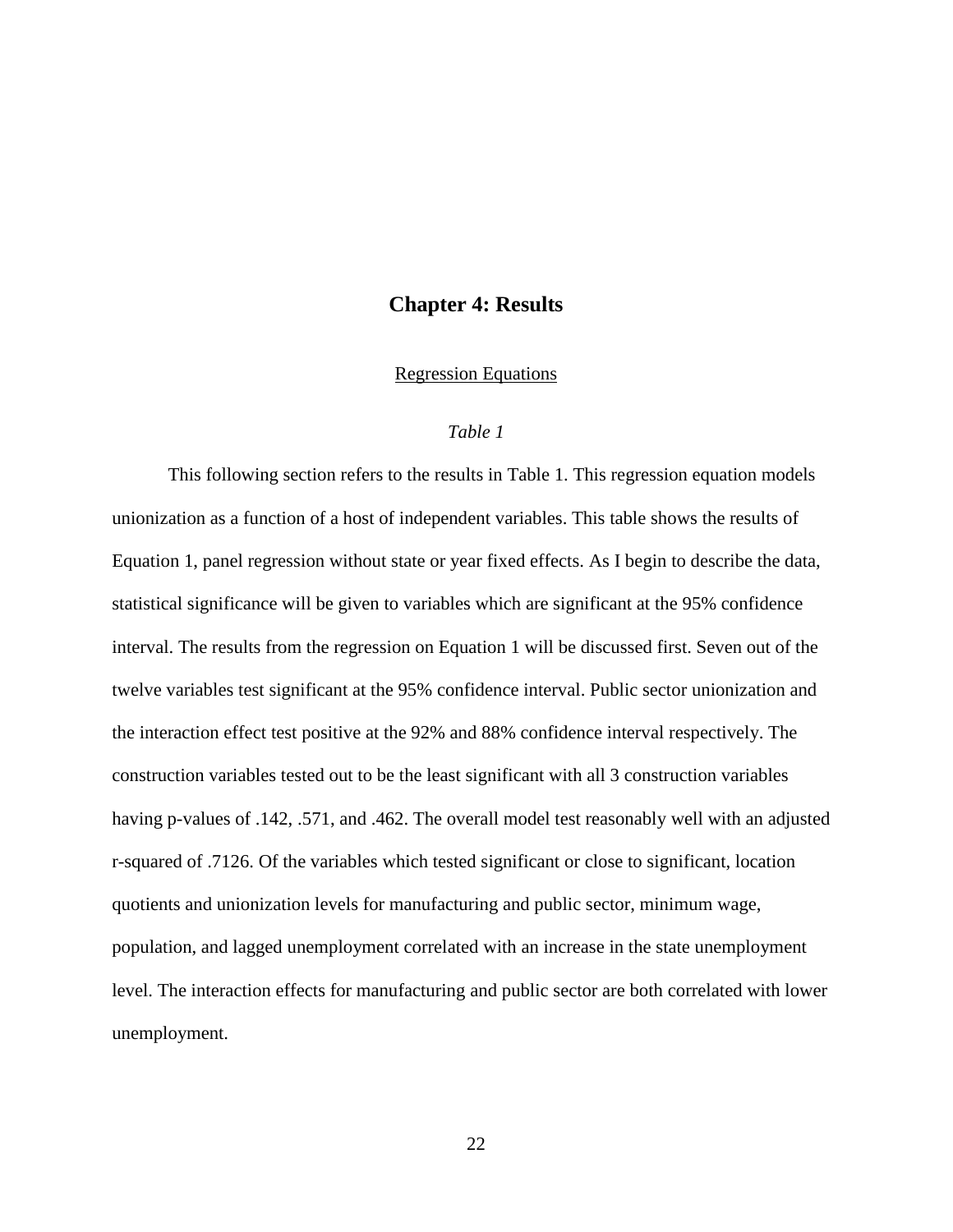# Chapter 4: Results

## Regression Equations

### *Table 1*

This following section refers to the results in Table 1. This regression equation models unionization as a function of a host of independent variables. This table shows the results of Equation 1, panel regression without state or year fixed effects. As I begin to describe the data, statistical significance will be given to variables which are significant at the 95% confidence interval. The results from the regression on Equation 1 will be discussed first. Seven out of the twelve variables test significant at the 95% confidence interval. Public sector unionization and the interaction effect test positive at the 92% and 88% confidence interval respectively. The construction variables tested out to be the least significant with all 3 construction variables having p-values of .142, .571, and .462. The overall model test reasonably well with an adjusted r-squared of .7126. Of the variables which tested significant or close to significant, location quotients and unionization levels for manufacturing and public sector, minimum wage, population, and lagged unemployment correlated with an increase in the state unemployment level. The interaction effects for manufacturing and public sector are both correlated with lower unemployment.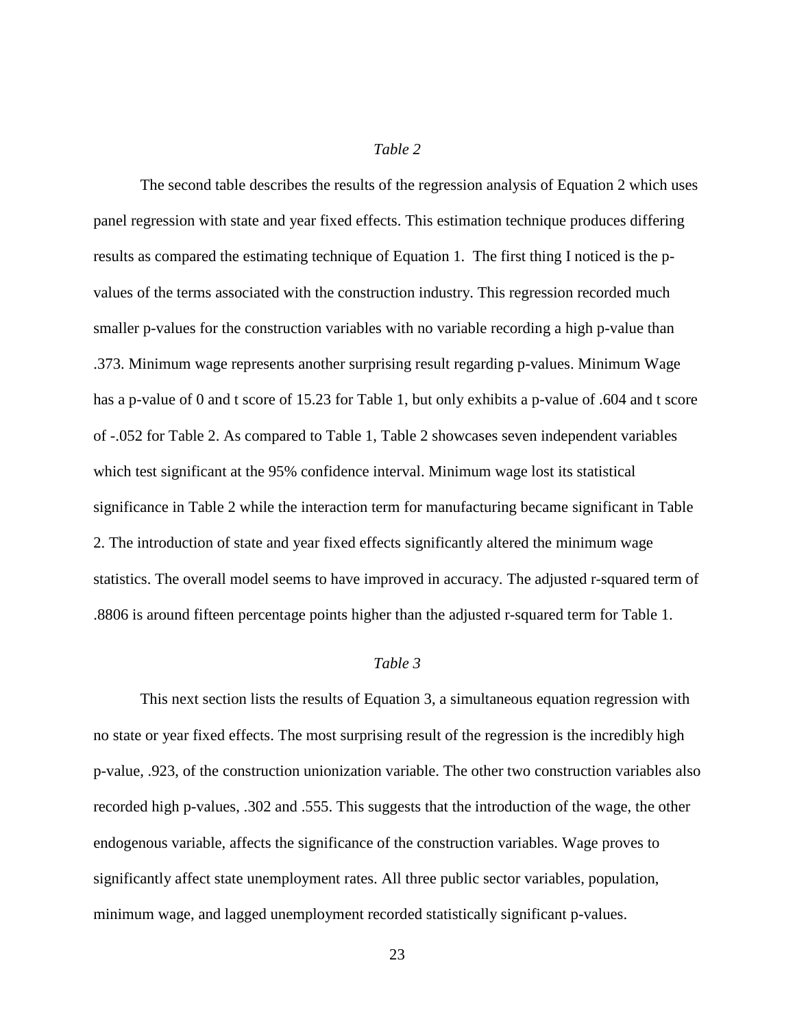### *Table 2*

The second table describes the results of the regression analysis of Equation 2 which uses panel regression with state and year fixed effects. This estimation technique produces differing results as compared the estimating technique of Equation 1. The first thing I noticed is the p-values of the terms associated with the construction industry. This regression recorded much smaller p-values for the construction variables with no variable recording a high p-value than .373. Minimum wage represents another surprising result regarding p-values. Minimum Wage has a p-value of 0 and t score of 15.23 for Table 1, but only exhibits a p-value of .604 and t score of -.052 for Table 2. As compared to Table 1, Table 2 showcases seven independent variables which test significant at the 95% confidence interval. Minimum wage lost its statistical significance in Table 2 while the interaction term for manufacturing became significant in Table 2. The introduction of state and year fixed effects significantly altered the minimum wage statistics. The overall model seems to have improved in accuracy. The adjusted r-squared term of .8806 is around fifteen percentage points higher than the adjusted r-squared term for Table 1.

### *Table 3*

This next section lists the results of Equation 3, a simultaneous equation regression with no state or year fixed effects. The most surprising result of the regression is the incredibly high p-value, .923, of the construction unionization variable. The other two construction variables also recorded high p-values, .302 and .555. This suggests that the introduction of the wage, the other endogenous variable, affects the significance of the construction variables. Wage proves to significantly affect state unemployment rates. All three public sector variables, population, minimum wage, and lagged unemployment recorded statistically significant p-values.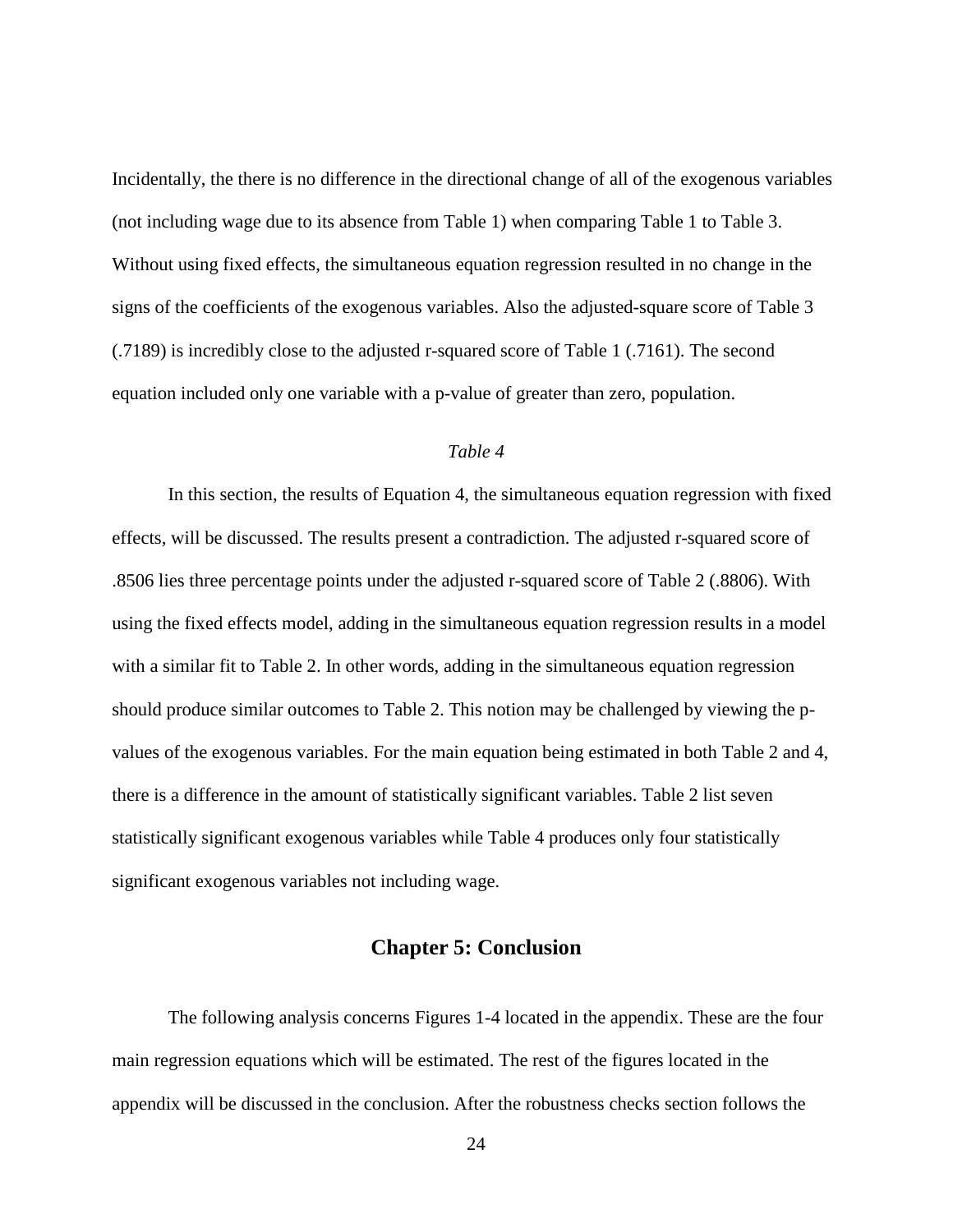Incidentally, the there is no difference in the directional change of all of the exogenous variables (not including wage due to its absence from Table 1) when comparing Table 1 to Table 3. Without using fixed effects, the simultaneous equation regression resulted in no change in the signs of the coefficients of the exogenous variables. Also the adjusted-square score of Table 3 (.7189) is incredibly close to the adjusted r-squared score of Table 1 (.7161). The second equation included only one variable with a p-value of greater than zero, population.

### *Table 4*

In this section, the results of Equation 4, the simultaneous equation regression with fixed effects, will be discussed. The results present a contradiction. The adjusted r-squared score of .8506 lies three percentage points under the adjusted r-squared score of Table 2 (.8806). With using the fixed effects model, adding in the simultaneous equation regression results in a model with a similar fit to Table 2. In other words, adding in the simultaneous equation regression should produce similar outcomes to Table 2. This notion may be challenged by viewing the p-values of the exogenous variables. For the main equation being estimated in both Table 2 and 4, there is a difference in the amount of statistically significant variables. Table 2 list seven statistically significant exogenous variables while Table 4 produces only four statistically significant exogenous variables not including wage.

## Chapter 5: Conclusion

The following analysis concerns Figures 1-4 located in the appendix. These are the four main regression equations which will be estimated. The rest of the figures located in the appendix will be discussed in the conclusion. After the robustness checks section follows the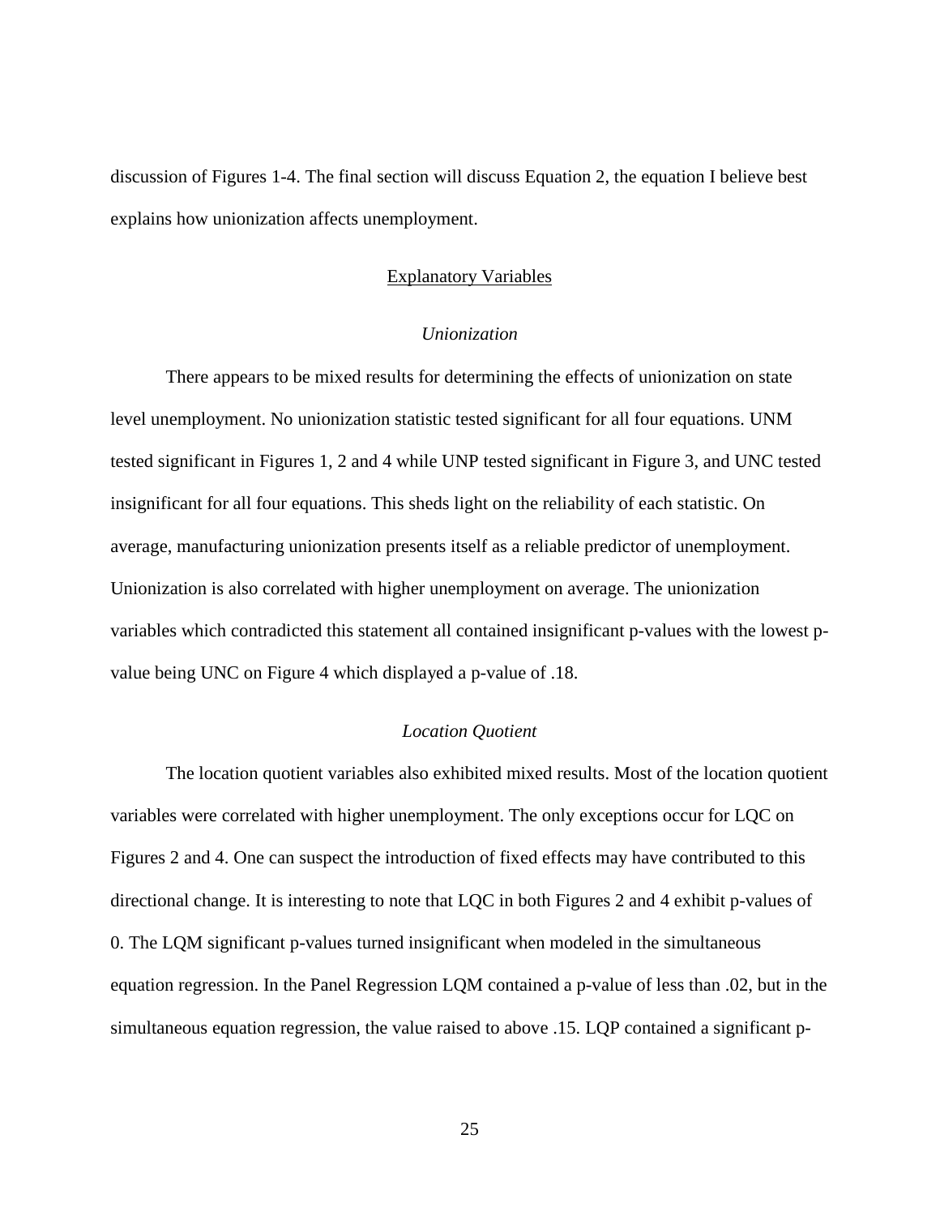discussion of Figures 1-4. The final section will discuss Equation 2, the equation I believe best explains how unionization affects unemployment.

## Explanatory Variables

### *Unionization*

There appears to be mixed results for determining the effects of unionization on state level unemployment. No unionization statistic tested significant for all four equations. UNM tested significant in Figures 1, 2 and 4 while UNP tested significant in Figure 3, and UNC tested insignificant for all four equations. This sheds light on the reliability of each statistic. On average, manufacturing unionization presents itself as a reliable predictor of unemployment. Unionization is also correlated with higher unemployment on average. The unionization variables which contradicted this statement all contained insignificant p-values with the lowest p-value being UNC on Figure 4 which displayed a p-value of .18.

### *Location Quotient*

The location quotient variables also exhibited mixed results. Most of the location quotient variables were correlated with higher unemployment. The only exceptions occur for LQC on Figures 2 and 4. One can suspect the introduction of fixed effects may have contributed to this directional change. It is interesting to note that LQC in both Figures 2 and 4 exhibit p-values of 0. The LQM significant p-values turned insignificant when modeled in the simultaneous equation regression. In the Panel Regression LQM contained a p-value of less than .02, but in the simultaneous equation regression, the value raised to above .15. LQP contained a significant p-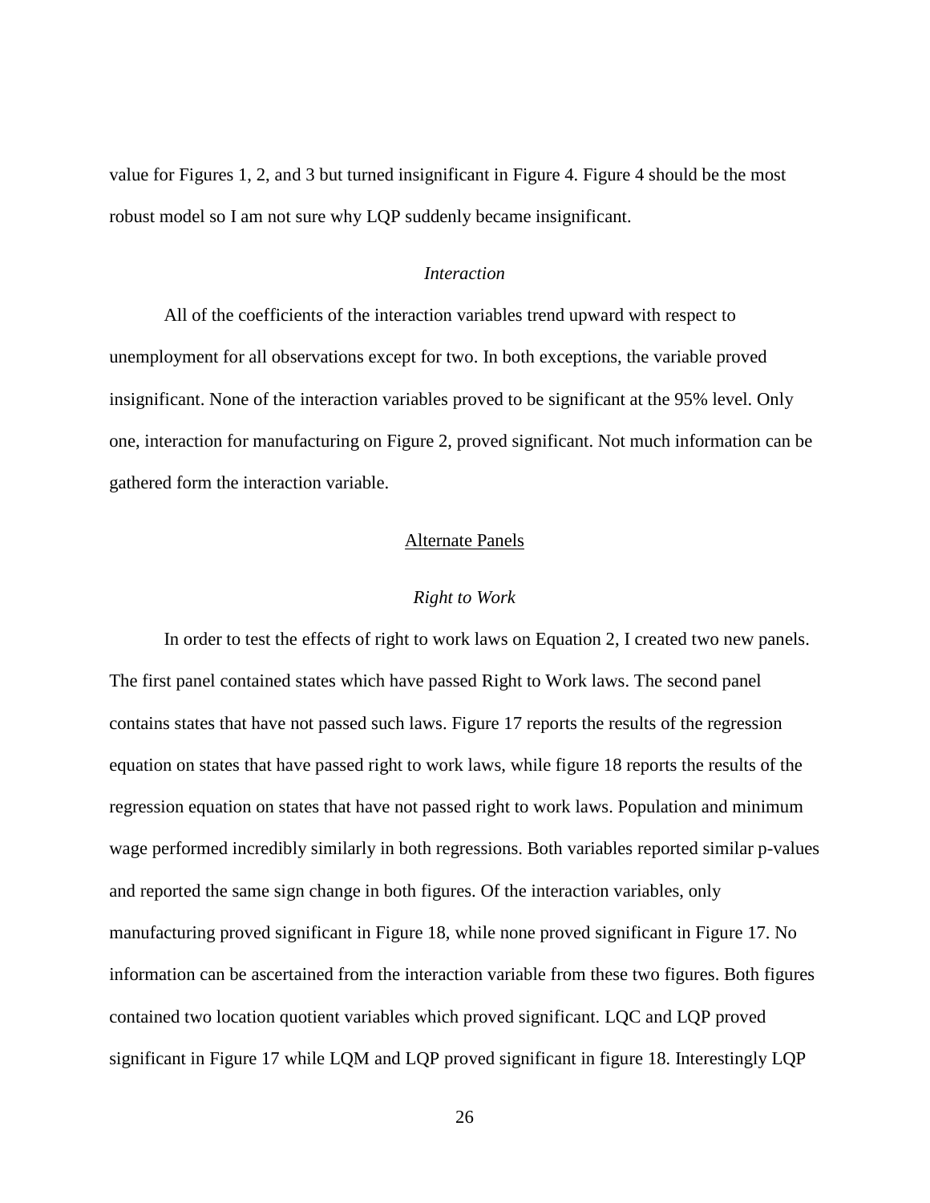value for Figures 1, 2, and 3 but turned insignificant in Figure 4. Figure 4 should be the most robust model so I am not sure why LQP suddenly became insignificant.

#### *Interaction*

All of the coefficients of the interaction variables trend upward with respect to unemployment for all observations except for two. In both exceptions, the variable proved insignificant. None of the interaction variables proved to be significant at the 95% level. Only one, interaction for manufacturing on Figure 2, proved significant. Not much information can be gathered form the interaction variable.

### Alternate Panels

#### *Right to Work*

In order to test the effects of right to work laws on Equation 2, I created two new panels. The first panel contained states which have passed Right to Work laws. The second panel contains states that have not passed such laws. Figure 17 reports the results of the regression equation on states that have passed right to work laws, while figure 18 reports the results of the regression equation on states that have not passed right to work laws. Population and minimum wage performed incredibly similarly in both regressions. Both variables reported similar p-values and reported the same sign change in both figures. Of the interaction variables, only manufacturing proved significant in Figure 18, while none proved significant in Figure 17. No information can be ascertained from the interaction variable from these two figures. Both figures contained two location quotient variables which proved significant. LQC and LQP proved significant in Figure 17 while LQM and LQP proved significant in figure 18. Interestingly LQP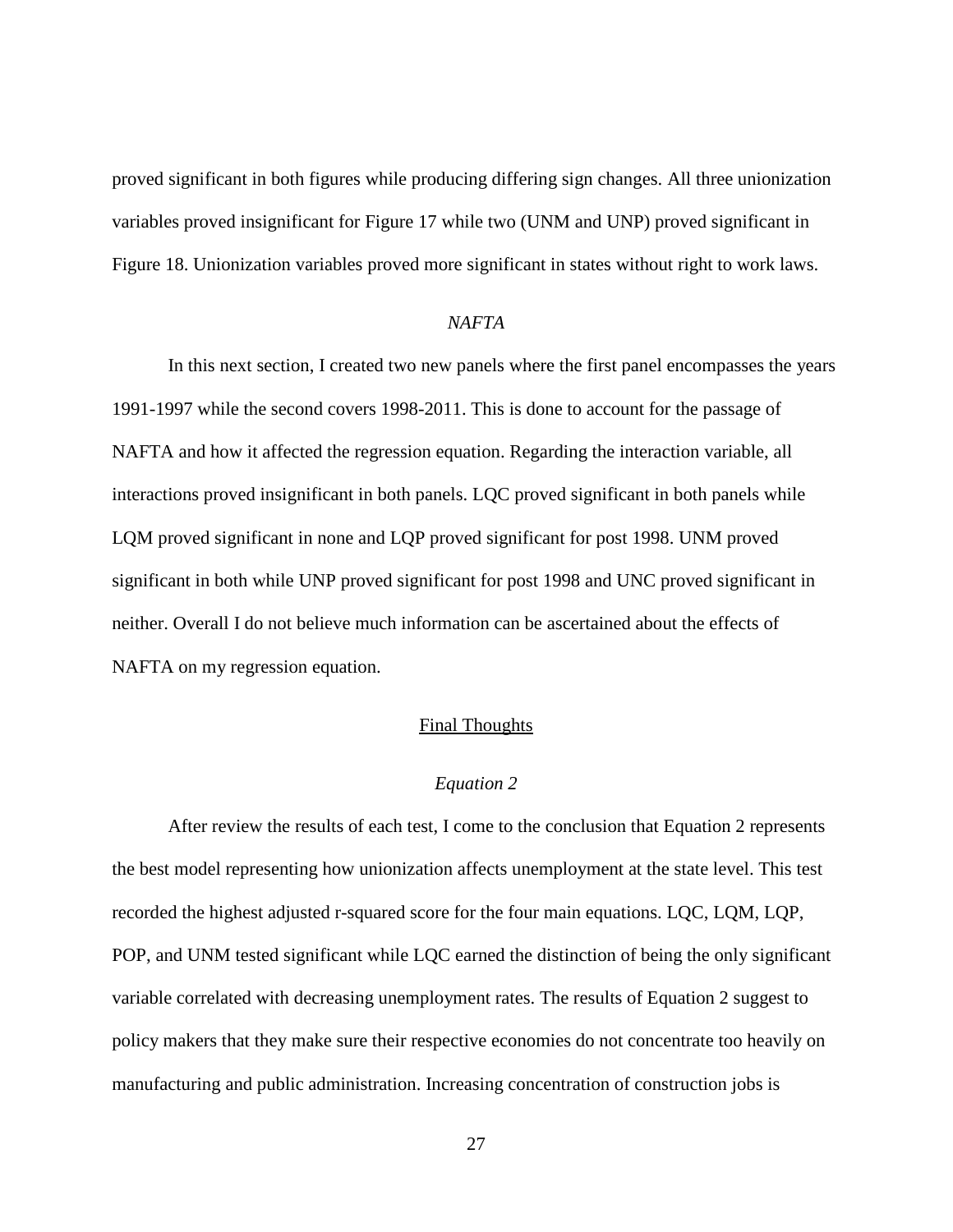proved significant in both figures while producing differing sign changes. All three unionization variables proved insignificant for Figure 17 while two (UNM and UNP) proved significant in Figure 18. Unionization variables proved more significant in states without right to work laws.

### *NAFTA*

In this next section, I created two new panels where the first panel encompasses the years 1991-1997 while the second covers 1998-2011. This is done to account for the passage of NAFTA and how it affected the regression equation. Regarding the interaction variable, all interactions proved insignificant in both panels. LQC proved significant in both panels while LQM proved significant in none and LQP proved significant for post 1998. UNM proved significant in both while UNP proved significant for post 1998 and UNC proved significant in neither. Overall I do not believe much information can be ascertained about the effects of NAFTA on my regression equation.

## Final Thoughts

### *Equation 2*

After review the results of each test, I come to the conclusion that Equation 2 represents the best model representing how unionization affects unemployment at the state level. This test recorded the highest adjusted r-squared score for the four main equations. LQC, LQM, LQP, POP, and UNM tested significant while LQC earned the distinction of being the only significant variable correlated with decreasing unemployment rates. The results of Equation 2 suggest to policy makers that they make sure their respective economies do not concentrate too heavily on manufacturing and public administration. Increasing concentration of construction jobs is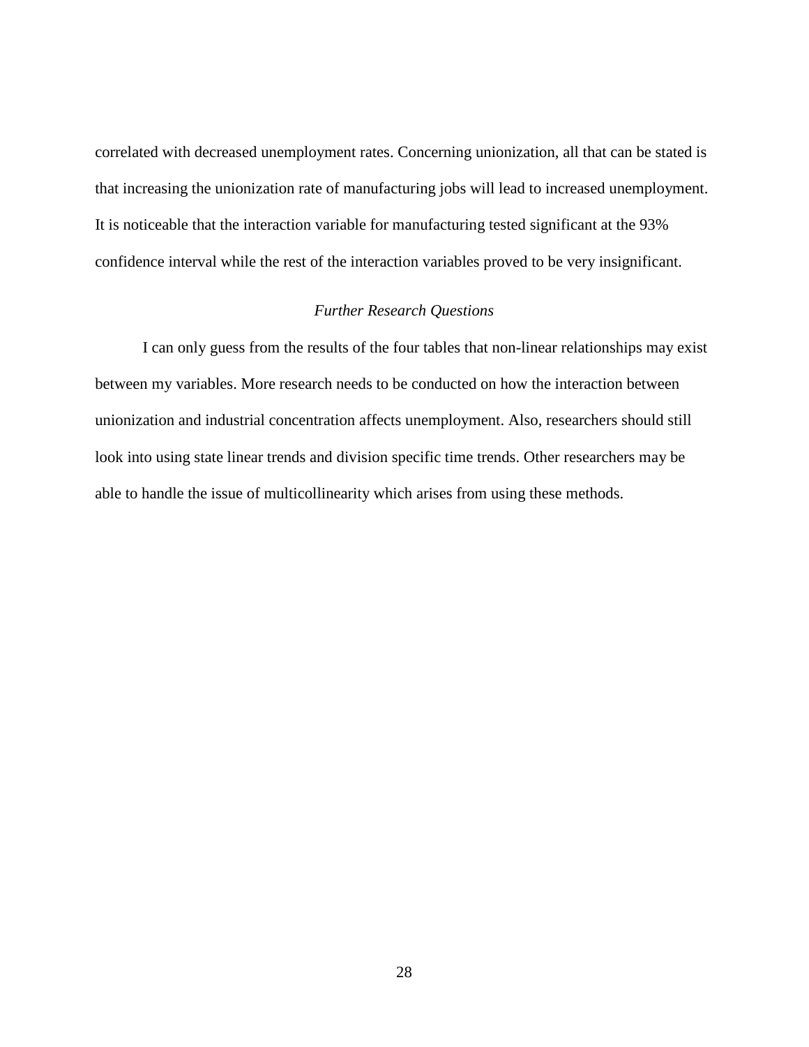correlated with decreased unemployment rates. Concerning unionization, all that can be stated is that increasing the unionization rate of manufacturing jobs will lead to increased unemployment. It is noticeable that the interaction variable for manufacturing tested significant at the 93% confidence interval while the rest of the interaction variables proved to be very insignificant.

### *Further Research Questions*

I can only guess from the results of the four tables that non-linear relationships may exist between my variables. More research needs to be conducted on how the interaction between unionization and industrial concentration affects unemployment. Also, researchers should still look into using state linear trends and division specific time trends. Other researchers may be able to handle the issue of multicollinearity which arises from using these methods.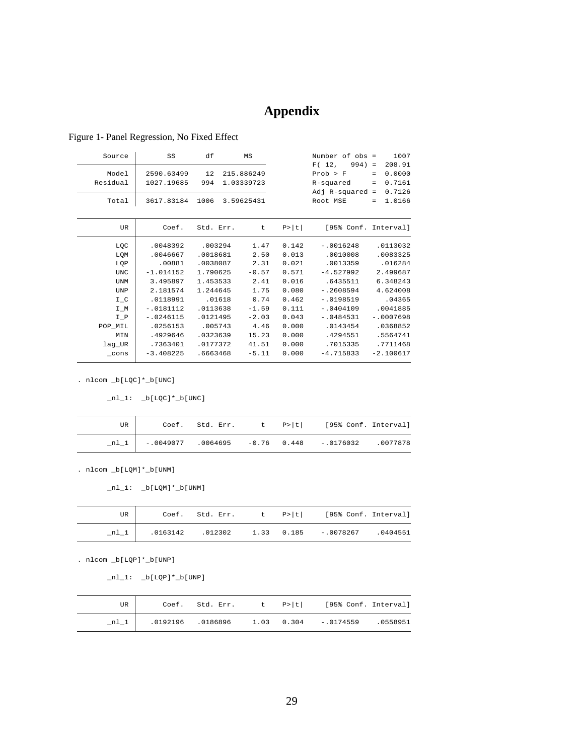# Appendix

Figure 1- Panel Regression, No Fixed Effect

| Source | SS | df | MS |
|---|---|---|---|
| Model | 2590.63499 | 12 | 215.886249 |
| Residual | 1027.19685 | 994 | 1.03339723 |
| Total | 3617.83184 | 1006 | 3.59625431 |

```
Number of obs =    1007
F( 12,   994) =  208.91
Prob > F      =  0.0000
R-squared     =  0.7161
Adj R-squared =  0.7126
Root MSE      =  1.0166
```

| UR | Coef. | Std. Err. | t | P>\|t\| | [95% Conf. | Interval] |
|---|---|---|---|---|---|---|
| LQC | .0048392 | .003294 | 1.47 | 0.142 | -.0016248 | .0113032 |
| LQM | .0046667 | .0018681 | 2.50 | 0.013 | .0010008 | .0083325 |
| LQP | .00881 | .0038087 | 2.31 | 0.021 | .0013359 | .016284 |
| UNC | -1.014152 | 1.790625 | -0.57 | 0.571 | -4.527992 | 2.499687 |
| UNM | 3.495897 | 1.453533 | 2.41 | 0.016 | .6435511 | 6.348243 |
| UNP | 2.181574 | 1.244645 | 1.75 | 0.080 | -.2608594 | 4.624008 |
| I_C | .0118991 | .01618 | 0.74 | 0.462 | -.0198519 | .04365 |
| I_M | -.0181112 | .0113638 | -1.59 | 0.111 | -.0404109 | .0041885 |
| I_P | -.0246115 | .0121495 | -2.03 | 0.043 | -.0484531 | -.0007698 |
| POP_MIL | .0256153 | .005743 | 4.46 | 0.000 | .0143454 | .0368852 |
| MIN | .4929646 | .0323639 | 15.23 | 0.000 | .4294551 | .5564741 |
| lag_UR | .7363401 | .0177372 | 41.51 | 0.000 | .7015335 | .7711468 |
| _cons | -3.408225 | .6663468 | -5.11 | 0.000 | -4.715833 | -2.100617 |

```
. nlcom _b[LQC]*_b[UNC]

       _nl_1:  _b[LQC]*_b[UNC]
```

| UR | Coef. | Std. Err. | t | P>\|t\| | [95% Conf. | Interval] |
|---|---|---|---|---|---|---|
| _nl_1 | -.0049077 | .0064695 | -0.76 | 0.448 | -.0176032 | .0077878 |

```
. nlcom _b[LQM]*_b[UNM]

       _nl_1:  _b[LQM]*_b[UNM]
```

| UR | Coef. | Std. Err. | t | P>\|t\| | [95% Conf. | Interval] |
|---|---|---|---|---|---|---|
| _nl_1 | .0163142 | .012302 | 1.33 | 0.185 | -.0078267 | .0404551 |

```
. nlcom _b[LQP]*_b[UNP]

       _nl_1:  _b[LQP]*_b[UNP]
```

| UR | Coef. | Std. Err. | t | P>\|t\| | [95% Conf. | Interval] |
|---|---|---|---|---|---|---|
| _nl_1 | .0192196 | .0186896 | 1.03 | 0.304 | -.0174559 | .0558951 |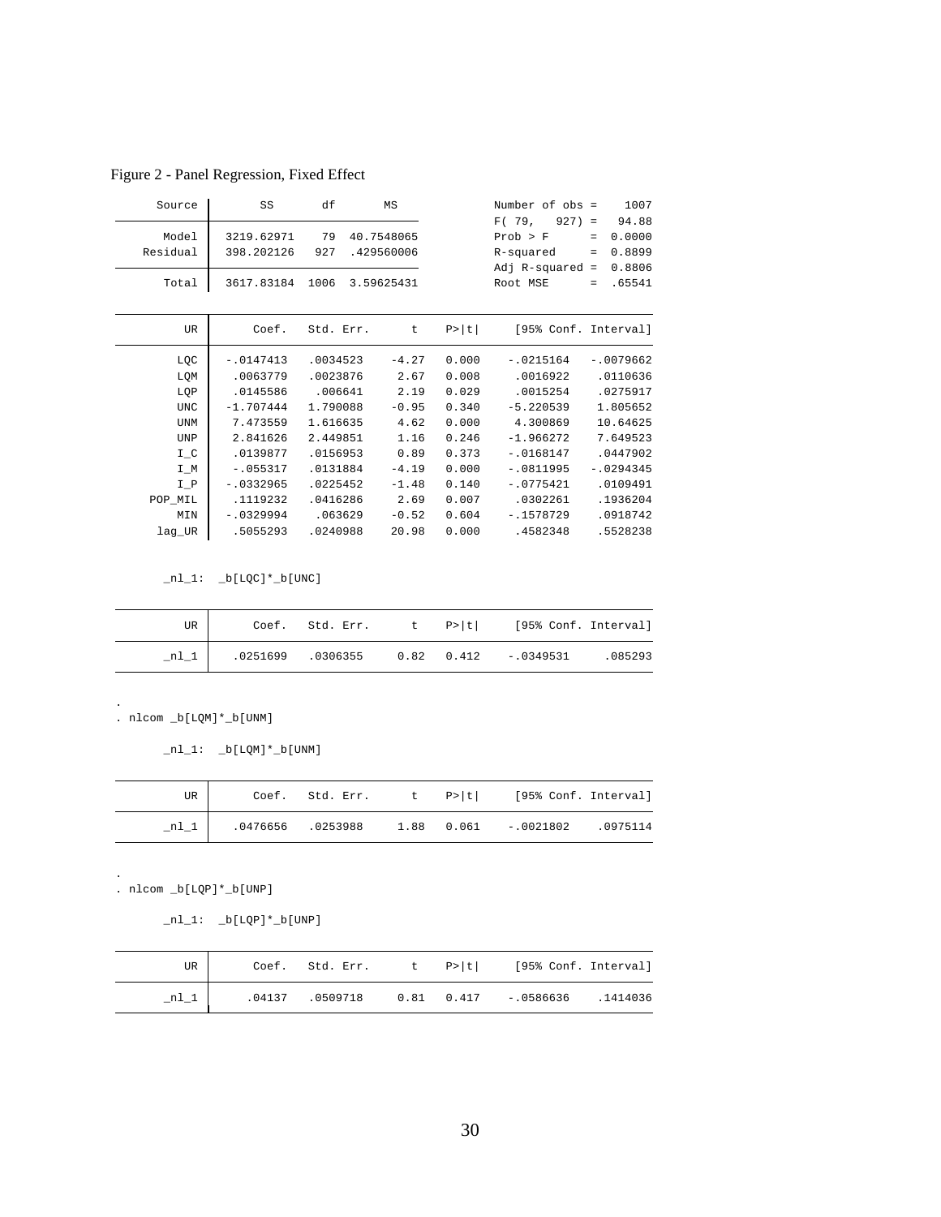Figure 2 - Panel Regression, Fixed Effect

| Source | SS | df | MS |
|---|---|---|---|
| Model | 3219.62971 | 79 | 40.7548065 |
| Residual | 398.202126 | 927 | .429560006 |
| Total | 3617.83184 | 1006 | 3.59625431 |

| | |
|---|---|
| Number of obs = | 1007 |
| F( 79, 927) = | 94.88 |
| Prob > F = | 0.0000 |
| R-squared = | 0.8899 |
| Adj R-squared = | 0.8806 |
| Root MSE = | .65541 |

| UR | Coef. | Std. Err. | t | P>\|t\| | [95% Conf. | Interval] |
|---|---|---|---|---|---|---|
| LQC | -.0147413 | .0034523 | -4.27 | 0.000 | -.0215164 | -.0079662 |
| LQM | .0063779 | .0023876 | 2.67 | 0.008 | .0016922 | .0110636 |
| LQP | .0145586 | .006641 | 2.19 | 0.029 | .0015254 | .0275917 |
| UNC | -1.707444 | 1.790088 | -0.95 | 0.340 | -5.220539 | 1.805652 |
| UNM | 7.473559 | 1.616635 | 4.62 | 0.000 | 4.300869 | 10.64625 |
| UNP | 2.841626 | 2.449851 | 1.16 | 0.246 | -1.966272 | 7.649523 |
| I_C | .0139877 | .0156953 | 0.89 | 0.373 | -.0168147 | .0447902 |
| I_M | -.055317 | .0131884 | -4.19 | 0.000 | -.0811995 | -.0294345 |
| I_P | -.0332965 | .0225452 | -1.48 | 0.140 | -.0775421 | .0109491 |
| POP_MIL | .1119232 | .0416286 | 2.69 | 0.007 | .0302261 | .1936204 |
| MIN | -.0329994 | .063629 | -0.52 | 0.604 | -.1578729 | .0918742 |
| lag_UR | .5055293 | .0240988 | 20.98 | 0.000 | .4582348 | .5528238 |

```
_nl_1:  _b[LQC]*_b[UNC]
```

| UR | Coef. | Std. Err. | t | P>\|t\| | [95% Conf. | Interval] |
|---|---|---|---|---|---|---|
| _nl_1 | .0251699 | .0306355 | 0.82 | 0.412 | -.0349531 | .085293 |

```
.
. nlcom _b[LQM]*_b[UNM]

       _nl_1:  _b[LQM]*_b[UNM]
```

| UR | Coef. | Std. Err. | t | P>\|t\| | [95% Conf. | Interval] |
|---|---|---|---|---|---|---|
| _nl_1 | .0476656 | .0253988 | 1.88 | 0.061 | -.0021802 | .0975114 |

```
.
. nlcom _b[LQP]*_b[UNP]

       _nl_1:  _b[LQP]*_b[UNP]
```

| UR | Coef. | Std. Err. | t | P>\|t\| | [95% Conf. | Interval] |
|---|---|---|---|---|---|---|
| _nl_1 | .04137 | .0509718 | 0.81 | 0.417 | -.0586636 | .1414036 |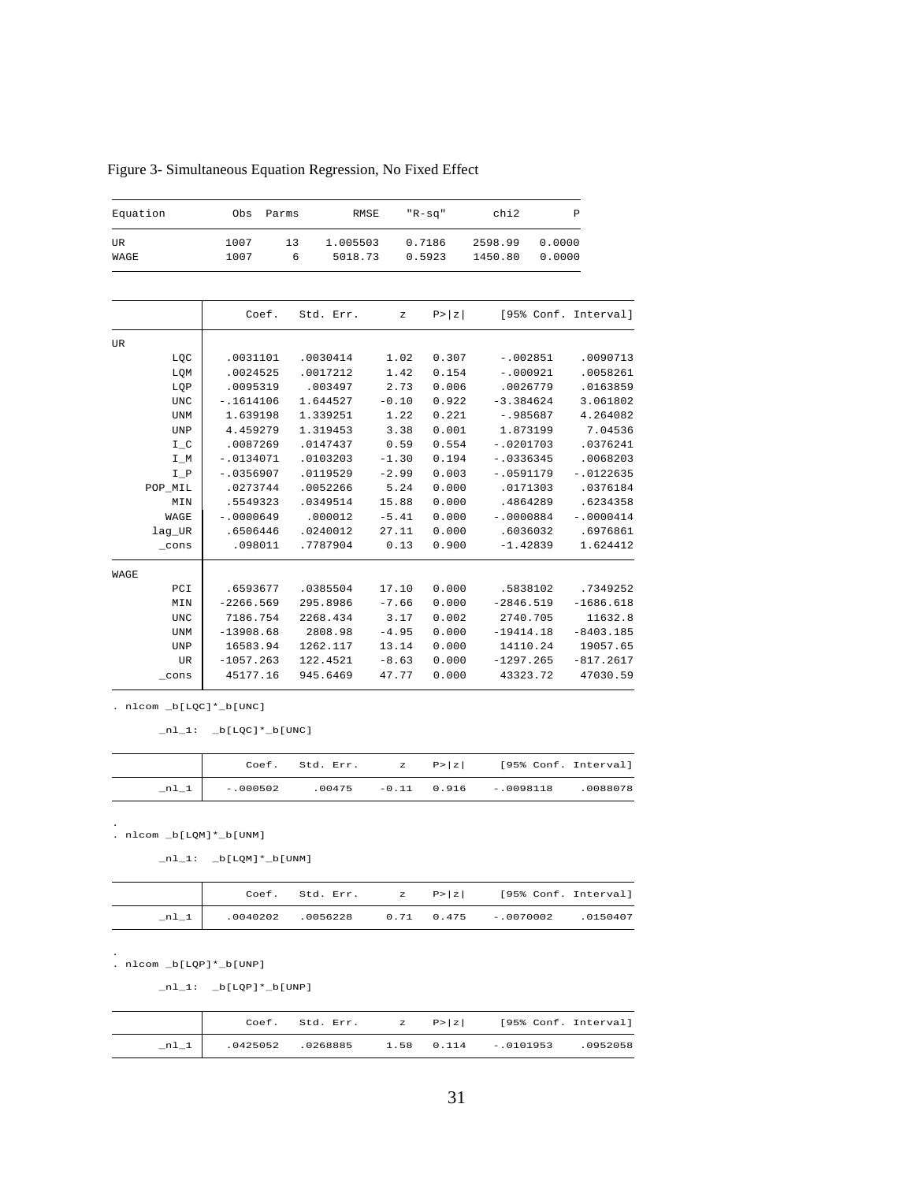Figure 3- Simultaneous Equation Regression, No Fixed Effect

| Equation | Obs | Parms | RMSE | "R-sq" | chi2 | P |
|---|---|---|---|---|---|---|
| UR | 1007 | 13 | 1.005503 | 0.7186 | 2598.99 | 0.0000 |
| WAGE | 1007 | 6 | 5018.73 | 0.5923 | 1450.80 | 0.0000 |

| | Coef. | Std. Err. | z | P>\|z\| | [95% Conf. | Interval] |
|---|---|---|---|---|---|---|
| UR | | | | | | |
| LQC | .0031101 | .0030414 | 1.02 | 0.307 | -.002851 | .0090713 |
| LQM | .0024525 | .0017212 | 1.42 | 0.154 | -.000921 | .0058261 |
| LQP | .0095319 | .003497 | 2.73 | 0.006 | .0026779 | .0163859 |
| UNC | -.1614106 | 1.644527 | -0.10 | 0.922 | -3.384624 | 3.061802 |
| UNM | 1.639198 | 1.339251 | 1.22 | 0.221 | -.985687 | 4.264082 |
| UNP | 4.459279 | 1.319453 | 3.38 | 0.001 | 1.873199 | 7.04536 |
| I_C | .0087269 | .0147437 | 0.59 | 0.554 | -.0201703 | .0376241 |
| I_M | -.0134071 | .0103203 | -1.30 | 0.194 | -.0336345 | .0068203 |
| I_P | -.0356907 | .0119529 | -2.99 | 0.003 | -.0591179 | -.0122635 |
| POP_MIL | .0273744 | .0052266 | 5.24 | 0.000 | .0171303 | .0376184 |
| MIN | .5549323 | .0349514 | 15.88 | 0.000 | .4864289 | .6234358 |
| WAGE | -.0000649 | .000012 | -5.41 | 0.000 | -.0000884 | -.0000414 |
| lag_UR | .6506446 | .0240012 | 27.11 | 0.000 | .6036032 | .6976861 |
| _cons | .098011 | .7787904 | 0.13 | 0.900 | -1.42839 | 1.624412 |
| WAGE | | | | | | |
| PCI | .6593677 | .0385504 | 17.10 | 0.000 | .5838102 | .7349252 |
| MIN | -2266.569 | 295.8986 | -7.66 | 0.000 | -2846.519 | -1686.618 |
| UNC | 7186.754 | 2268.434 | 3.17 | 0.002 | 2740.705 | 11632.8 |
| UNM | -13908.68 | 2808.98 | -4.95 | 0.000 | -19414.18 | -8403.185 |
| UNP | 16583.94 | 1262.117 | 13.14 | 0.000 | 14110.24 | 19057.65 |
| UR | -1057.263 | 122.4521 | -8.63 | 0.000 | -1297.265 | -817.2617 |
| _cons | 45177.16 | 945.6469 | 47.77 | 0.000 | 43323.72 | 47030.59 |

```
. nlcom _b[LQC]*_b[UNC]

       _nl_1:  _b[LQC]*_b[UNC]
```

| | Coef. | Std. Err. | z | P>\|z\| | [95% Conf. | Interval] |
|---|---|---|---|---|---|---|
| _nl_1 | -.000502 | .00475 | -0.11 | 0.916 | -.0098118 | .0088078 |

```
.
. nlcom _b[LQM]*_b[UNM]

       _nl_1:  _b[LQM]*_b[UNM]
```

| | Coef. | Std. Err. | z | P>\|z\| | [95% Conf. | Interval] |
|---|---|---|---|---|---|---|
| _nl_1 | .0040202 | .0056228 | 0.71 | 0.475 | -.0070002 | .0150407 |

```
.
. nlcom _b[LQP]*_b[UNP]

       _nl_1:  _b[LQP]*_b[UNP]
```

| | Coef. | Std. Err. | z | P>\|z\| | [95% Conf. | Interval] |
|---|---|---|---|---|---|---|
| _nl_1 | .0425052 | .0268885 | 1.58 | 0.114 | -.0101953 | .0952058 |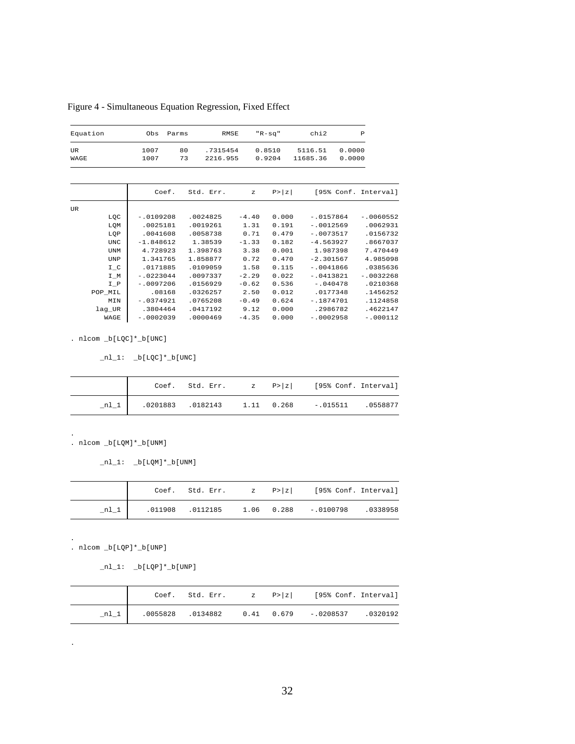Figure 4 - Simultaneous Equation Regression, Fixed Effect

| Equation | Obs | Parms | RMSE | "R-sq" | chi2 | P |
|---|---|---|---|---|---|---|
| UR | 1007 | 80 | .7315454 | 0.8510 | 5116.51 | 0.0000 |
| WAGE | 1007 | 73 | 2216.955 | 0.9204 | 11685.36 | 0.0000 |

| | Coef. | Std. Err. | z | P>\|z\| | [95% Conf. Interval] | |
|---|---|---|---|---|---|---|
| UR | | | | | | |
| LQC | -.0109208 | .0024825 | -4.40 | 0.000 | -.0157864 | -.0060552 |
| LQM | .0025181 | .0019261 | 1.31 | 0.191 | -.0012569 | .0062931 |
| LQP | .0041608 | .0058738 | 0.71 | 0.479 | -.0073517 | .0156732 |
| UNC | -1.848612 | 1.38539 | -1.33 | 0.182 | -4.563927 | .8667037 |
| UNM | 4.728923 | 1.398763 | 3.38 | 0.001 | 1.987398 | 7.470449 |
| UNP | 1.341765 | 1.858877 | 0.72 | 0.470 | -2.301567 | 4.985098 |
| I_C | .0171885 | .0109059 | 1.58 | 0.115 | -.0041866 | .0385636 |
| I_M | -.0223044 | .0097337 | -2.29 | 0.022 | -.0413821 | -.0032268 |
| I_P | -.0097206 | .0156929 | -0.62 | 0.536 | -.040478 | .0210368 |
| POP_MIL | .08168 | .0326257 | 2.50 | 0.012 | .0177348 | .1456252 |
| MIN | -.0374921 | .0765208 | -0.49 | 0.624 | -.1874701 | .1124858 |
| lag_UR | .3804464 | .0417192 | 9.12 | 0.000 | .2986782 | .4622147 |
| WAGE | -.0002039 | .0000469 | -4.35 | 0.000 | -.0002958 | -.000112 |

```
. nlcom _b[LQC]*_b[UNC]

       _nl_1:  _b[LQC]*_b[UNC]
```

| | Coef. | Std. Err. | z | P>\|z\| | [95% Conf. Interval] | |
|---|---|---|---|---|---|---|
| _nl_1 | .0201883 | .0182143 | 1.11 | 0.268 | -.015511 | .0558877 |

```
.
. nlcom _b[LQM]*_b[UNM]

       _nl_1:  _b[LQM]*_b[UNM]
```

| | Coef. | Std. Err. | z | P>\|z\| | [95% Conf. Interval] | |
|---|---|---|---|---|---|---|
| _nl_1 | .011908 | .0112185 | 1.06 | 0.288 | -.0100798 | .0338958 |

```
.
. nlcom _b[LQP]*_b[UNP]

       _nl_1:  _b[LQP]*_b[UNP]
```

| | Coef. | Std. Err. | z | P>\|z\| | [95% Conf. Interval] | |
|---|---|---|---|---|---|---|
| _nl_1 | .0055828 | .0134882 | 0.41 | 0.679 | -.0208537 | .0320192 |

.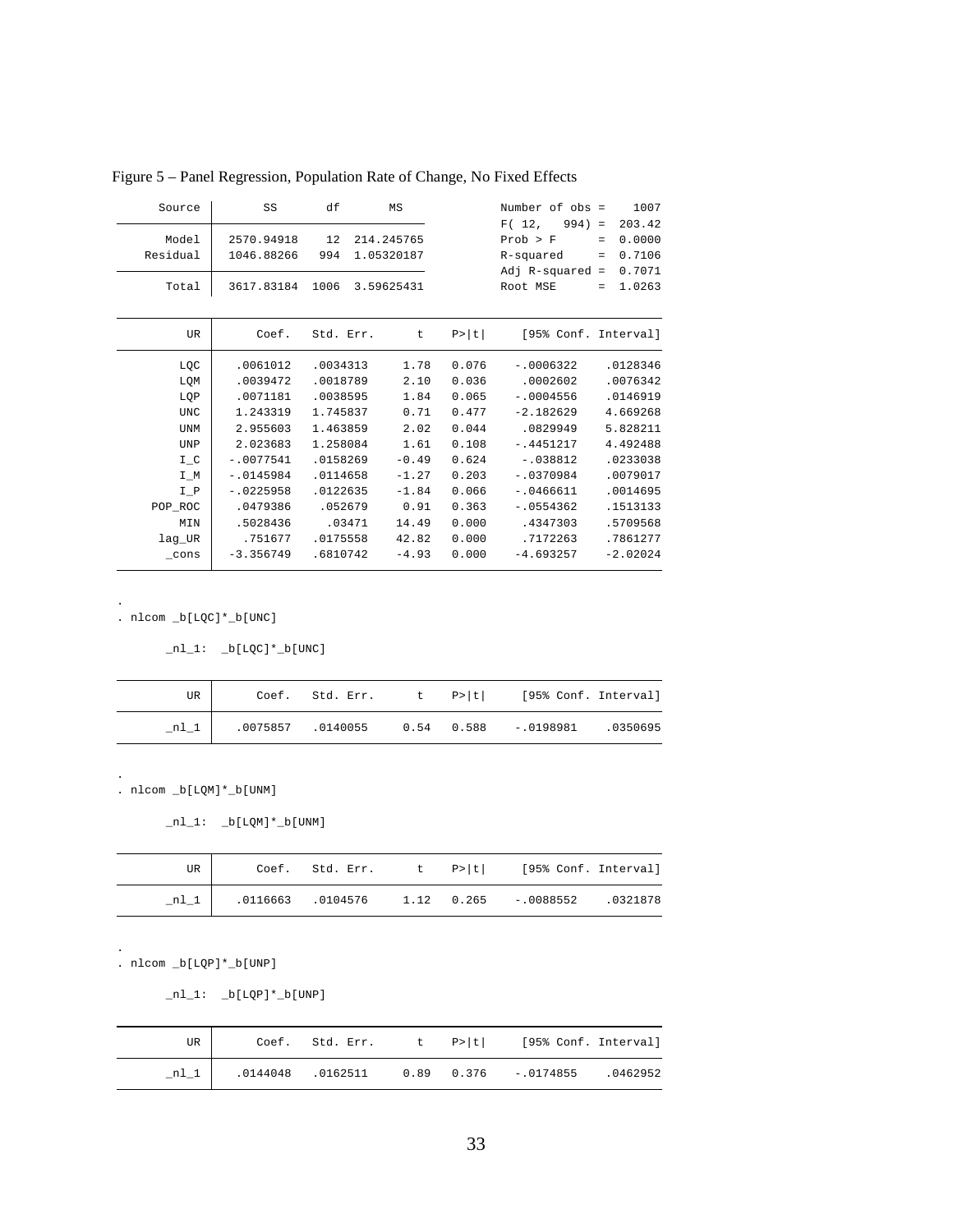Figure 5 – Panel Regression, Population Rate of Change, No Fixed Effects

| Source | SS | df | MS |
|---|---|---|---|
| Model | 2570.94918 | 12 | 214.245765 |
| Residual | 1046.88266 | 994 | 1.05320187 |
| Total | 3617.83184 | 1006 | 3.59625431 |

```
Number of obs =    1007
F( 12,   994) =  203.42
Prob > F      =  0.0000
R-squared     =  0.7106
Adj R-squared =  0.7071
Root MSE      =  1.0263
```

| UR | Coef. | Std. Err. | t | P>\|t\| | [95% Conf. Interval] | |
|---|---|---|---|---|---|---|
| LQC | .0061012 | .0034313 | 1.78 | 0.076 | -.0006322 | .0128346 |
| LQM | .0039472 | .0018789 | 2.10 | 0.036 | .0002602 | .0076342 |
| LQP | .0071181 | .0038595 | 1.84 | 0.065 | -.0004556 | .0146919 |
| UNC | 1.243319 | 1.745837 | 0.71 | 0.477 | -2.182629 | 4.669268 |
| UNM | 2.955603 | 1.463859 | 2.02 | 0.044 | .0829949 | 5.828211 |
| UNP | 2.023683 | 1.258084 | 1.61 | 0.108 | -.4451217 | 4.492488 |
| I_C | -.0077541 | .0158269 | -0.49 | 0.624 | -.038812 | .0233038 |
| I_M | -.0145984 | .0114658 | -1.27 | 0.203 | -.0370984 | .0079017 |
| I_P | -.0225958 | .0122635 | -1.84 | 0.066 | -.0466611 | .0014695 |
| POP_ROC | .0479386 | .052679 | 0.91 | 0.363 | -.0554362 | .1513133 |
| MIN | .5028436 | .03471 | 14.49 | 0.000 | .4347303 | .5709568 |
| lag_UR | .751677 | .0175558 | 42.82 | 0.000 | .7172263 | .7861277 |
| _cons | -3.356749 | .6810742 | -4.93 | 0.000 | -4.693257 | -2.02024 |

```
.
. nlcom _b[LQC]*_b[UNC]

       _nl_1:  _b[LQC]*_b[UNC]
```

| UR | Coef. | Std. Err. | t | P>\|t\| | [95% Conf. Interval] | |
|---|---|---|---|---|---|---|
| _nl_1 | .0075857 | .0140055 | 0.54 | 0.588 | -.0198981 | .0350695 |

```
.
. nlcom _b[LQM]*_b[UNM]

       _nl_1:  _b[LQM]*_b[UNM]
```

| UR | Coef. | Std. Err. | t | P>\|t\| | [95% Conf. Interval] | |
|---|---|---|---|---|---|---|
| _nl_1 | .0116663 | .0104576 | 1.12 | 0.265 | -.0088552 | .0321878 |

```
.
. nlcom _b[LQP]*_b[UNP]

       _nl_1:  _b[LQP]*_b[UNP]
```

| UR | Coef. | Std. Err. | t | P>\|t\| | [95% Conf. Interval] | |
|---|---|---|---|---|---|---|
| _nl_1 | .0144048 | .0162511 | 0.89 | 0.376 | -.0174855 | .0462952 |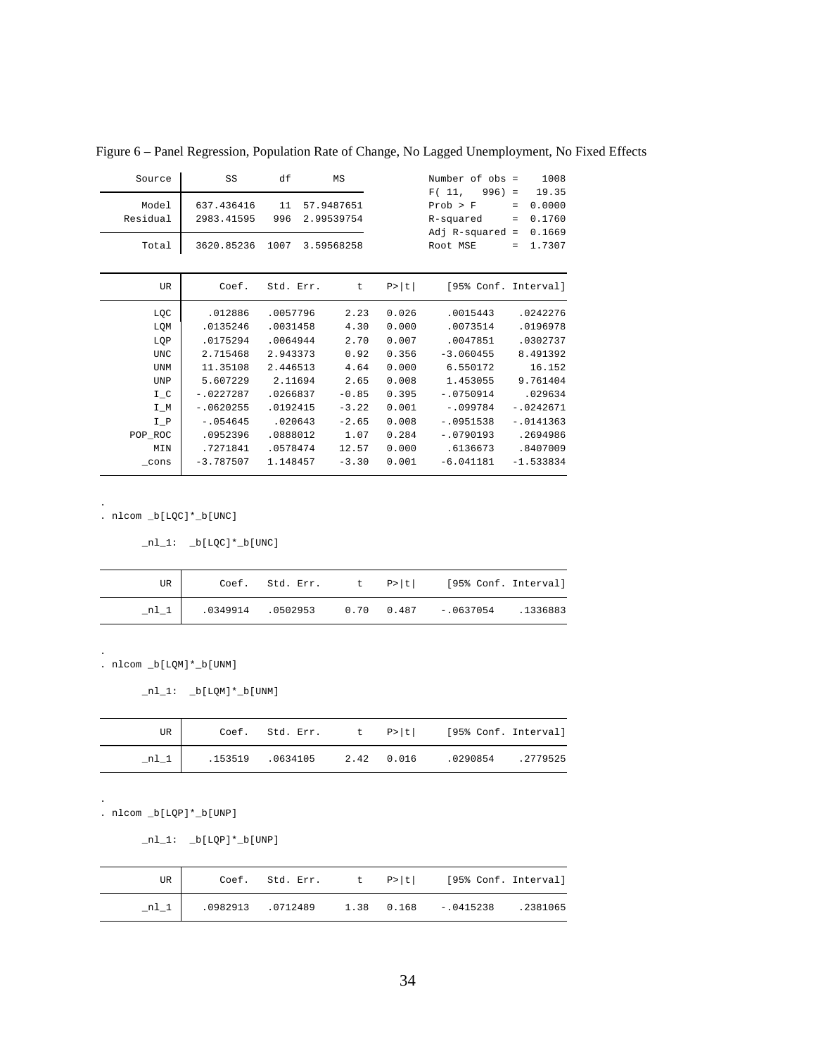Figure 6 – Panel Regression, Population Rate of Change, No Lagged Unemployment, No Fixed Effects

| Source | SS | df | MS |
|---|---|---|---|
| Model | 637.436416 | 11 | 57.9487651 |
| Residual | 2983.41595 | 996 | 2.99539754 |
| Total | 3620.85236 | 1007 | 3.59568258 |

```
Number of obs =    1008
F( 11,   996) =   19.35
Prob > F      =  0.0000
R-squared     =  0.1760
Adj R-squared =  0.1669
Root MSE      =  1.7307
```

| UR | Coef. | Std. Err. | t | P>\|t\| | [95% Conf. | Interval] |
|---|---|---|---|---|---|---|
| LQC | .012886 | .0057796 | 2.23 | 0.026 | .0015443 | .0242276 |
| LQM | .0135246 | .0031458 | 4.30 | 0.000 | .0073514 | .0196978 |
| LQP | .0175294 | .0064944 | 2.70 | 0.007 | .0047851 | .0302737 |
| UNC | 2.715468 | 2.943373 | 0.92 | 0.356 | -3.060455 | 8.491392 |
| UNM | 11.35108 | 2.446513 | 4.64 | 0.000 | 6.550172 | 16.152 |
| UNP | 5.607229 | 2.11694 | 2.65 | 0.008 | 1.453055 | 9.761404 |
| I_C | -.0227287 | .0266837 | -0.85 | 0.395 | -.0750914 | .029634 |
| I_M | -.0620255 | .0192415 | -3.22 | 0.001 | -.099784 | -.0242671 |
| I_P | -.054645 | .020643 | -2.65 | 0.008 | -.0951538 | -.0141363 |
| POP_ROC | .0952396 | .0888012 | 1.07 | 0.284 | -.0790193 | .2694986 |
| MIN | .7271841 | .0578474 | 12.57 | 0.000 | .6136673 | .8407009 |
| _cons | -3.787507 | 1.148457 | -3.30 | 0.001 | -6.041181 | -1.533834 |

```
.
. nlcom _b[LQC]*_b[UNC]

       _nl_1:  _b[LQC]*_b[UNC]
```

| UR | Coef. | Std. Err. | t | P>\|t\| | [95% Conf. | Interval] |
|---|---|---|---|---|---|---|
| _nl_1 | .0349914 | .0502953 | 0.70 | 0.487 | -.0637054 | .1336883 |

```
.
. nlcom _b[LQM]*_b[UNM]

       _nl_1:  _b[LQM]*_b[UNM]
```

| UR | Coef. | Std. Err. | t | P>\|t\| | [95% Conf. | Interval] |
|---|---|---|---|---|---|---|
| _nl_1 | .153519 | .0634105 | 2.42 | 0.016 | .0290854 | .2779525 |

```
.
. nlcom _b[LQP]*_b[UNP]

       _nl_1:  _b[LQP]*_b[UNP]
```

| UR | Coef. | Std. Err. | t | P>\|t\| | [95% Conf. | Interval] |
|---|---|---|---|---|---|---|
| _nl_1 | .0982913 | .0712489 | 1.38 | 0.168 | -.0415238 | .2381065 |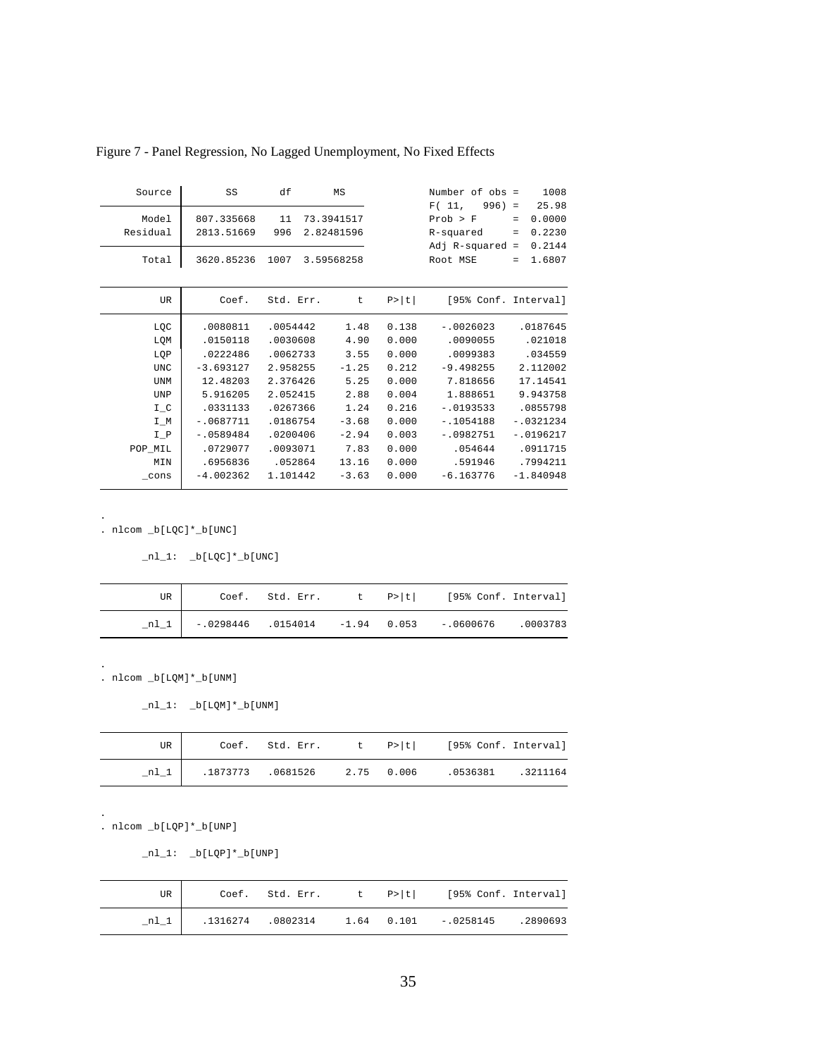Figure 7 - Panel Regression, No Lagged Unemployment, No Fixed Effects

| Source | SS | df | MS |
|---|---|---|---|
| Model | 807.335668 | 11 | 73.3941517 |
| Residual | 2813.51669 | 996 | 2.82481596 |
| Total | 3620.85236 | 1007 | 3.59568258 |

| | |
|---|---|
| Number of obs | 1008 |
| F( 11, 996) | 25.98 |
| Prob > F | 0.0000 |
| R-squared | 0.2230 |
| Adj R-squared | 0.2144 |
| Root MSE | 1.6807 |

| UR | Coef. | Std. Err. | t | P>\|t\| | [95% Conf. Interval] | |
|---|---|---|---|---|---|---|
| LQC | .0080811 | .0054442 | 1.48 | 0.138 | -.0026023 | .0187645 |
| LQM | .0150118 | .0030608 | 4.90 | 0.000 | .0090055 | .021018 |
| LQP | .0222486 | .0062733 | 3.55 | 0.000 | .0099383 | .034559 |
| UNC | -3.693127 | 2.958255 | -1.25 | 0.212 | -9.498255 | 2.112002 |
| UNM | 12.48203 | 2.376426 | 5.25 | 0.000 | 7.818656 | 17.14541 |
| UNP | 5.916205 | 2.052415 | 2.88 | 0.004 | 1.888651 | 9.943758 |
| I_C | .0331133 | .0267366 | 1.24 | 0.216 | -.0193533 | .0855798 |
| I_M | -.0687711 | .0186754 | -3.68 | 0.000 | -.1054188 | -.0321234 |
| I_P | -.0589484 | .0200406 | -2.94 | 0.003 | -.0982751 | -.0196217 |
| POP_MIL | .0729077 | .0093071 | 7.83 | 0.000 | .054644 | .0911715 |
| MIN | .6956836 | .052864 | 13.16 | 0.000 | .591946 | .7994211 |
| _cons | -4.002362 | 1.101442 | -3.63 | 0.000 | -6.163776 | -1.840948 |

```
. nlcom _b[LQC]*_b[UNC]

       _nl_1:  _b[LQC]*_b[UNC]
```

| UR | Coef. | Std. Err. | t | P>\|t\| | [95% Conf. Interval] | |
|---|---|---|---|---|---|---|
| _nl_1 | -.0298446 | .0154014 | -1.94 | 0.053 | -.0600676 | .0003783 |

```
. nlcom _b[LQM]*_b[UNM]

       _nl_1:  _b[LQM]*_b[UNM]
```

| UR | Coef. | Std. Err. | t | P>\|t\| | [95% Conf. Interval] | |
|---|---|---|---|---|---|---|
| _nl_1 | .1873773 | .0681526 | 2.75 | 0.006 | .0536381 | .3211164 |

```
. nlcom _b[LQP]*_b[UNP]

       _nl_1:  _b[LQP]*_b[UNP]
```

| UR | Coef. | Std. Err. | t | P>\|t\| | [95% Conf. Interval] | |
|---|---|---|---|---|---|---|
| _nl_1 | .1316274 | .0802314 | 1.64 | 0.101 | -.0258145 | .2890693 |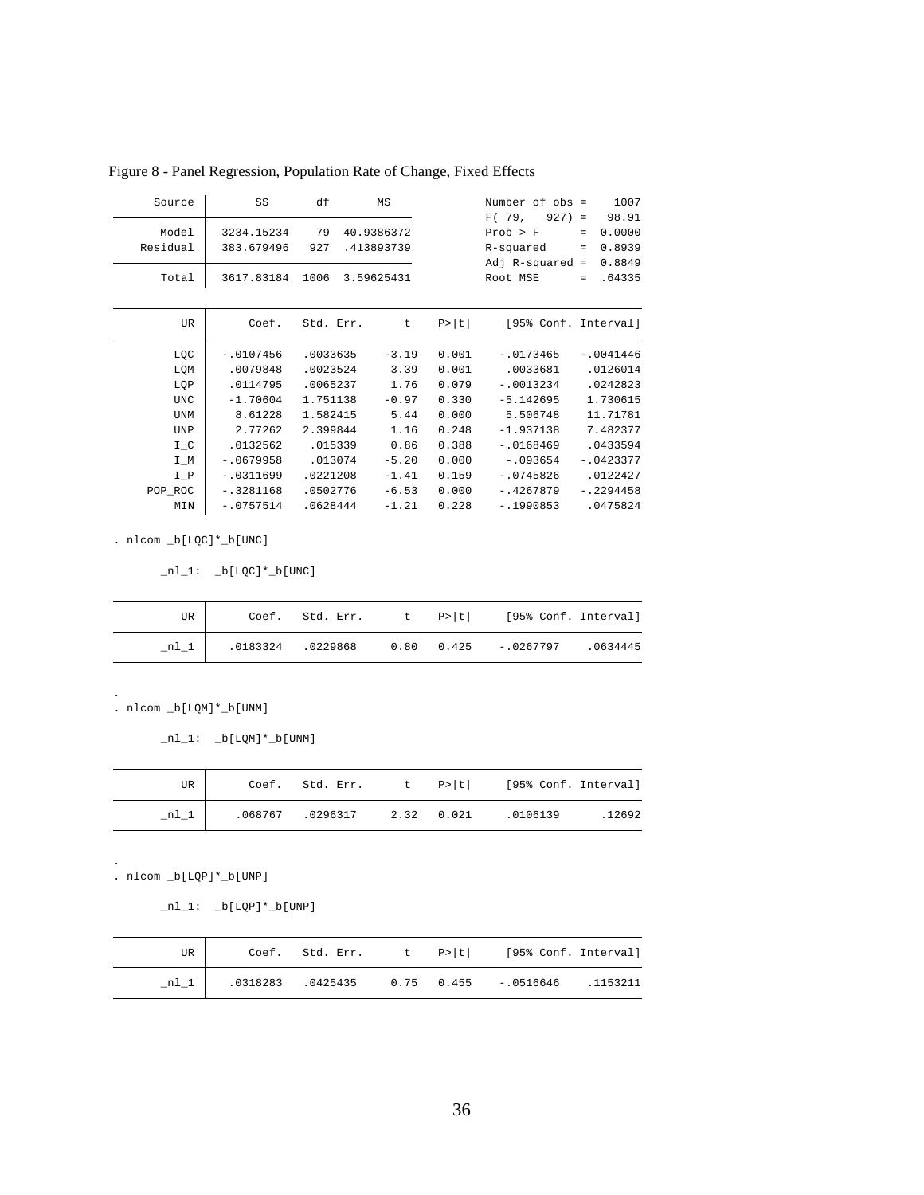Figure 8 - Panel Regression, Population Rate of Change, Fixed Effects

| Source | SS | df | MS |
|---|---|---|---|
| Model | 3234.15234 | 79 | 40.9386372 |
| Residual | 383.679496 | 927 | .413893739 |
| Total | 3617.83184 | 1006 | 3.59625431 |

```
Number of obs =    1007
F( 79,   927) =   98.91
Prob > F      =  0.0000
R-squared     =  0.8939
Adj R-squared =  0.8849
Root MSE      =  .64335
```

| UR | Coef. | Std. Err. | t | P>\|t\| | [95% Conf. | Interval] |
|---|---|---|---|---|---|---|
| LQC | -.0107456 | .0033635 | -3.19 | 0.001 | -.0173465 | -.0041446 |
| LQM | .0079848 | .0023524 | 3.39 | 0.001 | .0033681 | .0126014 |
| LQP | .0114795 | .0065237 | 1.76 | 0.079 | -.0013234 | .0242823 |
| UNC | -1.70604 | 1.751138 | -0.97 | 0.330 | -5.142695 | 1.730615 |
| UNM | 8.61228 | 1.582415 | 5.44 | 0.000 | 5.506748 | 11.71781 |
| UNP | 2.77262 | 2.399844 | 1.16 | 0.248 | -1.937138 | 7.482377 |
| I_C | .0132562 | .015339 | 0.86 | 0.388 | -.0168469 | .0433594 |
| I_M | -.0679958 | .013074 | -5.20 | 0.000 | -.093654 | -.0423377 |
| I_P | -.0311699 | .0221208 | -1.41 | 0.159 | -.0745826 | .0122427 |
| POP_ROC | -.3281168 | .0502776 | -6.53 | 0.000 | -.4267879 | -.2294458 |
| MIN | -.0757514 | .0628444 | -1.21 | 0.228 | -.1990853 | .0475824 |

```
. nlcom _b[LQC]*_b[UNC]

       _nl_1:  _b[LQC]*_b[UNC]
```

| UR | Coef. | Std. Err. | t | P>\|t\| | [95% Conf. | Interval] |
|---|---|---|---|---|---|---|
| _nl_1 | .0183324 | .0229868 | 0.80 | 0.425 | -.0267797 | .0634445 |

```
.
. nlcom _b[LQM]*_b[UNM]

       _nl_1:  _b[LQM]*_b[UNM]
```

| UR | Coef. | Std. Err. | t | P>\|t\| | [95% Conf. | Interval] |
|---|---|---|---|---|---|---|
| _nl_1 | .068767 | .0296317 | 2.32 | 0.021 | .0106139 | .12692 |

```
.
. nlcom _b[LQP]*_b[UNP]

       _nl_1:  _b[LQP]*_b[UNP]
```

| UR | Coef. | Std. Err. | t | P>\|t\| | [95% Conf. | Interval] |
|---|---|---|---|---|---|---|
| _nl_1 | .0318283 | .0425435 | 0.75 | 0.455 | -.0516646 | .1153211 |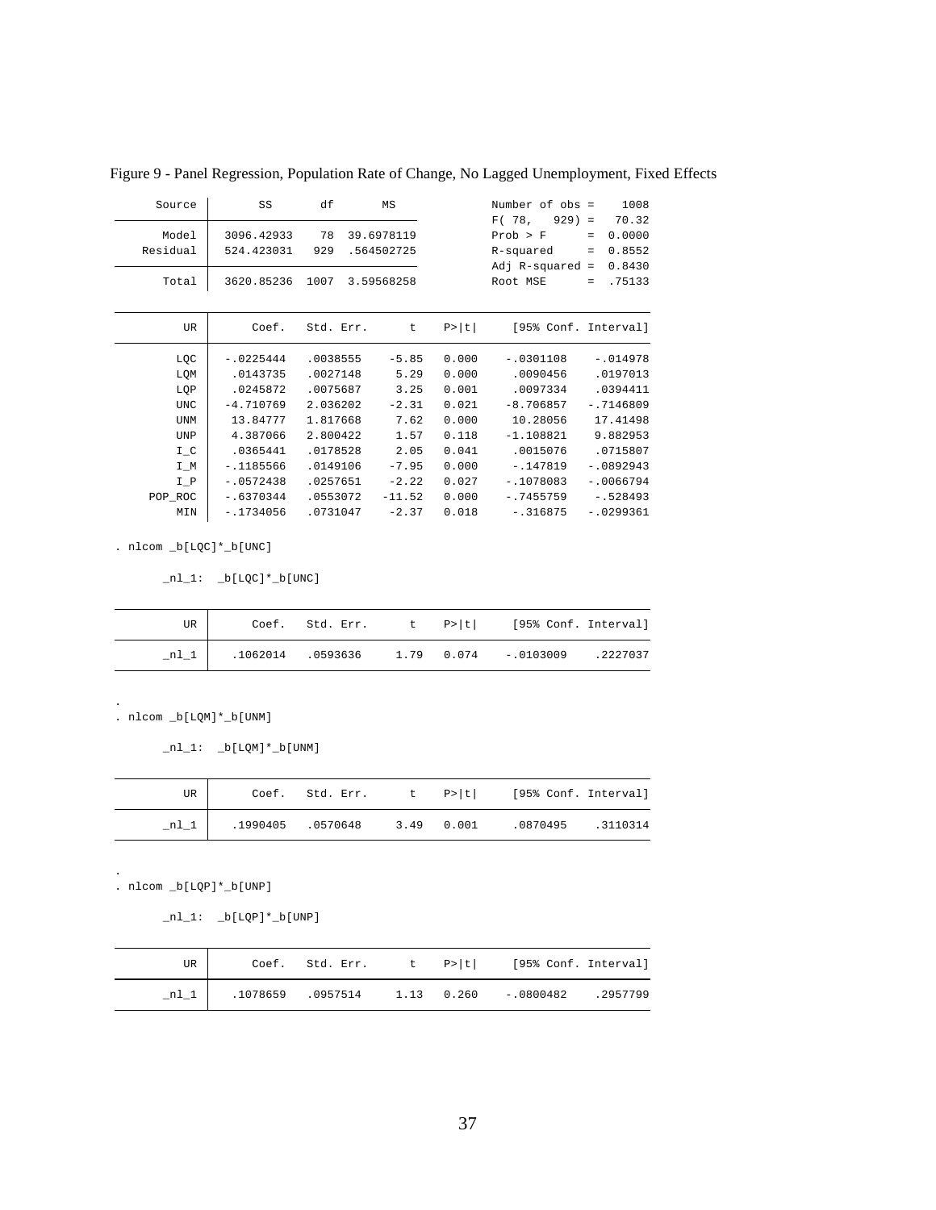Figure 9 - Panel Regression, Population Rate of Change, No Lagged Unemployment, Fixed Effects

| Source | SS | df | MS |
|---|---|---|---|
| Model | 3096.42933 | 78 | 39.6978119 |
| Residual | 524.423031 | 929 | .564502725 |
| Total | 3620.85236 | 1007 | 3.59568258 |

| | |
|---|---|
| Number of obs = | 1008 |
| F( 78, 929) = | 70.32 |
| Prob > F = | 0.0000 |
| R-squared = | 0.8552 |
| Adj R-squared = | 0.8430 |
| Root MSE = | .75133 |

| UR | Coef. | Std. Err. | t | P>\|t\| | [95% Conf. Interval] | |
|---|---|---|---|---|---|---|
| LQC | -.0225444 | .0038555 | -5.85 | 0.000 | -.0301108 | -.014978 |
| LQM | .0143735 | .0027148 | 5.29 | 0.000 | .0090456 | .0197013 |
| LQP | .0245872 | .0075687 | 3.25 | 0.001 | .0097334 | .0394411 |
| UNC | -4.710769 | 2.036202 | -2.31 | 0.021 | -8.706857 | -.7146809 |
| UNM | 13.84777 | 1.817668 | 7.62 | 0.000 | 10.28056 | 17.41498 |
| UNP | 4.387066 | 2.800422 | 1.57 | 0.118 | -1.108821 | 9.882953 |
| I_C | .0365441 | .0178528 | 2.05 | 0.041 | .0015076 | .0715807 |
| I_M | -.1185566 | .0149106 | -7.95 | 0.000 | -.147819 | -.0892943 |
| I_P | -.0572438 | .0257651 | -2.22 | 0.027 | -.1078083 | -.0066794 |
| POP_ROC | -.6370344 | .0553072 | -11.52 | 0.000 | -.7455759 | -.528493 |
| MIN | -.1734056 | .0731047 | -2.37 | 0.018 | -.316875 | -.0299361 |

```
. nlcom _b[LQC]*_b[UNC]

       _nl_1:  _b[LQC]*_b[UNC]
```

| UR | Coef. | Std. Err. | t | P>\|t\| | [95% Conf. Interval] | |
|---|---|---|---|---|---|---|
| _nl_1 | .1062014 | .0593636 | 1.79 | 0.074 | -.0103009 | .2227037 |

```
.
. nlcom _b[LQM]*_b[UNM]

       _nl_1:  _b[LQM]*_b[UNM]
```

| UR | Coef. | Std. Err. | t | P>\|t\| | [95% Conf. Interval] | |
|---|---|---|---|---|---|---|
| _nl_1 | .1990405 | .0570648 | 3.49 | 0.001 | .0870495 | .3110314 |

```
.
. nlcom _b[LQP]*_b[UNP]

       _nl_1:  _b[LQP]*_b[UNP]
```

| UR | Coef. | Std. Err. | t | P>\|t\| | [95% Conf. Interval] | |
|---|---|---|---|---|---|---|
| _nl_1 | .1078659 | .0957514 | 1.13 | 0.260 | -.0800482 | .2957799 |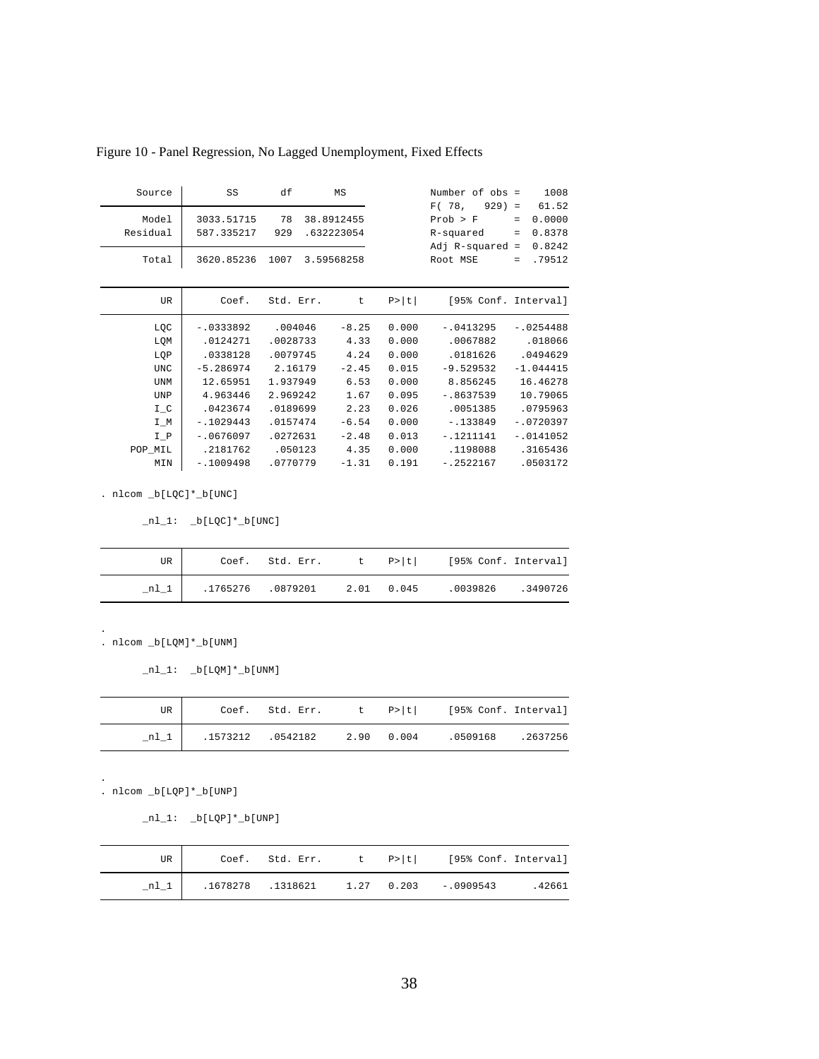Figure 10 - Panel Regression, No Lagged Unemployment, Fixed Effects

| Source | SS | df | MS |
|---|---|---|---|
| Model | 3033.51715 | 78 | 38.8912455 |
| Residual | 587.335217 | 929 | .632223054 |
| Total | 3620.85236 | 1007 | 3.59568258 |

Number of obs = 1008
F( 78, 929) = 61.52
Prob > F = 0.0000
R-squared = 0.8378
Adj R-squared = 0.8242
Root MSE = .79512

| UR | Coef. | Std. Err. | t | P>\|t\| | [95% Conf. | Interval] |
|---|---|---|---|---|---|---|
| LQC | -.0333892 | .004046 | -8.25 | 0.000 | -.0413295 | -.0254488 |
| LQM | .0124271 | .0028733 | 4.33 | 0.000 | .0067882 | .018066 |
| LQP | .0338128 | .0079745 | 4.24 | 0.000 | .0181626 | .0494629 |
| UNC | -5.286974 | 2.16179 | -2.45 | 0.015 | -9.529532 | -1.044415 |
| UNM | 12.65951 | 1.937949 | 6.53 | 0.000 | 8.856245 | 16.46278 |
| UNP | 4.963446 | 2.969242 | 1.67 | 0.095 | -.8637539 | 10.79065 |
| I_C | .0423674 | .0189699 | 2.23 | 0.026 | .0051385 | .0795963 |
| I_M | -.1029443 | .0157474 | -6.54 | 0.000 | -.133849 | -.0720397 |
| I_P | -.0676097 | .0272631 | -2.48 | 0.013 | -.1211141 | -.0141052 |
| POP_MIL | .2181762 | .050123 | 4.35 | 0.000 | .1198088 | .3165436 |
| MIN | -.1009498 | .0770779 | -1.31 | 0.191 | -.2522167 | .0503172 |

```
. nlcom _b[LQC]*_b[UNC]

       _nl_1:  _b[LQC]*_b[UNC]
```

| UR | Coef. | Std. Err. | t | P>\|t\| | [95% Conf. | Interval] |
|---|---|---|---|---|---|---|
| _nl_1 | .1765276 | .0879201 | 2.01 | 0.045 | .0039826 | .3490726 |

```
.
. nlcom _b[LQM]*_b[UNM]

       _nl_1:  _b[LQM]*_b[UNM]
```

| UR | Coef. | Std. Err. | t | P>\|t\| | [95% Conf. | Interval] |
|---|---|---|---|---|---|---|
| _nl_1 | .1573212 | .0542182 | 2.90 | 0.004 | .0509168 | .2637256 |

```
.
. nlcom _b[LQP]*_b[UNP]

       _nl_1:  _b[LQP]*_b[UNP]
```

| UR | Coef. | Std. Err. | t | P>\|t\| | [95% Conf. | Interval] |
|---|---|---|---|---|---|---|
| _nl_1 | .1678278 | .1318621 | 1.27 | 0.203 | -.0909543 | .42661 |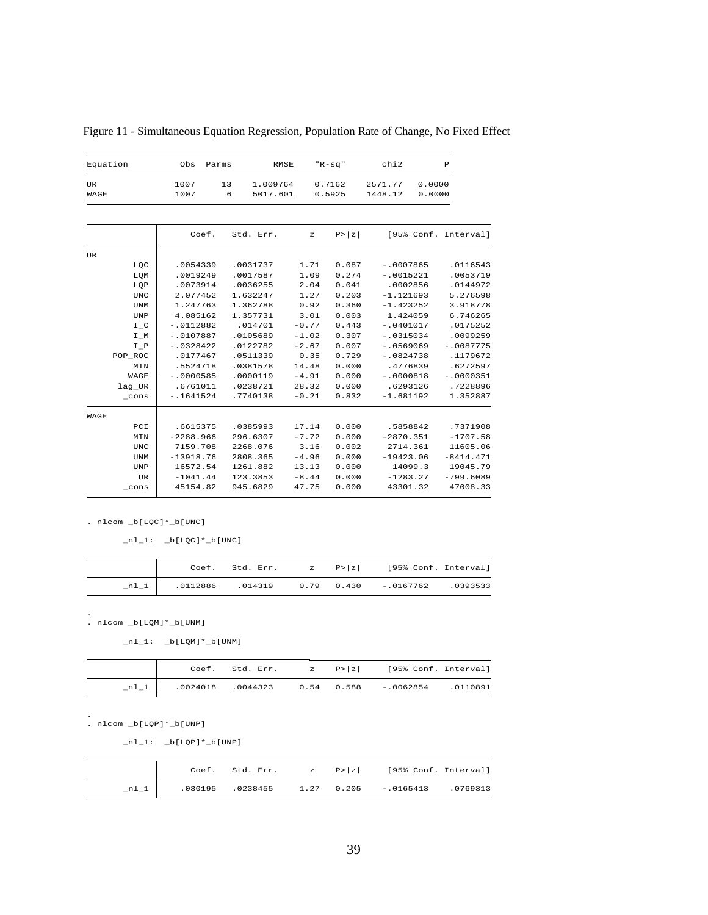Figure 11 - Simultaneous Equation Regression, Population Rate of Change, No Fixed Effect

| Equation | Obs | Parms | RMSE | "R-sq" | chi2 | P |
|---|---|---|---|---|---|---|
| UR | 1007 | 13 | 1.009764 | 0.7162 | 2571.77 | 0.0000 |
| WAGE | 1007 | 6 | 5017.601 | 0.5925 | 1448.12 | 0.0000 |

| | Coef. | Std. Err. | z | P>\|z\| | [95% Conf. | Interval] |
|---|---|---|---|---|---|---|
| **UR** | | | | | | |
| LQC | .0054339 | .0031737 | 1.71 | 0.087 | -.0007865 | .0116543 |
| LQM | .0019249 | .0017587 | 1.09 | 0.274 | -.0015221 | .0053719 |
| LQP | .0073914 | .0036255 | 2.04 | 0.041 | .0002856 | .0144972 |
| UNC | 2.077452 | 1.632247 | 1.27 | 0.203 | -1.121693 | 5.276598 |
| UNM | 1.247763 | 1.362788 | 0.92 | 0.360 | -1.423252 | 3.918778 |
| UNP | 4.085162 | 1.357731 | 3.01 | 0.003 | 1.424059 | 6.746265 |
| I_C | -.0112882 | .014701 | -0.77 | 0.443 | -.0401017 | .0175252 |
| I_M | -.0107887 | .0105689 | -1.02 | 0.307 | -.0315034 | .0099259 |
| I_P | -.0328422 | .0122782 | -2.67 | 0.007 | -.0569069 | -.0087775 |
| POP_ROC | .0177467 | .0511339 | 0.35 | 0.729 | -.0824738 | .1179672 |
| MIN | .5524718 | .0381578 | 14.48 | 0.000 | .4776839 | .6272597 |
| WAGE | -.0000585 | .0000119 | -4.91 | 0.000 | -.0000818 | -.0000351 |
| lag_UR | .6761011 | .0238721 | 28.32 | 0.000 | .6293126 | .7228896 |
| _cons | -.1641524 | .7740138 | -0.21 | 0.832 | -1.681192 | 1.352887 |
| **WAGE** | | | | | | |
| PCI | .6615375 | .0385993 | 17.14 | 0.000 | .5858842 | .7371908 |
| MIN | -2288.966 | 296.6307 | -7.72 | 0.000 | -2870.351 | -1707.58 |
| UNC | 7159.708 | 2268.076 | 3.16 | 0.002 | 2714.361 | 11605.06 |
| UNM | -13918.76 | 2808.365 | -4.96 | 0.000 | -19423.06 | -8414.471 |
| UNP | 16572.54 | 1261.882 | 13.13 | 0.000 | 14099.3 | 19045.79 |
| UR | -1041.44 | 123.3853 | -8.44 | 0.000 | -1283.27 | -799.6089 |
| _cons | 45154.82 | 945.6829 | 47.75 | 0.000 | 43301.32 | 47008.33 |

```
. nlcom _b[LQC]*_b[UNC]

       _nl_1:  _b[LQC]*_b[UNC]
```

| | Coef. | Std. Err. | z | P>\|z\| | [95% Conf. | Interval] |
|---|---|---|---|---|---|---|
| _nl_1 | .0112886 | .014319 | 0.79 | 0.430 | -.0167762 | .0393533 |

```
.
. nlcom _b[LQM]*_b[UNM]

       _nl_1:  _b[LQM]*_b[UNM]
```

| | Coef. | Std. Err. | z | P>\|z\| | [95% Conf. | Interval] |
|---|---|---|---|---|---|---|
| _nl_1 | .0024018 | .0044323 | 0.54 | 0.588 | -.0062854 | .0110891 |

```
.
. nlcom _b[LQP]*_b[UNP]

       _nl_1:  _b[LQP]*_b[UNP]
```

| | Coef. | Std. Err. | z | P>\|z\| | [95% Conf. | Interval] |
|---|---|---|---|---|---|---|
| _nl_1 | .030195 | .0238455 | 1.27 | 0.205 | -.0165413 | .0769313 |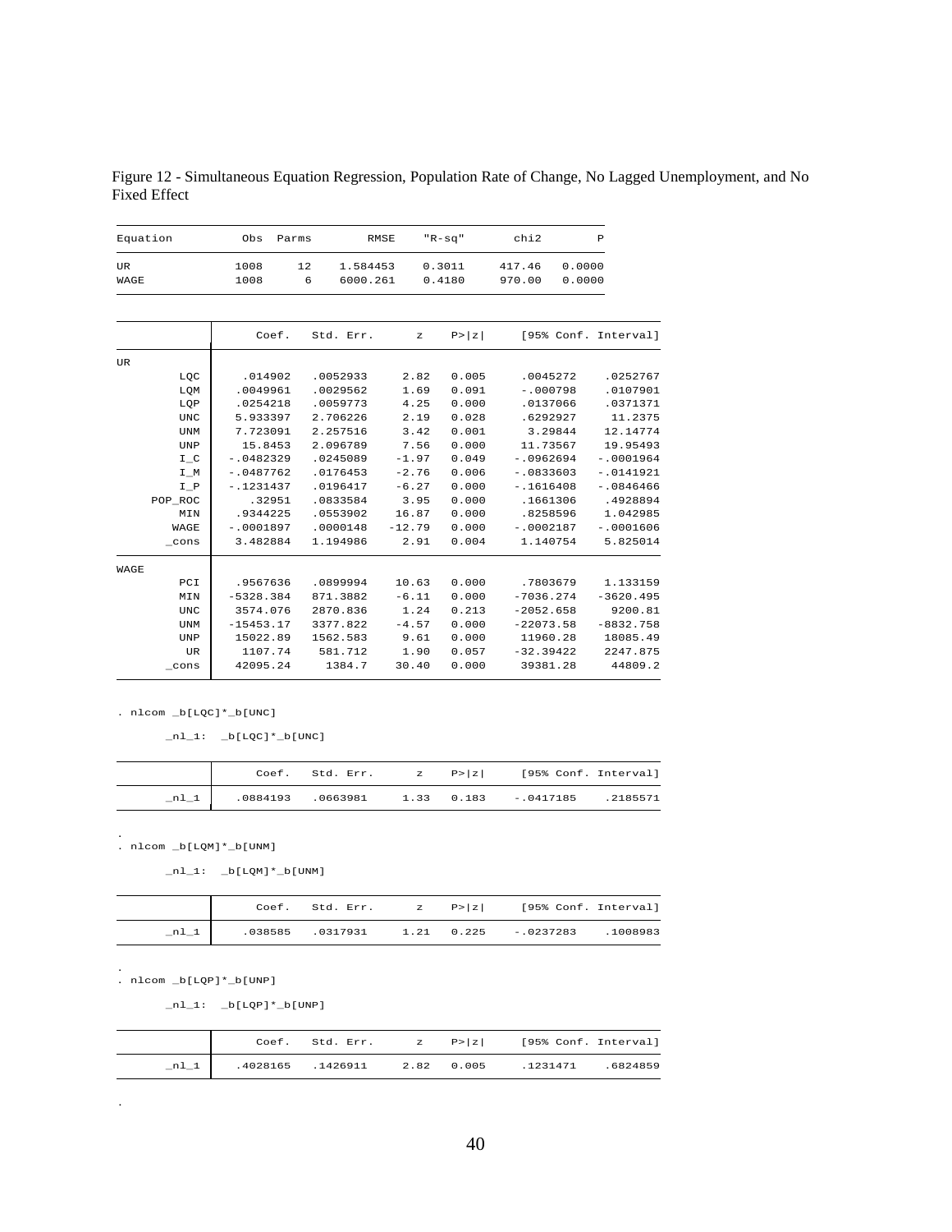Figure 12 - Simultaneous Equation Regression, Population Rate of Change, No Lagged Unemployment, and No Fixed Effect

| Equation | Obs | Parms | RMSE | "R-sq" | chi2 | P |
|---|---|---|---|---|---|---|
| UR | 1008 | 12 | 1.584453 | 0.3011 | 417.46 | 0.0000 |
| WAGE | 1008 | 6 | 6000.261 | 0.4180 | 970.00 | 0.0000 |

| | Coef. | Std. Err. | z | P>\|z\| | [95% Conf. | Interval] |
|---|---|---|---|---|---|---|
| UR | | | | | | |
| LQC | .014902 | .0052933 | 2.82 | 0.005 | .0045272 | .0252767 |
| LQM | .0049961 | .0029562 | 1.69 | 0.091 | -.000798 | .0107901 |
| LQP | .0254218 | .0059773 | 4.25 | 0.000 | .0137066 | .0371371 |
| UNC | 5.933397 | 2.706226 | 2.19 | 0.028 | .6292927 | 11.2375 |
| UNM | 7.723091 | 2.257516 | 3.42 | 0.001 | 3.29844 | 12.14774 |
| UNP | 15.8453 | 2.096789 | 7.56 | 0.000 | 11.73567 | 19.95493 |
| I_C | -.0482329 | .0245089 | -1.97 | 0.049 | -.0962694 | -.0001964 |
| I_M | -.0487762 | .0176453 | -2.76 | 0.006 | -.0833603 | -.0141921 |
| I_P | -.1231437 | .0196417 | -6.27 | 0.000 | -.1616408 | -.0846466 |
| POP_ROC | .32951 | .0833584 | 3.95 | 0.000 | .1661306 | .4928894 |
| MIN | .9344225 | .0553902 | 16.87 | 0.000 | .8258596 | 1.042985 |
| WAGE | -.0001897 | .0000148 | -12.79 | 0.000 | -.0002187 | -.0001606 |
| _cons | 3.482884 | 1.194986 | 2.91 | 0.004 | 1.140754 | 5.825014 |
| WAGE | | | | | | |
| PCI | .9567636 | .0899994 | 10.63 | 0.000 | .7803679 | 1.133159 |
| MIN | -5328.384 | 871.3882 | -6.11 | 0.000 | -7036.274 | -3620.495 |
| UNC | 3574.076 | 2870.836 | 1.24 | 0.213 | -2052.658 | 9200.81 |
| UNM | -15453.17 | 3377.822 | -4.57 | 0.000 | -22073.58 | -8832.758 |
| UNP | 15022.89 | 1562.583 | 9.61 | 0.000 | 11960.28 | 18085.49 |
| UR | 1107.74 | 581.712 | 1.90 | 0.057 | -32.39422 | 2247.875 |
| _cons | 42095.24 | 1384.7 | 30.40 | 0.000 | 39381.28 | 44809.2 |

```
. nlcom _b[LQC]*_b[UNC]

       _nl_1:  _b[LQC]*_b[UNC]
```

| | Coef. | Std. Err. | z | P>\|z\| | [95% Conf. | Interval] |
|---|---|---|---|---|---|---|
| _nl_1 | .0884193 | .0663981 | 1.33 | 0.183 | -.0417185 | .2185571 |

```
.
. nlcom _b[LQM]*_b[UNM]

       _nl_1:  _b[LQM]*_b[UNM]
```

| | Coef. | Std. Err. | z | P>\|z\| | [95% Conf. | Interval] |
|---|---|---|---|---|---|---|
| _nl_1 | .038585 | .0317931 | 1.21 | 0.225 | -.0237283 | .1008983 |

```
.
. nlcom _b[LQP]*_b[UNP]

       _nl_1:  _b[LQP]*_b[UNP]
```

| | Coef. | Std. Err. | z | P>\|z\| | [95% Conf. | Interval] |
|---|---|---|---|---|---|---|
| _nl_1 | .4028165 | .1426911 | 2.82 | 0.005 | .1231471 | .6824859 |

```
.
```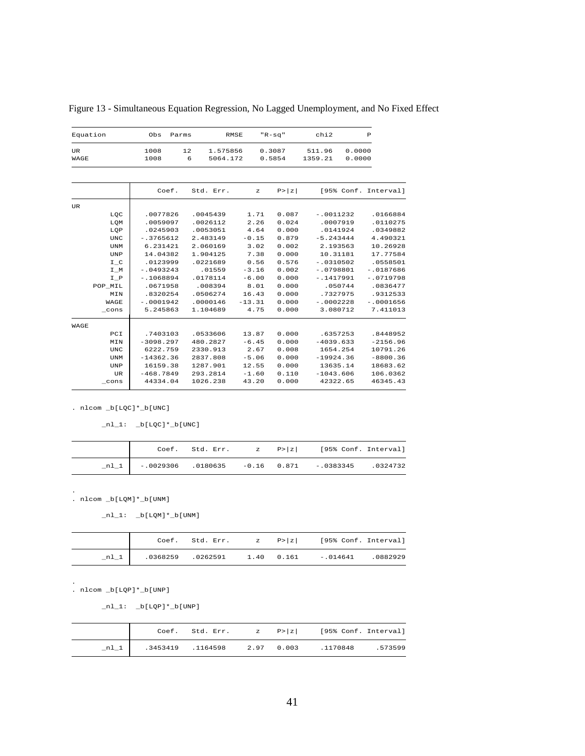Figure 13 - Simultaneous Equation Regression, No Lagged Unemployment, and No Fixed Effect

| Equation | Obs | Parms | RMSE | "R-sq" | chi2 | P |
|---|---|---|---|---|---|---|
| UR | 1008 | 12 | 1.575856 | 0.3087 | 511.96 | 0.0000 |
| WAGE | 1008 | 6 | 5064.172 | 0.5854 | 1359.21 | 0.0000 |

| | Coef. | Std. Err. | z | P>\|z\| | [95% Conf. | Interval] |
|---|---|---|---|---|---|---|
| **UR** | | | | | | |
| LQC | .0077826 | .0045439 | 1.71 | 0.087 | -.0011232 | .0166884 |
| LQM | .0059097 | .0026112 | 2.26 | 0.024 | .0007919 | .0110275 |
| LQP | .0245903 | .0053051 | 4.64 | 0.000 | .0141924 | .0349882 |
| UNC | -.3765612 | 2.483149 | -0.15 | 0.879 | -5.243444 | 4.490321 |
| UNM | 6.231421 | 2.060169 | 3.02 | 0.002 | 2.193563 | 10.26928 |
| UNP | 14.04382 | 1.904125 | 7.38 | 0.000 | 10.31181 | 17.77584 |
| I_C | .0123999 | .0221689 | 0.56 | 0.576 | -.0310502 | .0558501 |
| I_M | -.0493243 | .01559 | -3.16 | 0.002 | -.0798801 | -.0187686 |
| I_P | -.1068894 | .0178114 | -6.00 | 0.000 | -.1417991 | -.0719798 |
| POP_MIL | .0671958 | .008394 | 8.01 | 0.000 | .050744 | .0836477 |
| MIN | .8320254 | .0506274 | 16.43 | 0.000 | .7327975 | .9312533 |
| WAGE | -.0001942 | .0000146 | -13.31 | 0.000 | -.0002228 | -.0001656 |
| _cons | 5.245863 | 1.104689 | 4.75 | 0.000 | 3.080712 | 7.411013 |
| **WAGE** | | | | | | |
| PCI | .7403103 | .0533606 | 13.87 | 0.000 | .6357253 | .8448952 |
| MIN | -3098.297 | 480.2827 | -6.45 | 0.000 | -4039.633 | -2156.96 |
| UNC | 6222.759 | 2330.913 | 2.67 | 0.008 | 1654.254 | 10791.26 |
| UNM | -14362.36 | 2837.808 | -5.06 | 0.000 | -19924.36 | -8800.36 |
| UNP | 16159.38 | 1287.901 | 12.55 | 0.000 | 13635.14 | 18683.62 |
| UR | -468.7849 | 293.2814 | -1.60 | 0.110 | -1043.606 | 106.0362 |
| _cons | 44334.04 | 1026.238 | 43.20 | 0.000 | 42322.65 | 46345.43 |

```
. nlcom _b[LQC]*_b[UNC]

       _nl_1:  _b[LQC]*_b[UNC]
```

| | Coef. | Std. Err. | z | P>\|z\| | [95% Conf. | Interval] |
|---|---|---|---|---|---|---|
| _nl_1 | -.0029306 | .0180635 | -0.16 | 0.871 | -.0383345 | .0324732 |

```
.
. nlcom _b[LQM]*_b[UNM]

       _nl_1:  _b[LQM]*_b[UNM]
```

| | Coef. | Std. Err. | z | P>\|z\| | [95% Conf. | Interval] |
|---|---|---|---|---|---|---|
| _nl_1 | .0368259 | .0262591 | 1.40 | 0.161 | -.014641 | .0882929 |

```
.
. nlcom _b[LQP]*_b[UNP]

       _nl_1:  _b[LQP]*_b[UNP]
```

| | Coef. | Std. Err. | z | P>\|z\| | [95% Conf. | Interval] |
|---|---|---|---|---|---|---|
| _nl_1 | .3453419 | .1164598 | 2.97 | 0.003 | .1170848 | .573599 |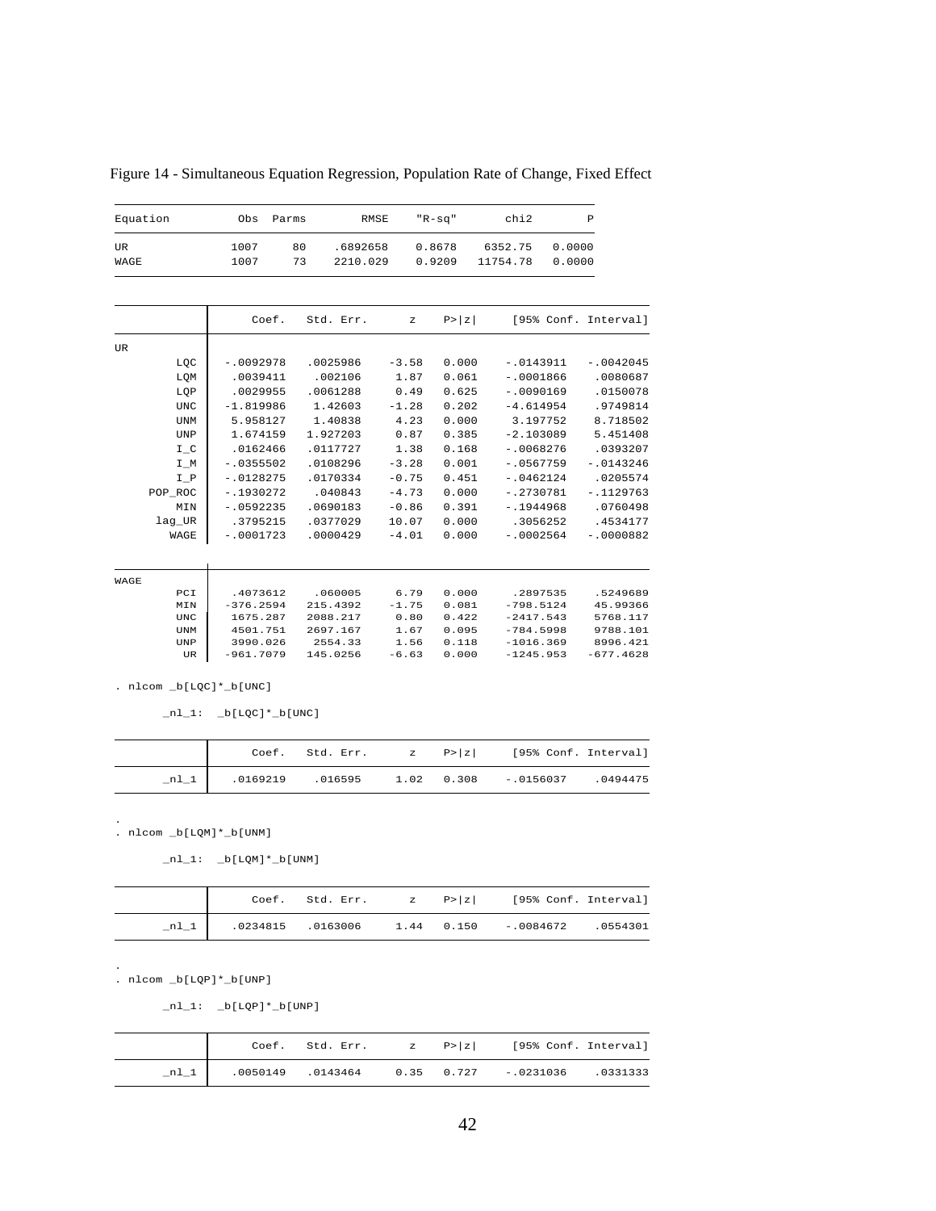Figure 14 - Simultaneous Equation Regression, Population Rate of Change, Fixed Effect

| Equation | Obs | Parms | RMSE | "R-sq" | chi2 | P |
|---|---|---|---|---|---|---|
| UR | 1007 | 80 | .6892658 | 0.8678 | 6352.75 | 0.0000 |
| WAGE | 1007 | 73 | 2210.029 | 0.9209 | 11754.78 | 0.0000 |

| | Coef. | Std. Err. | z | P>\|z\| | [95% Conf. | Interval] |
|---|---|---|---|---|---|---|
| UR | | | | | | |
| LQC | -.0092978 | .0025986 | -3.58 | 0.000 | -.0143911 | -.0042045 |
| LQM | .0039411 | .002106 | 1.87 | 0.061 | -.0001866 | .0080687 |
| LQP | .0029955 | .0061288 | 0.49 | 0.625 | -.0090169 | .0150078 |
| UNC | -1.819986 | 1.42603 | -1.28 | 0.202 | -4.614954 | .9749814 |
| UNM | 5.958127 | 1.40838 | 4.23 | 0.000 | 3.197752 | 8.718502 |
| UNP | 1.674159 | 1.927203 | 0.87 | 0.385 | -2.103089 | 5.451408 |
| I_C | .0162466 | .0117727 | 1.38 | 0.168 | -.0068276 | .0393207 |
| I_M | -.0355502 | .0108296 | -3.28 | 0.001 | -.0567759 | -.0143246 |
| I_P | -.0128275 | .0170334 | -0.75 | 0.451 | -.0462124 | .0205574 |
| POP_ROC | -.1930272 | .040843 | -4.73 | 0.000 | -.2730781 | -.1129763 |
| MIN | -.0592235 | .0690183 | -0.86 | 0.391 | -.1944968 | .0760498 |
| lag_UR | .3795215 | .0377029 | 10.07 | 0.000 | .3056252 | .4534177 |
| WAGE | -.0001723 | .0000429 | -4.01 | 0.000 | -.0002564 | -.0000882 |
| WAGE | | | | | | |
| PCI | .4073612 | .060005 | 6.79 | 0.000 | .2897535 | .5249689 |
| MIN | -376.2594 | 215.4392 | -1.75 | 0.081 | -798.5124 | 45.99366 |
| UNC | 1675.287 | 2088.217 | 0.80 | 0.422 | -2417.543 | 5768.117 |
| UNM | 4501.751 | 2697.167 | 1.67 | 0.095 | -784.5998 | 9788.101 |
| UNP | 3990.026 | 2554.33 | 1.56 | 0.118 | -1016.369 | 8996.421 |
| UR | -961.7079 | 145.0256 | -6.63 | 0.000 | -1245.953 | -677.4628 |

```
. nlcom _b[LQC]*_b[UNC]

       _nl_1:  _b[LQC]*_b[UNC]
```

| | Coef. | Std. Err. | z | P>\|z\| | [95% Conf. | Interval] |
|---|---|---|---|---|---|---|
| _nl_1 | .0169219 | .016595 | 1.02 | 0.308 | -.0156037 | .0494475 |

```
.
. nlcom _b[LQM]*_b[UNM]

       _nl_1:  _b[LQM]*_b[UNM]
```

| | Coef. | Std. Err. | z | P>\|z\| | [95% Conf. | Interval] |
|---|---|---|---|---|---|---|
| _nl_1 | .0234815 | .0163006 | 1.44 | 0.150 | -.0084672 | .0554301 |

```
.
. nlcom _b[LQP]*_b[UNP]

       _nl_1:  _b[LQP]*_b[UNP]
```

| | Coef. | Std. Err. | z | P>\|z\| | [95% Conf. | Interval] |
|---|---|---|---|---|---|---|
| _nl_1 | .0050149 | .0143464 | 0.35 | 0.727 | -.0231036 | .0331333 |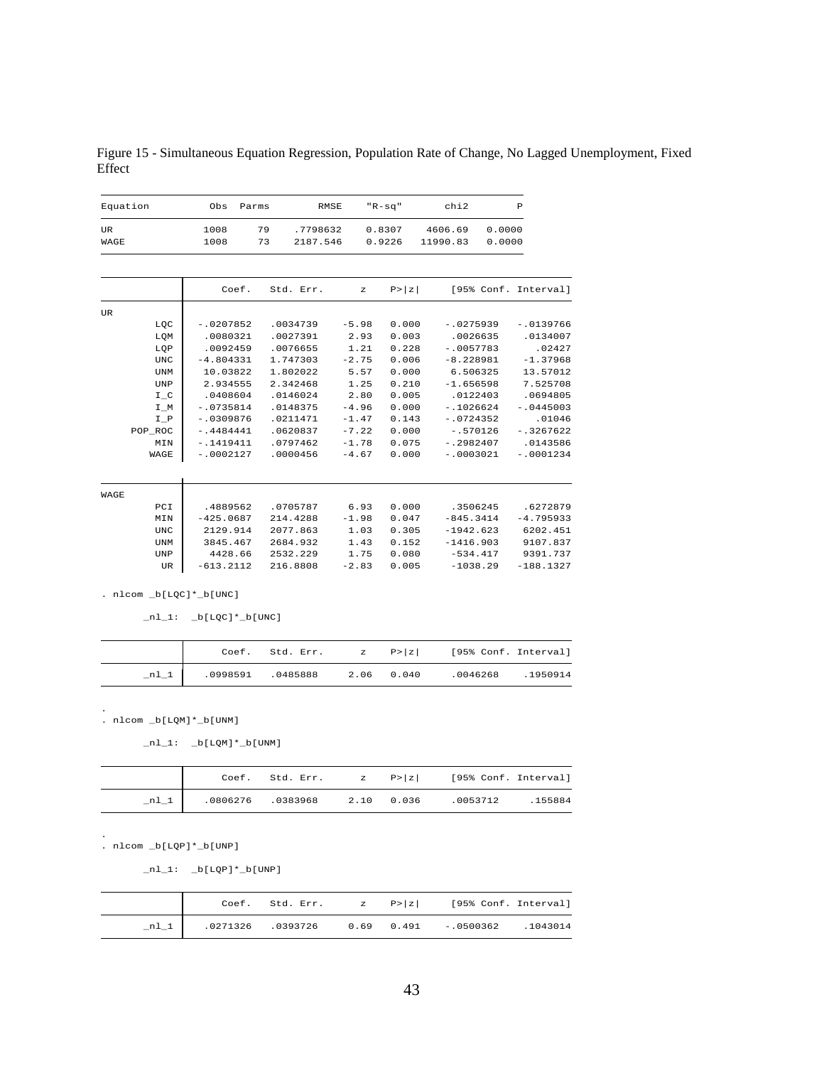Figure 15 - Simultaneous Equation Regression, Population Rate of Change, No Lagged Unemployment, Fixed Effect

| Equation | Obs | Parms | RMSE | "R-sq" | chi2 | P |
|---|---|---|---|---|---|---|
| UR | 1008 | 79 | .7798632 | 0.8307 | 4606.69 | 0.0000 |
| WAGE | 1008 | 73 | 2187.546 | 0.9226 | 11990.83 | 0.0000 |

| | Coef. | Std. Err. | z | P>\|z\| | [95% Conf. | Interval] |
|---|---|---|---|---|---|---|
| **UR** | | | | | | |
| LQC | -.0207852 | .0034739 | -5.98 | 0.000 | -.0275939 | -.0139766 |
| LQM | .0080321 | .0027391 | 2.93 | 0.003 | .0026635 | .0134007 |
| LQP | .0092459 | .0076655 | 1.21 | 0.228 | -.0057783 | .02427 |
| UNC | -4.804331 | 1.747303 | -2.75 | 0.006 | -8.228981 | -1.37968 |
| UNM | 10.03822 | 1.802022 | 5.57 | 0.000 | 6.506325 | 13.57012 |
| UNP | 2.934555 | 2.342468 | 1.25 | 0.210 | -1.656598 | 7.525708 |
| I_C | .0408604 | .0146024 | 2.80 | 0.005 | .0122403 | .0694805 |
| I_M | -.0735814 | .0148375 | -4.96 | 0.000 | -.1026624 | -.0445003 |
| I_P | -.0309876 | .0211471 | -1.47 | 0.143 | -.0724352 | .01046 |
| POP_ROC | -.4484441 | .0620837 | -7.22 | 0.000 | -.570126 | -.3267622 |
| MIN | -.1419411 | .0797462 | -1.78 | 0.075 | -.2982407 | .0143586 |
| WAGE | -.0002127 | .0000456 | -4.67 | 0.000 | -.0003021 | -.0001234 |
| **WAGE** | | | | | | |
| PCI | .4889562 | .0705787 | 6.93 | 0.000 | .3506245 | .6272879 |
| MIN | -425.0687 | 214.4288 | -1.98 | 0.047 | -845.3414 | -4.795933 |
| UNC | 2129.914 | 2077.863 | 1.03 | 0.305 | -1942.623 | 6202.451 |
| UNM | 3845.467 | 2684.932 | 1.43 | 0.152 | -1416.903 | 9107.837 |
| UNP | 4428.66 | 2532.229 | 1.75 | 0.080 | -534.417 | 9391.737 |
| UR | -613.2112 | 216.8808 | -2.83 | 0.005 | -1038.29 | -188.1327 |

```
. nlcom _b[LQC]*_b[UNC]

       _nl_1:  _b[LQC]*_b[UNC]
```

| | Coef. | Std. Err. | z | P>\|z\| | [95% Conf. | Interval] |
|---|---|---|---|---|---|---|
| _nl_1 | .0998591 | .0485888 | 2.06 | 0.040 | .0046268 | .1950914 |

```
.
. nlcom _b[LQM]*_b[UNM]

       _nl_1:  _b[LQM]*_b[UNM]
```

| | Coef. | Std. Err. | z | P>\|z\| | [95% Conf. | Interval] |
|---|---|---|---|---|---|---|
| _nl_1 | .0806276 | .0383968 | 2.10 | 0.036 | .0053712 | .155884 |

```
.
. nlcom _b[LQP]*_b[UNP]

       _nl_1:  _b[LQP]*_b[UNP]
```

| | Coef. | Std. Err. | z | P>\|z\| | [95% Conf. | Interval] |
|---|---|---|---|---|---|---|
| _nl_1 | .0271326 | .0393726 | 0.69 | 0.491 | -.0500362 | .1043014 |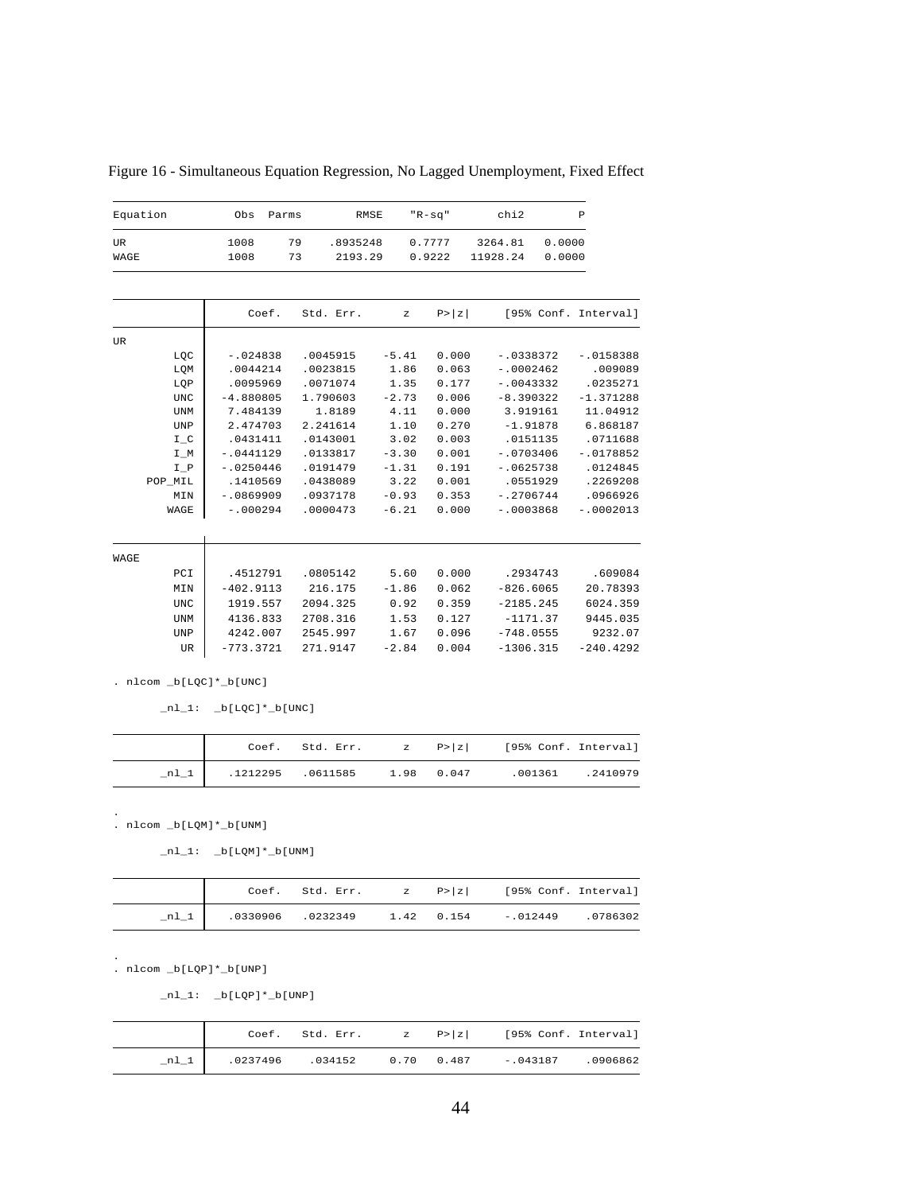Figure 16 - Simultaneous Equation Regression, No Lagged Unemployment, Fixed Effect

| Equation | Obs | Parms | RMSE | "R-sq" | chi2 | P |
|---|---|---|---|---|---|---|
| UR | 1008 | 79 | .8935248 | 0.7777 | 3264.81 | 0.0000 |
| WAGE | 1008 | 73 | 2193.29 | 0.9222 | 11928.24 | 0.0000 |

| | Coef. | Std. Err. | z | P>\|z\| | [95% Conf. | Interval] |
|---|---|---|---|---|---|---|
| **UR** | | | | | | |
| LQC | -.024838 | .0045915 | -5.41 | 0.000 | -.0338372 | -.0158388 |
| LQM | .0044214 | .0023815 | 1.86 | 0.063 | -.0002462 | .009089 |
| LQP | .0095969 | .0071074 | 1.35 | 0.177 | -.0043332 | .0235271 |
| UNC | -4.880805 | 1.790603 | -2.73 | 0.006 | -8.390322 | -1.371288 |
| UNM | 7.484139 | 1.8189 | 4.11 | 0.000 | 3.919161 | 11.04912 |
| UNP | 2.474703 | 2.241614 | 1.10 | 0.270 | -1.91878 | 6.868187 |
| I_C | .0431411 | .0143001 | 3.02 | 0.003 | .0151135 | .0711688 |
| I_M | -.0441129 | .0133817 | -3.30 | 0.001 | -.0703406 | -.0178852 |
| I_P | -.0250446 | .0191479 | -1.31 | 0.191 | -.0625738 | .0124845 |
| POP_MIL | .1410569 | .0438089 | 3.22 | 0.001 | .0551929 | .2269208 |
| MIN | -.0869909 | .0937178 | -0.93 | 0.353 | -.2706744 | .0966926 |
| WAGE | -.000294 | .0000473 | -6.21 | 0.000 | -.0003868 | -.0002013 |
| **WAGE** | | | | | | |
| PCI | .4512791 | .0805142 | 5.60 | 0.000 | .2934743 | .609084 |
| MIN | -402.9113 | 216.175 | -1.86 | 0.062 | -826.6065 | 20.78393 |
| UNC | 1919.557 | 2094.325 | 0.92 | 0.359 | -2185.245 | 6024.359 |
| UNM | 4136.833 | 2708.316 | 1.53 | 0.127 | -1171.37 | 9445.035 |
| UNP | 4242.007 | 2545.997 | 1.67 | 0.096 | -748.0555 | 9232.07 |
| UR | -773.3721 | 271.9147 | -2.84 | 0.004 | -1306.315 | -240.4292 |

```
. nlcom _b[LQC]*_b[UNC]

       _nl_1:  _b[LQC]*_b[UNC]
```

| | Coef. | Std. Err. | z | P>\|z\| | [95% Conf. | Interval] |
|---|---|---|---|---|---|---|
| _nl_1 | .1212295 | .0611585 | 1.98 | 0.047 | .001361 | .2410979 |

```
.
. nlcom _b[LQM]*_b[UNM]

       _nl_1:  _b[LQM]*_b[UNM]
```

| | Coef. | Std. Err. | z | P>\|z\| | [95% Conf. | Interval] |
|---|---|---|---|---|---|---|
| _nl_1 | .0330906 | .0232349 | 1.42 | 0.154 | -.012449 | .0786302 |

```
.
. nlcom _b[LQP]*_b[UNP]

       _nl_1:  _b[LQP]*_b[UNP]
```

| | Coef. | Std. Err. | z | P>\|z\| | [95% Conf. | Interval] |
|---|---|---|---|---|---|---|
| _nl_1 | .0237496 | .034152 | 0.70 | 0.487 | -.043187 | .0906862 |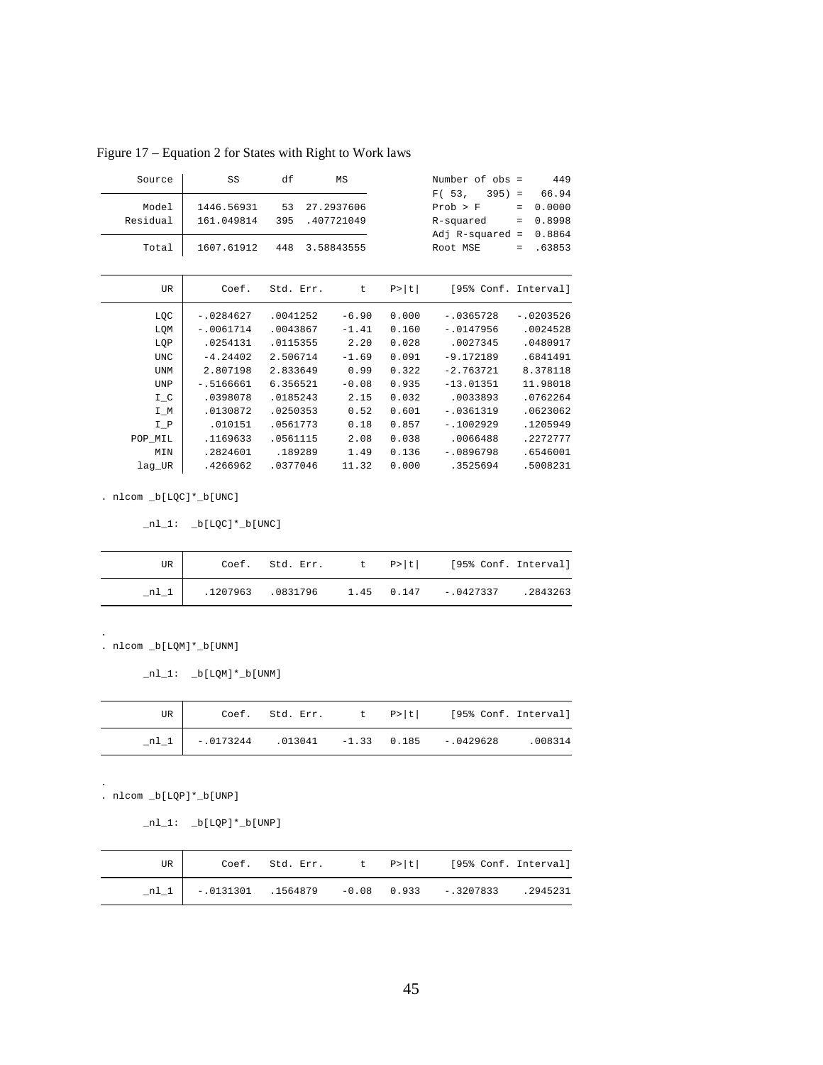Figure 17 – Equation 2 for States with Right to Work laws

| Source | SS | df | MS |
|---|---|---|---|
| Model | 1446.56931 | 53 | 27.2937606 |
| Residual | 161.049814 | 395 | .407721049 |
| Total | 1607.61912 | 448 | 3.58843555 |

| | |
|---|---|
| Number of obs = | 449 |
| F( 53, 395) = | 66.94 |
| Prob > F = | 0.0000 |
| R-squared = | 0.8998 |
| Adj R-squared = | 0.8864 |
| Root MSE = | .63853 |

| UR | Coef. | Std. Err. | t | P>\|t\| | [95% Conf. | Interval] |
|---|---|---|---|---|---|---|
| LQC | -.0284627 | .0041252 | -6.90 | 0.000 | -.0365728 | -.0203526 |
| LQM | -.0061714 | .0043867 | -1.41 | 0.160 | -.0147956 | .0024528 |
| LQP | .0254131 | .0115355 | 2.20 | 0.028 | .0027345 | .0480917 |
| UNC | -4.24402 | 2.506714 | -1.69 | 0.091 | -9.172189 | .6841491 |
| UNM | 2.807198 | 2.833649 | 0.99 | 0.322 | -2.763721 | 8.378118 |
| UNP | -.5166661 | 6.356521 | -0.08 | 0.935 | -13.01351 | 11.98018 |
| I_C | .0398078 | .0185243 | 2.15 | 0.032 | .0033893 | .0762264 |
| I_M | .0130872 | .0250353 | 0.52 | 0.601 | -.0361319 | .0623062 |
| I_P | .010151 | .0561773 | 0.18 | 0.857 | -.1002929 | .1205949 |
| POP_MIL | .1169633 | .0561115 | 2.08 | 0.038 | .0066488 | .2272777 |
| MIN | .2824601 | .189289 | 1.49 | 0.136 | -.0896798 | .6546001 |
| lag_UR | .4266962 | .0377046 | 11.32 | 0.000 | .3525694 | .5008231 |

```
. nlcom _b[LQC]*_b[UNC]

       _nl_1:  _b[LQC]*_b[UNC]
```

| UR | Coef. | Std. Err. | t | P>\|t\| | [95% Conf. | Interval] |
|---|---|---|---|---|---|---|
| _nl_1 | .1207963 | .0831796 | 1.45 | 0.147 | -.0427337 | .2843263 |

```
.
. nlcom _b[LQM]*_b[UNM]

       _nl_1:  _b[LQM]*_b[UNM]
```

| UR | Coef. | Std. Err. | t | P>\|t\| | [95% Conf. | Interval] |
|---|---|---|---|---|---|---|
| _nl_1 | -.0173244 | .013041 | -1.33 | 0.185 | -.0429628 | .008314 |

```
.
. nlcom _b[LQP]*_b[UNP]

       _nl_1:  _b[LQP]*_b[UNP]
```

| UR | Coef. | Std. Err. | t | P>\|t\| | [95% Conf. | Interval] |
|---|---|---|---|---|---|---|
| _nl_1 | -.0131301 | .1564879 | -0.08 | 0.933 | -.3207833 | .2945231 |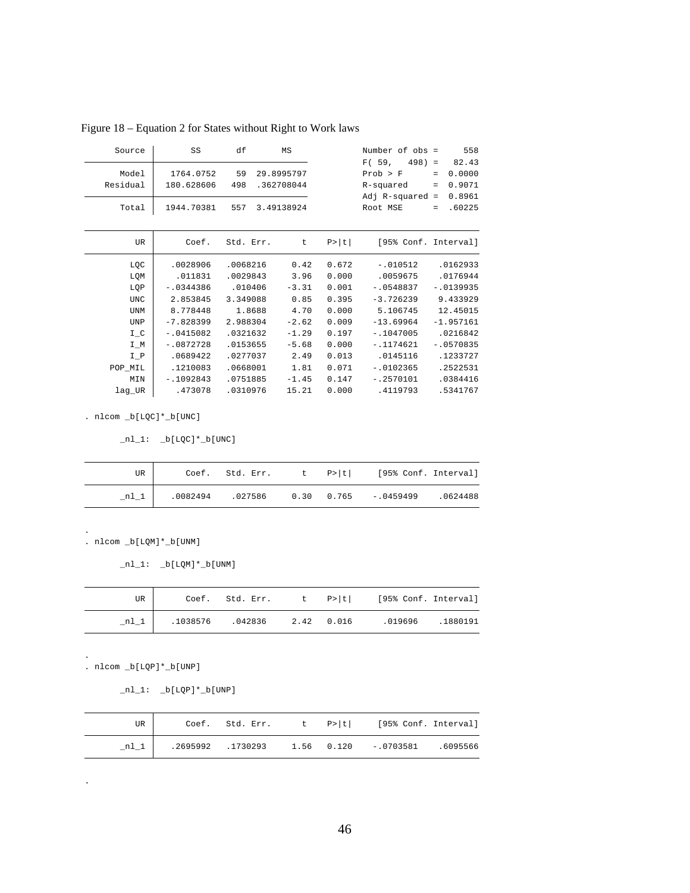Figure 18 – Equation 2 for States without Right to Work laws

| Source | SS | df | MS |
|---|---|---|---|
| Model | 1764.0752 | 59 | 29.8995797 |
| Residual | 180.628606 | 498 | .362708044 |
| Total | 1944.70381 | 557 | 3.49138924 |

Number of obs = 558
F( 59, 498) = 82.43
Prob > F = 0.0000
R-squared = 0.9071
Adj R-squared = 0.8961
Root MSE = .60225

| UR | Coef. | Std. Err. | t | P>\|t\| | [95% Conf. | Interval] |
|---|---|---|---|---|---|---|
| LQC | .0028906 | .0068216 | 0.42 | 0.672 | -.010512 | .0162933 |
| LQM | .011831 | .0029843 | 3.96 | 0.000 | .0059675 | .0176944 |
| LQP | -.0344386 | .010406 | -3.31 | 0.001 | -.0548837 | -.0139935 |
| UNC | 2.853845 | 3.349088 | 0.85 | 0.395 | -3.726239 | 9.433929 |
| UNM | 8.778448 | 1.8688 | 4.70 | 0.000 | 5.106745 | 12.45015 |
| UNP | -7.828399 | 2.988304 | -2.62 | 0.009 | -13.69964 | -1.957161 |
| I_C | -.0415082 | .0321632 | -1.29 | 0.197 | -.1047005 | .0216842 |
| I_M | -.0872728 | .0153655 | -5.68 | 0.000 | -.1174621 | -.0570835 |
| I_P | .0689422 | .0277037 | 2.49 | 0.013 | .0145116 | .1233727 |
| POP_MIL | .1210083 | .0668001 | 1.81 | 0.071 | -.0102365 | .2522531 |
| MIN | -.1092843 | .0751885 | -1.45 | 0.147 | -.2570101 | .0384416 |
| lag_UR | .473078 | .0310976 | 15.21 | 0.000 | .4119793 | .5341767 |

```
. nlcom _b[LQC]*_b[UNC]

       _nl_1:  _b[LQC]*_b[UNC]
```

| UR | Coef. | Std. Err. | t | P>\|t\| | [95% Conf. | Interval] |
|---|---|---|---|---|---|---|
| _nl_1 | .0082494 | .027586 | 0.30 | 0.765 | -.0459499 | .0624488 |

```
.
. nlcom _b[LQM]*_b[UNM]

       _nl_1:  _b[LQM]*_b[UNM]
```

| UR | Coef. | Std. Err. | t | P>\|t\| | [95% Conf. | Interval] |
|---|---|---|---|---|---|---|
| _nl_1 | .1038576 | .042836 | 2.42 | 0.016 | .019696 | .1880191 |

```
.
. nlcom _b[LQP]*_b[UNP]

       _nl_1:  _b[LQP]*_b[UNP]
```

| UR | Coef. | Std. Err. | t | P>\|t\| | [95% Conf. | Interval] |
|---|---|---|---|---|---|---|
| _nl_1 | .2695992 | .1730293 | 1.56 | 0.120 | -.0703581 | .6095566 |

```
.
```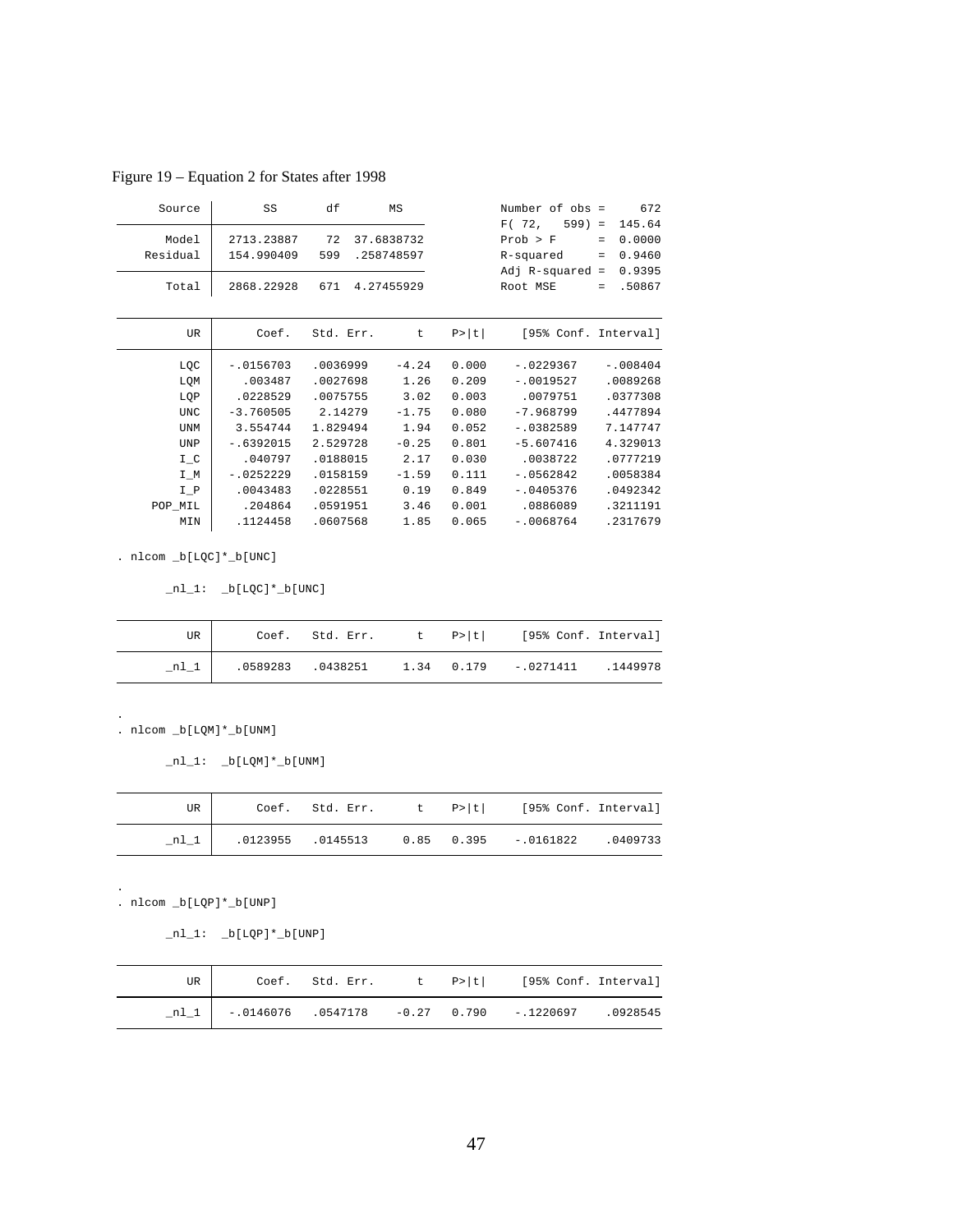Figure 19 – Equation 2 for States after 1998

| Source | SS | df | MS |
|---|---|---|---|
| Model | 2713.23887 | 72 | 37.6838732 |
| Residual | 154.990409 | 599 | .258748597 |
| Total | 2868.22928 | 671 | 4.27455929 |

| | |
|---|---|
| Number of obs = | 672 |
| F( 72, 599) = | 145.64 |
| Prob > F = | 0.0000 |
| R-squared = | 0.9460 |
| Adj R-squared = | 0.9395 |
| Root MSE = | .50867 |

| UR | Coef. | Std. Err. | t | P>\|t\| | [95% Conf. Interval] | |
|---|---|---|---|---|---|---|
| LQC | -.0156703 | .0036999 | -4.24 | 0.000 | -.0229367 | -.008404 |
| LQM | .003487 | .0027698 | 1.26 | 0.209 | -.0019527 | .0089268 |
| LQP | .0228529 | .0075755 | 3.02 | 0.003 | .0079751 | .0377308 |
| UNC | -3.760505 | 2.14279 | -1.75 | 0.080 | -7.968799 | .4477894 |
| UNM | 3.554744 | 1.829494 | 1.94 | 0.052 | -.0382589 | 7.147747 |
| UNP | -.6392015 | 2.529728 | -0.25 | 0.801 | -5.607416 | 4.329013 |
| I_C | .040797 | .0188015 | 2.17 | 0.030 | .0038722 | .0777219 |
| I_M | -.0252229 | .0158159 | -1.59 | 0.111 | -.0562842 | .0058384 |
| I_P | .0043483 | .0228551 | 0.19 | 0.849 | -.0405376 | .0492342 |
| POP_MIL | .204864 | .0591951 | 3.46 | 0.001 | .0886089 | .3211191 |
| MIN | .1124458 | .0607568 | 1.85 | 0.065 | -.0068764 | .2317679 |

```
. nlcom _b[LQC]*_b[UNC]

       _nl_1:  _b[LQC]*_b[UNC]
```

| UR | Coef. | Std. Err. | t | P>\|t\| | [95% Conf. Interval] | |
|---|---|---|---|---|---|---|
| _nl_1 | .0589283 | .0438251 | 1.34 | 0.179 | -.0271411 | .1449978 |

```
.
. nlcom _b[LQM]*_b[UNM]

       _nl_1:  _b[LQM]*_b[UNM]
```

| UR | Coef. | Std. Err. | t | P>\|t\| | [95% Conf. Interval] | |
|---|---|---|---|---|---|---|
| _nl_1 | .0123955 | .0145513 | 0.85 | 0.395 | -.0161822 | .0409733 |

```
.
. nlcom _b[LQP]*_b[UNP]

       _nl_1:  _b[LQP]*_b[UNP]
```

| UR | Coef. | Std. Err. | t | P>\|t\| | [95% Conf. Interval] | |
|---|---|---|---|---|---|---|
| _nl_1 | -.0146076 | .0547178 | -0.27 | 0.790 | -.1220697 | .0928545 |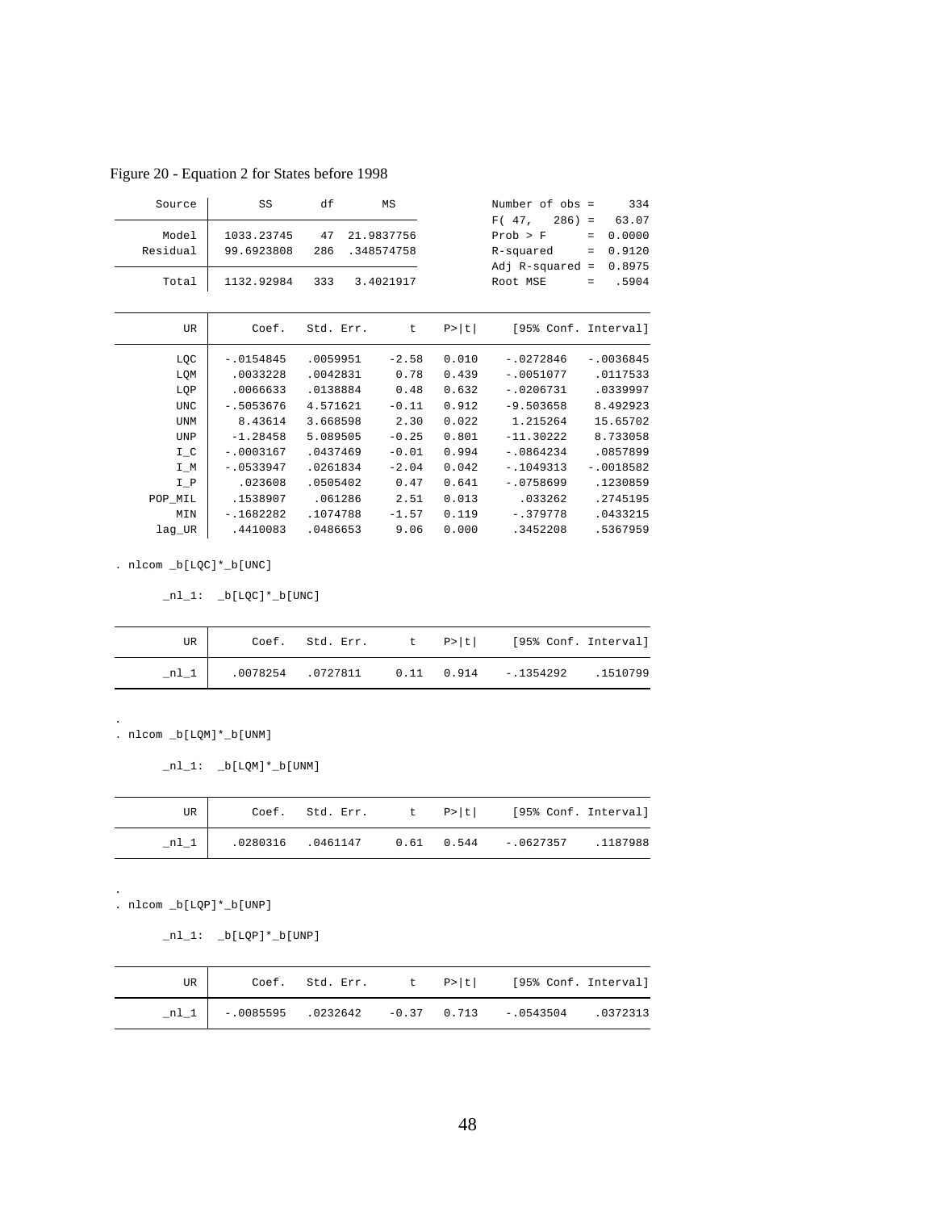Figure 20 - Equation 2 for States before 1998

| Source | SS | df | MS |
|---|---|---|---|
| Model | 1033.23745 | 47 | 21.9837756 |
| Residual | 99.6923808 | 286 | .348574758 |
| Total | 1132.92984 | 333 | 3.4021917 |

Number of obs = 334
F( 47, 286) = 63.07
Prob > F = 0.0000
R-squared = 0.9120
Adj R-squared = 0.8975
Root MSE = .5904

| UR | Coef. | Std. Err. | t | P>\|t\| | [95% Conf. Interval] | |
|---|---|---|---|---|---|---|
| LQC | -.0154845 | .0059951 | -2.58 | 0.010 | -.0272846 | -.0036845 |
| LQM | .0033228 | .0042831 | 0.78 | 0.439 | -.0051077 | .0117533 |
| LQP | .0066633 | .0138884 | 0.48 | 0.632 | -.0206731 | .0339997 |
| UNC | -.5053676 | 4.571621 | -0.11 | 0.912 | -9.503658 | 8.492923 |
| UNM | 8.43614 | 3.668598 | 2.30 | 0.022 | 1.215264 | 15.65702 |
| UNP | -1.28458 | 5.089505 | -0.25 | 0.801 | -11.30222 | 8.733058 |
| I_C | -.0003167 | .0437469 | -0.01 | 0.994 | -.0864234 | .0857899 |
| I_M | -.0533947 | .0261834 | -2.04 | 0.042 | -.1049313 | -.0018582 |
| I_P | .023608 | .0505402 | 0.47 | 0.641 | -.0758699 | .1230859 |
| POP_MIL | .1538907 | .061286 | 2.51 | 0.013 | .033262 | .2745195 |
| MIN | -.1682282 | .1074788 | -1.57 | 0.119 | -.379778 | .0433215 |
| lag_UR | .4410083 | .0486653 | 9.06 | 0.000 | .3452208 | .5367959 |

```
. nlcom _b[LQC]*_b[UNC]

       _nl_1:  _b[LQC]*_b[UNC]
```

| UR | Coef. | Std. Err. | t | P>\|t\| | [95% Conf. Interval] | |
|---|---|---|---|---|---|---|
| _nl_1 | .0078254 | .0727811 | 0.11 | 0.914 | -.1354292 | .1510799 |

```
.
. nlcom _b[LQM]*_b[UNM]

       _nl_1:  _b[LQM]*_b[UNM]
```

| UR | Coef. | Std. Err. | t | P>\|t\| | [95% Conf. Interval] | |
|---|---|---|---|---|---|---|
| _nl_1 | .0280316 | .0461147 | 0.61 | 0.544 | -.0627357 | .1187988 |

```
.
. nlcom _b[LQP]*_b[UNP]

       _nl_1:  _b[LQP]*_b[UNP]
```

| UR | Coef. | Std. Err. | t | P>\|t\| | [95% Conf. Interval] | |
|---|---|---|---|---|---|---|
| _nl_1 | -.0085595 | .0232642 | -0.37 | 0.713 | -.0543504 | .0372313 |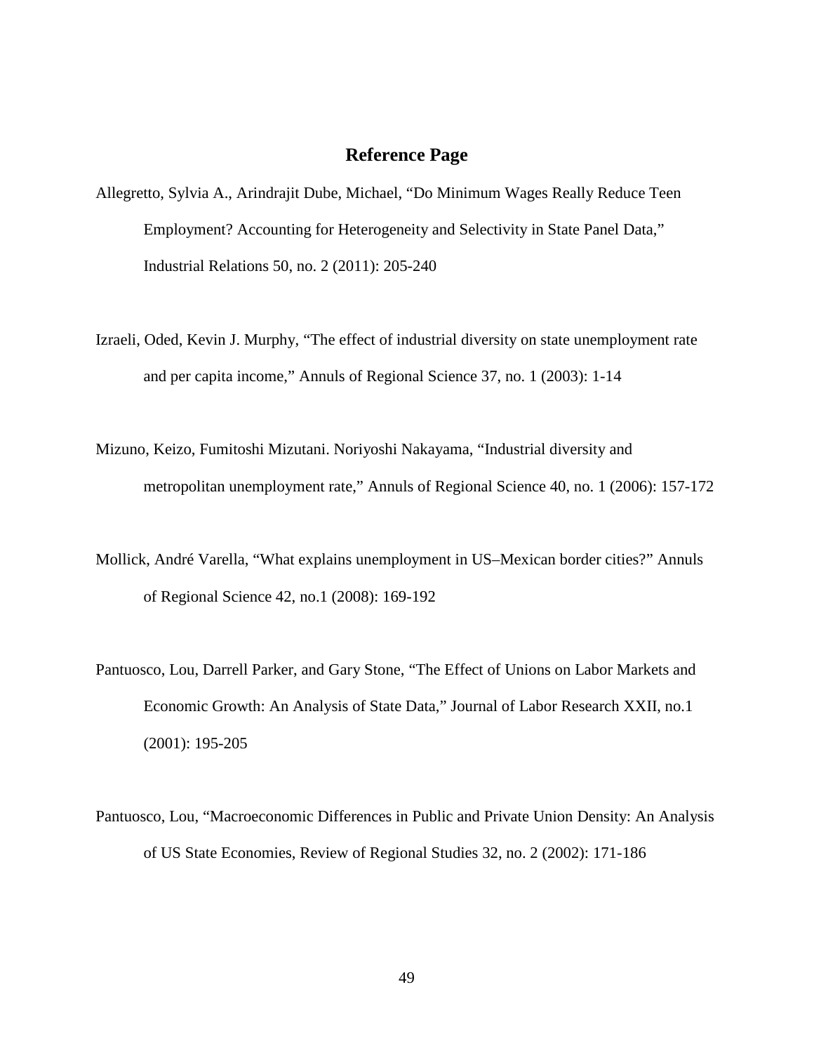## Reference Page

Allegretto, Sylvia A., Arindrajit Dube, Michael, "Do Minimum Wages Really Reduce Teen Employment? Accounting for Heterogeneity and Selectivity in State Panel Data," Industrial Relations 50, no. 2 (2011): 205-240

Izraeli, Oded, Kevin J. Murphy, "The effect of industrial diversity on state unemployment rate and per capita income," Annuls of Regional Science 37, no. 1 (2003): 1-14

Mizuno, Keizo, Fumitoshi Mizutani. Noriyoshi Nakayama, "Industrial diversity and metropolitan unemployment rate," Annuls of Regional Science 40, no. 1 (2006): 157-172

Mollick, André Varella, "What explains unemployment in US–Mexican border cities?" Annuls of Regional Science 42, no.1 (2008): 169-192

Pantuosco, Lou, Darrell Parker, and Gary Stone, "The Effect of Unions on Labor Markets and Economic Growth: An Analysis of State Data," Journal of Labor Research XXII, no.1 (2001): 195-205

Pantuosco, Lou, "Macroeconomic Differences in Public and Private Union Density: An Analysis of US State Economies, Review of Regional Studies 32, no. 2 (2002): 171-186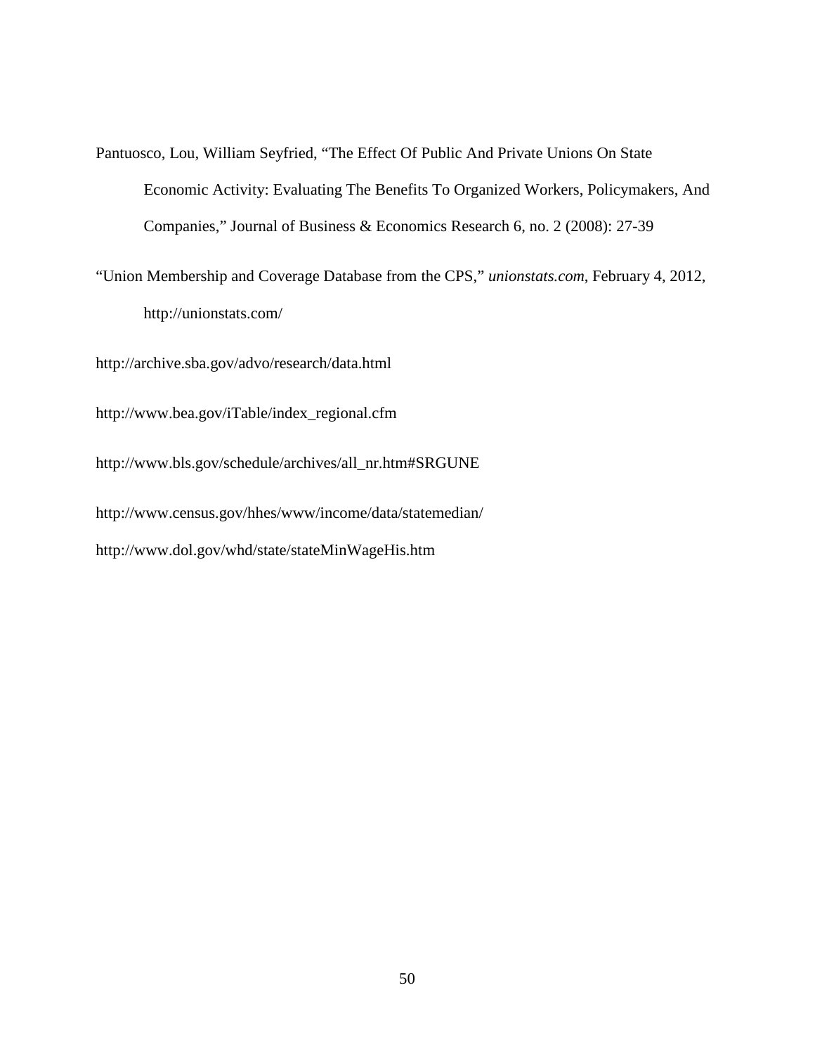Pantuosco, Lou, William Seyfried, "The Effect Of Public And Private Unions On State Economic Activity: Evaluating The Benefits To Organized Workers, Policymakers, And Companies," Journal of Business & Economics Research 6, no. 2 (2008): 27-39

"Union Membership and Coverage Database from the CPS," *unionstats.com*, February 4, 2012, http://unionstats.com/

http://archive.sba.gov/advo/research/data.html

http://www.bea.gov/iTable/index_regional.cfm

http://www.bls.gov/schedule/archives/all_nr.htm#SRGUNE

http://www.census.gov/hhes/www/income/data/statemedian/

http://www.dol.gov/whd/state/stateMinWageHis.htm